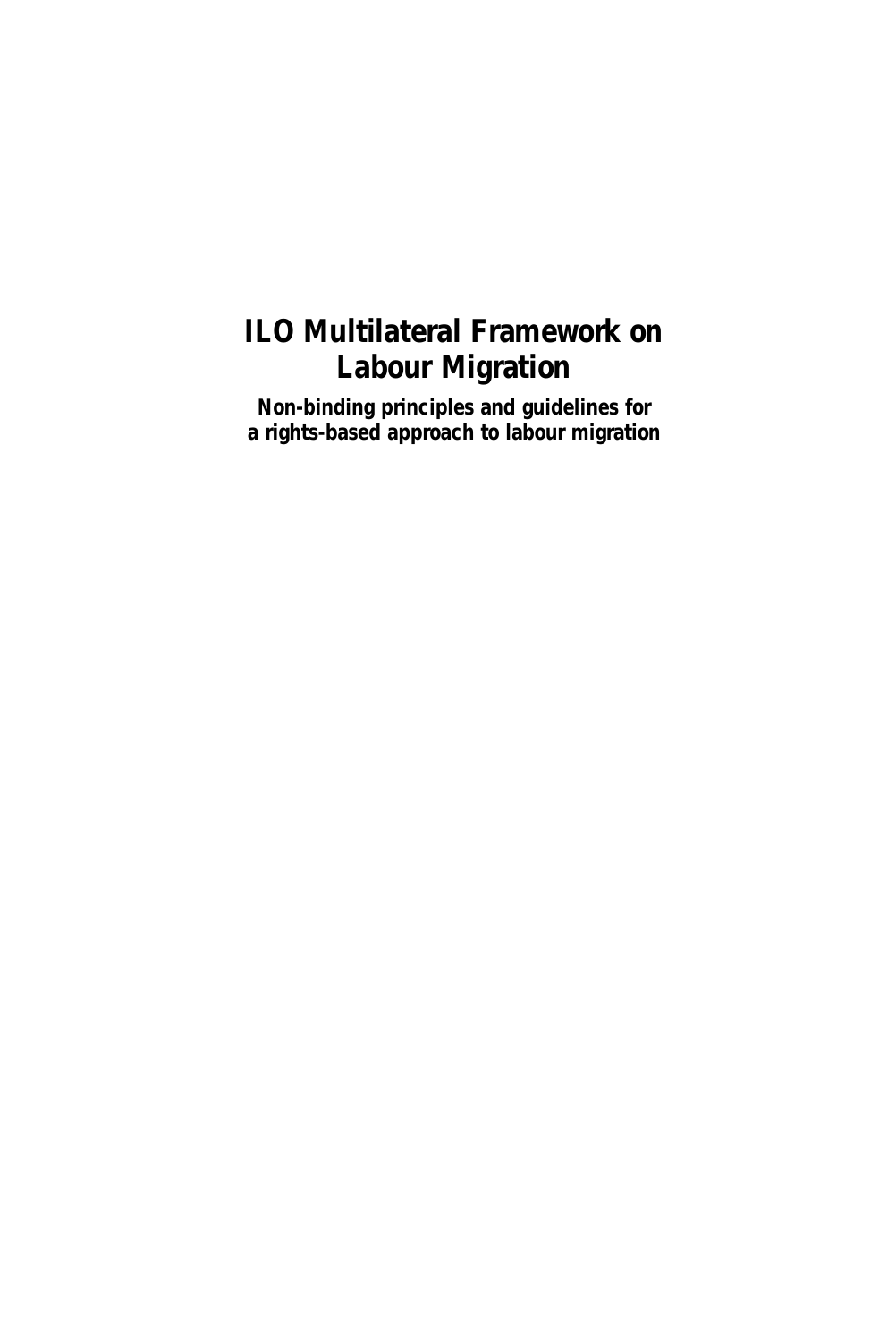# ILO Multilateral Framework on Labour Migration

**Non-binding principles and guidelines for a rights-based approach to labour migration**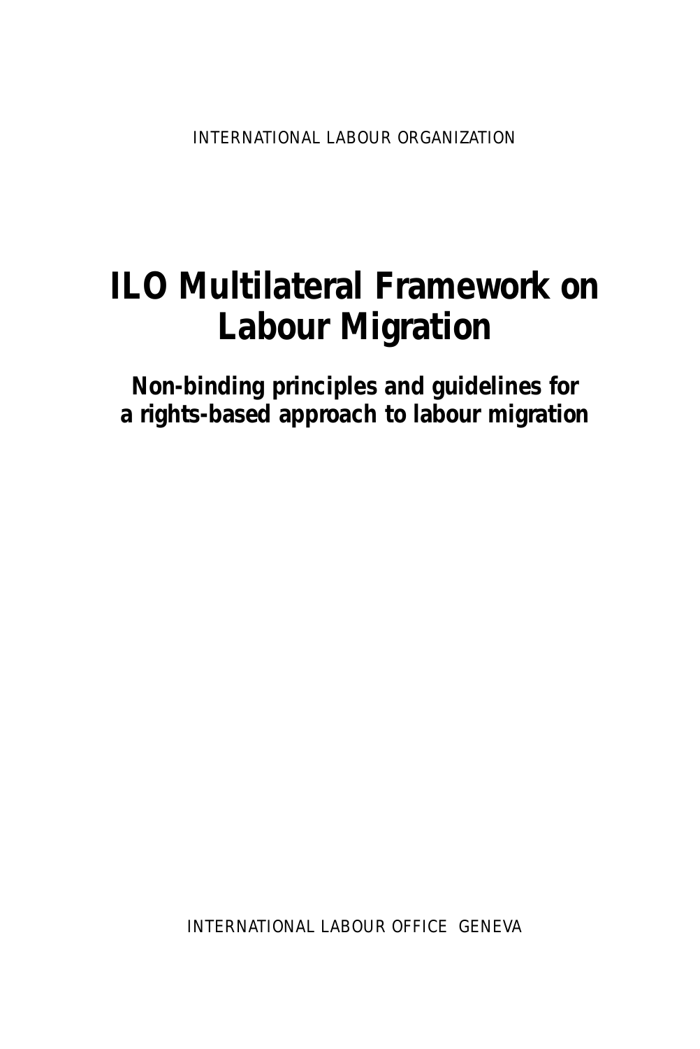INTERNATIONAL LABOUR ORGANIZATION

# ILO Multilateral Framework on Labour Migration

## Non-binding principles and guidelines for a rights-based approach to labour migration

INTERNATIONAL LABOUR OFFICE GENEVA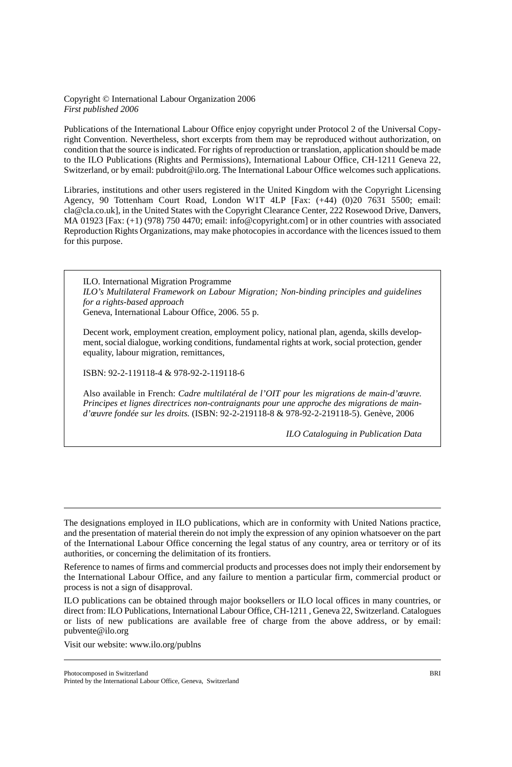Copyright © International Labour Organization 2006
*First published 2006*

Publications of the International Labour Office enjoy copyright under Protocol 2 of the Universal Copyright Convention. Nevertheless, short excerpts from them may be reproduced without authorization, on condition that the source is indicated. For rights of reproduction or translation, application should be made to the ILO Publications (Rights and Permissions), International Labour Office, CH-1211 Geneva 22, Switzerland, or by email: pubdroit@ilo.org. The International Labour Office welcomes such applications.

Libraries, institutions and other users registered in the United Kingdom with the Copyright Licensing Agency, 90 Tottenham Court Road, London W1T 4LP [Fax: (+44) (0)20 7631 5500; email: cla@cla.co.uk], in the United States with the Copyright Clearance Center, 222 Rosewood Drive, Danvers, MA 01923 [Fax: (+1) (978) 750 4470; email: info@copyright.com] or in other countries with associated Reproduction Rights Organizations, may make photocopies in accordance with the licences issued to them for this purpose.

ILO. International Migration Programme
*ILO's Multilateral Framework on Labour Migration; Non-binding principles and guidelines for a rights-based approach*
Geneva, International Labour Office, 2006. 55 p.

Decent work, employment creation, employment policy, national plan, agenda, skills development, social dialogue, working conditions, fundamental rights at work, social protection, gender equality, labour migration, remittances,

ISBN: 92-2-119118-4 & 978-92-2-119118-6

Also available in French: *Cadre multilatéral de l'OIT pour les migrations de main-d'œuvre. Principes et lignes directrices non-contraignants pour une approche des migrations de main-d'œuvre fondée sur les droits.* (ISBN: 92-2-219118-8 & 978-92-2-219118-5). Genève, 2006

*ILO Cataloguing in Publication Data*

---

The designations employed in ILO publications, which are in conformity with United Nations practice, and the presentation of material therein do not imply the expression of any opinion whatsoever on the part of the International Labour Office concerning the legal status of any country, area or territory or of its authorities, or concerning the delimitation of its frontiers.

Reference to names of firms and commercial products and processes does not imply their endorsement by the International Labour Office, and any failure to mention a particular firm, commercial product or process is not a sign of disapproval.

ILO publications can be obtained through major booksellers or ILO local offices in many countries, or direct from: ILO Publications, International Labour Office, CH-1211 , Geneva 22, Switzerland. Catalogues or lists of new publications are available free of charge from the above address, or by email: pubvente@ilo.org

Visit our website: www.ilo.org/publns

---

Photocomposed in Switzerland BRI
Printed by the International Labour Office, Geneva, Switzerland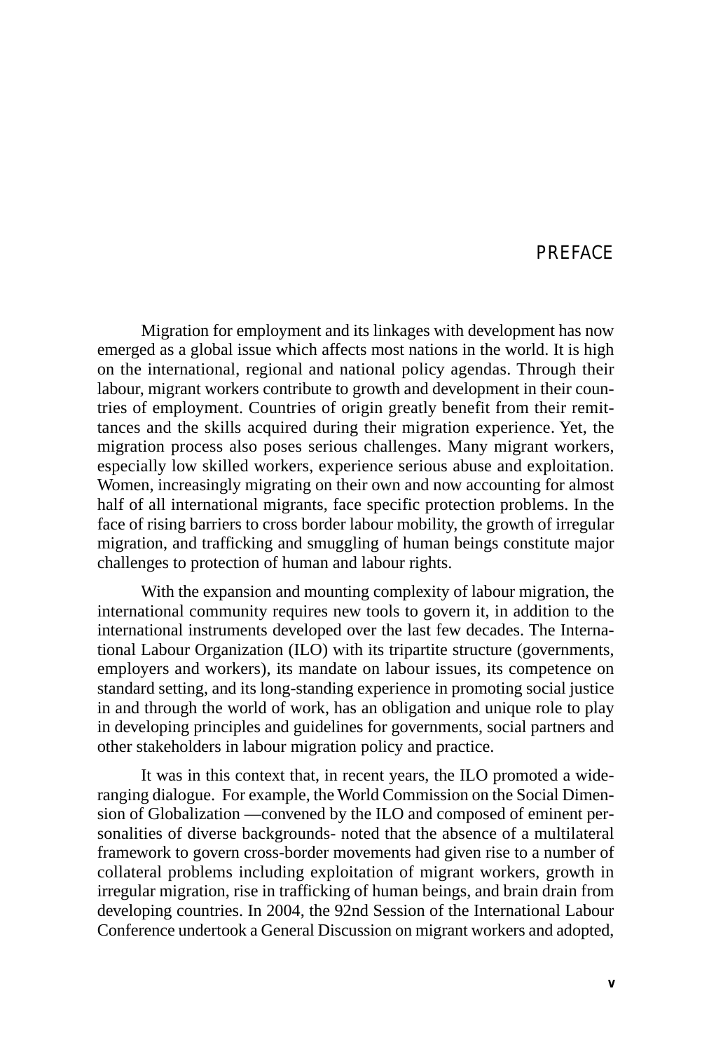# PREFACE

Migration for employment and its linkages with development has now emerged as a global issue which affects most nations in the world. It is high on the international, regional and national policy agendas. Through their labour, migrant workers contribute to growth and development in their countries of employment. Countries of origin greatly benefit from their remittances and the skills acquired during their migration experience. Yet, the migration process also poses serious challenges. Many migrant workers, especially low skilled workers, experience serious abuse and exploitation. Women, increasingly migrating on their own and now accounting for almost half of all international migrants, face specific protection problems. In the face of rising barriers to cross border labour mobility, the growth of irregular migration, and trafficking and smuggling of human beings constitute major challenges to protection of human and labour rights.

With the expansion and mounting complexity of labour migration, the international community requires new tools to govern it, in addition to the international instruments developed over the last few decades. The International Labour Organization (ILO) with its tripartite structure (governments, employers and workers), its mandate on labour issues, its competence on standard setting, and its long-standing experience in promoting social justice in and through the world of work, has an obligation and unique role to play in developing principles and guidelines for governments, social partners and other stakeholders in labour migration policy and practice.

It was in this context that, in recent years, the ILO promoted a wide-ranging dialogue. For example, the World Commission on the Social Dimension of Globalization —convened by the ILO and composed of eminent personalities of diverse backgrounds- noted that the absence of a multilateral framework to govern cross-border movements had given rise to a number of collateral problems including exploitation of migrant workers, growth in irregular migration, rise in trafficking of human beings, and brain drain from developing countries. In 2004, the 92nd Session of the International Labour Conference undertook a General Discussion on migrant workers and adopted,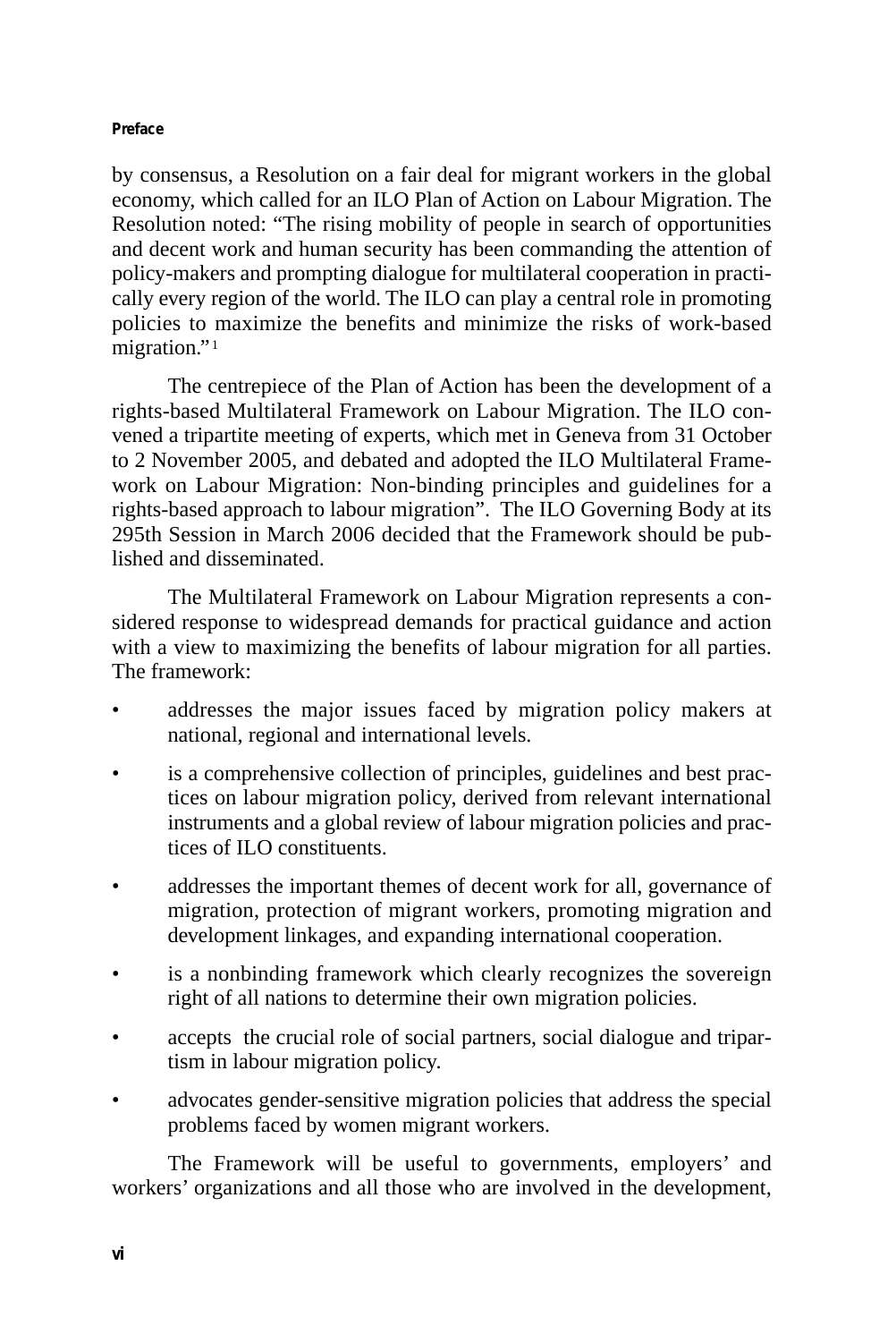by consensus, a Resolution on a fair deal for migrant workers in the global economy, which called for an ILO Plan of Action on Labour Migration. The Resolution noted: “The rising mobility of people in search of opportunities and decent work and human security has been commanding the attention of policy-makers and prompting dialogue for multilateral cooperation in practically every region of the world. The ILO can play a central role in promoting policies to maximize the benefits and minimize the risks of work-based migration.”[1]

The centrepiece of the Plan of Action has been the development of a rights-based Multilateral Framework on Labour Migration. The ILO convened a tripartite meeting of experts, which met in Geneva from 31 October to 2 November 2005, and debated and adopted the ILO Multilateral Framework on Labour Migration: Non-binding principles and guidelines for a rights-based approach to labour migration”. The ILO Governing Body at its 295th Session in March 2006 decided that the Framework should be published and disseminated.

The Multilateral Framework on Labour Migration represents a considered response to widespread demands for practical guidance and action with a view to maximizing the benefits of labour migration for all parties. The framework:

- addresses the major issues faced by migration policy makers at national, regional and international levels.
- is a comprehensive collection of principles, guidelines and best practices on labour migration policy, derived from relevant international instruments and a global review of labour migration policies and practices of ILO constituents.
- addresses the important themes of decent work for all, governance of migration, protection of migrant workers, promoting migration and development linkages, and expanding international cooperation.
- is a nonbinding framework which clearly recognizes the sovereign right of all nations to determine their own migration policies.
- accepts the crucial role of social partners, social dialogue and tripartism in labour migration policy.
- advocates gender-sensitive migration policies that address the special problems faced by women migrant workers.

The Framework will be useful to governments, employers' and workers' organizations and all those who are involved in the development,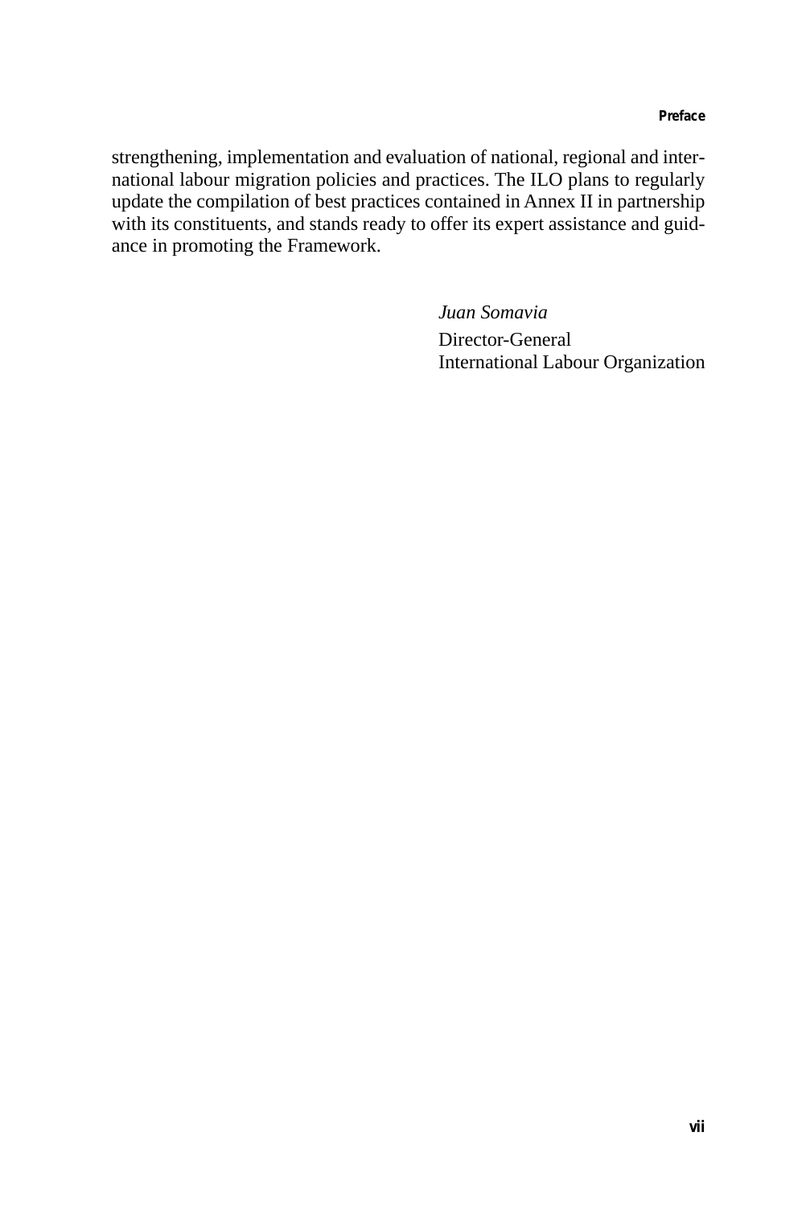strengthening, implementation and evaluation of national, regional and international labour migration policies and practices. The ILO plans to regularly update the compilation of best practices contained in Annex II in partnership with its constituents, and stands ready to offer its expert assistance and guidance in promoting the Framework.

*Juan Somavia*
Director-General
International Labour Organization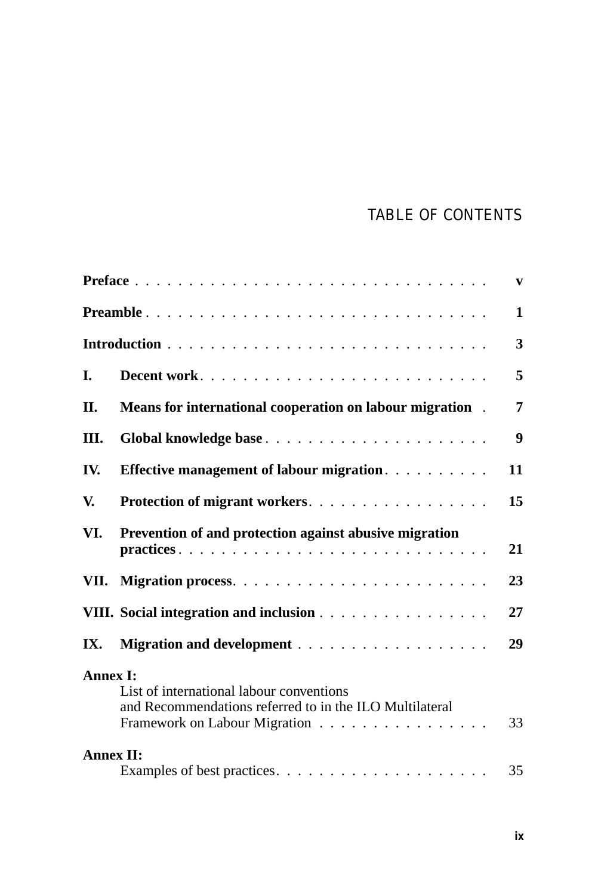# TABLE OF CONTENTS

| | | |
|---|---|---|
| **Preface** | | v |
| **Preamble** | | 1 |
| **Introduction** | | 3 |
| **I.** | **Decent work** | 5 |
| **II.** | **Means for international cooperation on labour migration** | 7 |
| **III.** | **Global knowledge base** | 9 |
| **IV.** | **Effective management of labour migration** | 11 |
| **V.** | **Protection of migrant workers** | 15 |
| **VI.** | **Prevention of and protection against abusive migration practices** | 21 |
| **VII.** | **Migration process** | 23 |
| **VIII.** | **Social integration and inclusion** | 27 |
| **IX.** | **Migration and development** | 29 |
| **Annex I:** | List of international labour conventions and Recommendations referred to in the ILO Multilateral Framework on Labour Migration | 33 |
| **Annex II:** | Examples of best practices | 35 |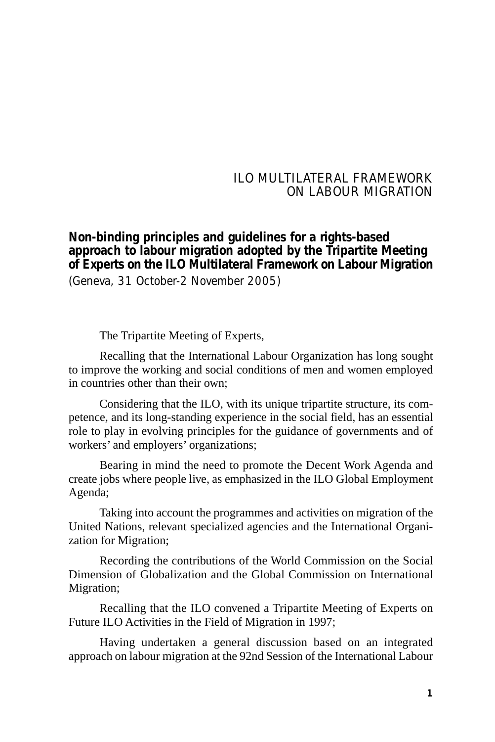# ILO MULTILATERAL FRAMEWORK ON LABOUR MIGRATION

**Non-binding principles and guidelines for a rights-based approach to labour migration adopted by the Tripartite Meeting of Experts on the ILO Multilateral Framework on Labour Migration**
(Geneva, 31 October-2 November 2005)

The Tripartite Meeting of Experts,

Recalling that the International Labour Organization has long sought to improve the working and social conditions of men and women employed in countries other than their own;

Considering that the ILO, with its unique tripartite structure, its competence, and its long-standing experience in the social field, has an essential role to play in evolving principles for the guidance of governments and of workers' and employers' organizations;

Bearing in mind the need to promote the Decent Work Agenda and create jobs where people live, as emphasized in the ILO Global Employment Agenda;

Taking into account the programmes and activities on migration of the United Nations, relevant specialized agencies and the International Organization for Migration;

Recording the contributions of the World Commission on the Social Dimension of Globalization and the Global Commission on International Migration;

Recalling that the ILO convened a Tripartite Meeting of Experts on Future ILO Activities in the Field of Migration in 1997;

Having undertaken a general discussion based on an integrated approach on labour migration at the 92nd Session of the International Labour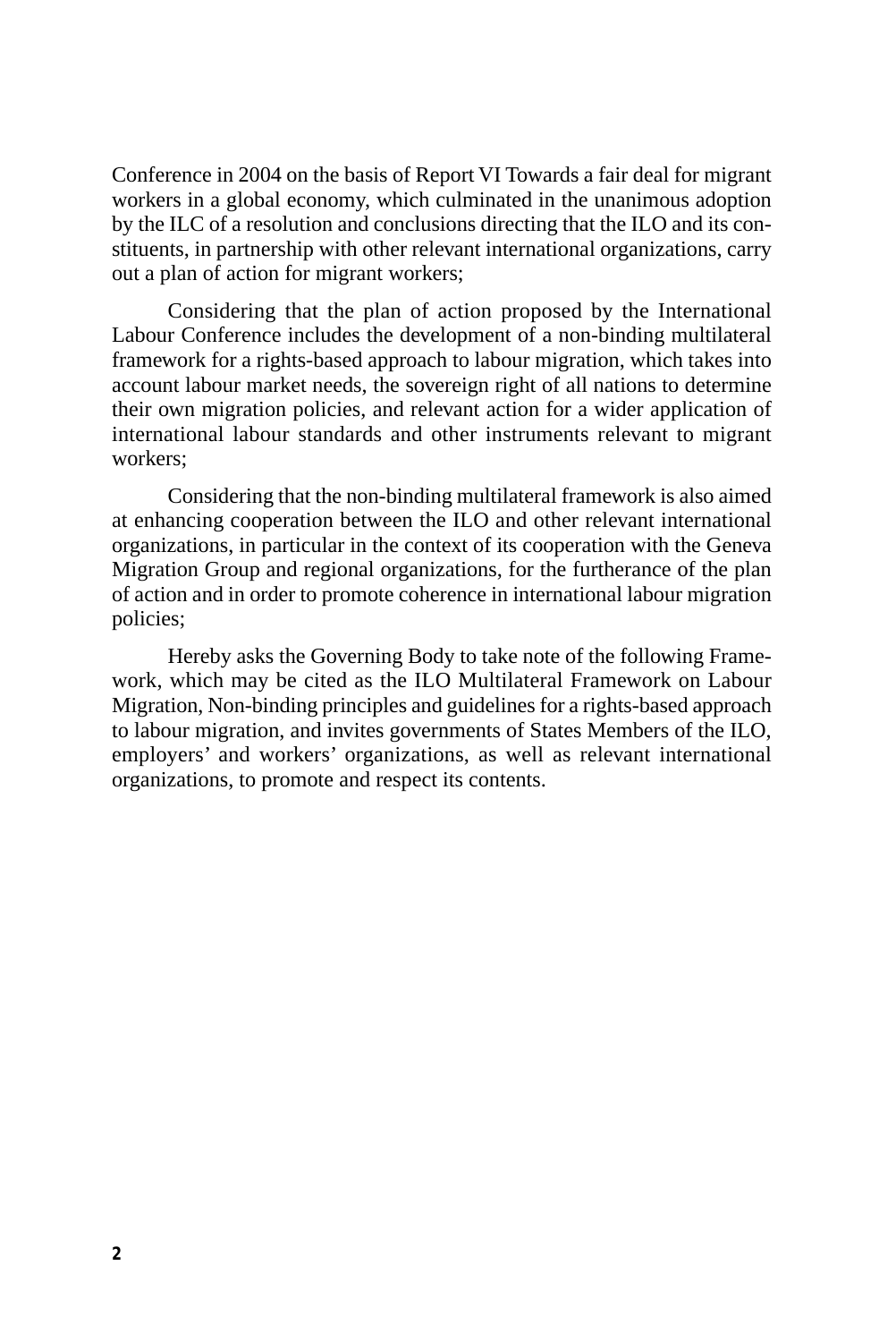Conference in 2004 on the basis of Report VI Towards a fair deal for migrant workers in a global economy, which culminated in the unanimous adoption by the ILC of a resolution and conclusions directing that the ILO and its constituents, in partnership with other relevant international organizations, carry out a plan of action for migrant workers;

Considering that the plan of action proposed by the International Labour Conference includes the development of a non-binding multilateral framework for a rights-based approach to labour migration, which takes into account labour market needs, the sovereign right of all nations to determine their own migration policies, and relevant action for a wider application of international labour standards and other instruments relevant to migrant workers;

Considering that the non-binding multilateral framework is also aimed at enhancing cooperation between the ILO and other relevant international organizations, in particular in the context of its cooperation with the Geneva Migration Group and regional organizations, for the furtherance of the plan of action and in order to promote coherence in international labour migration policies;

Hereby asks the Governing Body to take note of the following Framework, which may be cited as the ILO Multilateral Framework on Labour Migration, Non-binding principles and guidelines for a rights-based approach to labour migration, and invites governments of States Members of the ILO, employers' and workers' organizations, as well as relevant international organizations, to promote and respect its contents.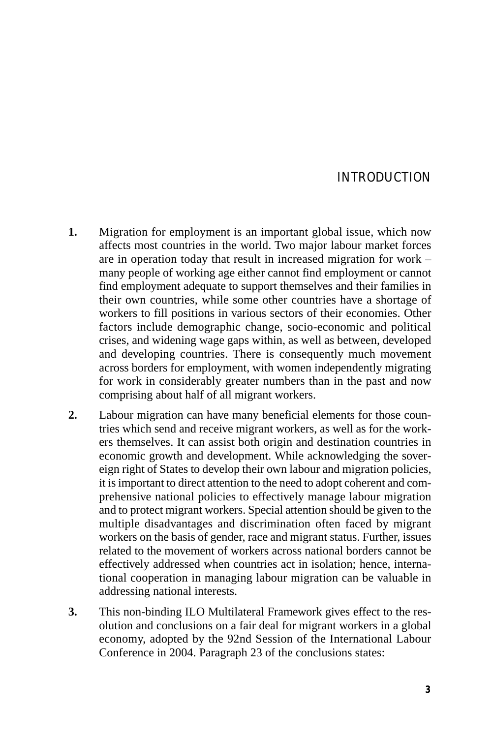# INTRODUCTION

**1.** Migration for employment is an important global issue, which now affects most countries in the world. Two major labour market forces are in operation today that result in increased migration for work – many people of working age either cannot find employment or cannot find employment adequate to support themselves and their families in their own countries, while some other countries have a shortage of workers to fill positions in various sectors of their economies. Other factors include demographic change, socio-economic and political crises, and widening wage gaps within, as well as between, developed and developing countries. There is consequently much movement across borders for employment, with women independently migrating for work in considerably greater numbers than in the past and now comprising about half of all migrant workers.

**2.** Labour migration can have many beneficial elements for those countries which send and receive migrant workers, as well as for the workers themselves. It can assist both origin and destination countries in economic growth and development. While acknowledging the sovereign right of States to develop their own labour and migration policies, it is important to direct attention to the need to adopt coherent and comprehensive national policies to effectively manage labour migration and to protect migrant workers. Special attention should be given to the multiple disadvantages and discrimination often faced by migrant workers on the basis of gender, race and migrant status. Further, issues related to the movement of workers across national borders cannot be effectively addressed when countries act in isolation; hence, international cooperation in managing labour migration can be valuable in addressing national interests.

**3.** This non-binding ILO Multilateral Framework gives effect to the resolution and conclusions on a fair deal for migrant workers in a global economy, adopted by the 92nd Session of the International Labour Conference in 2004. Paragraph 23 of the conclusions states: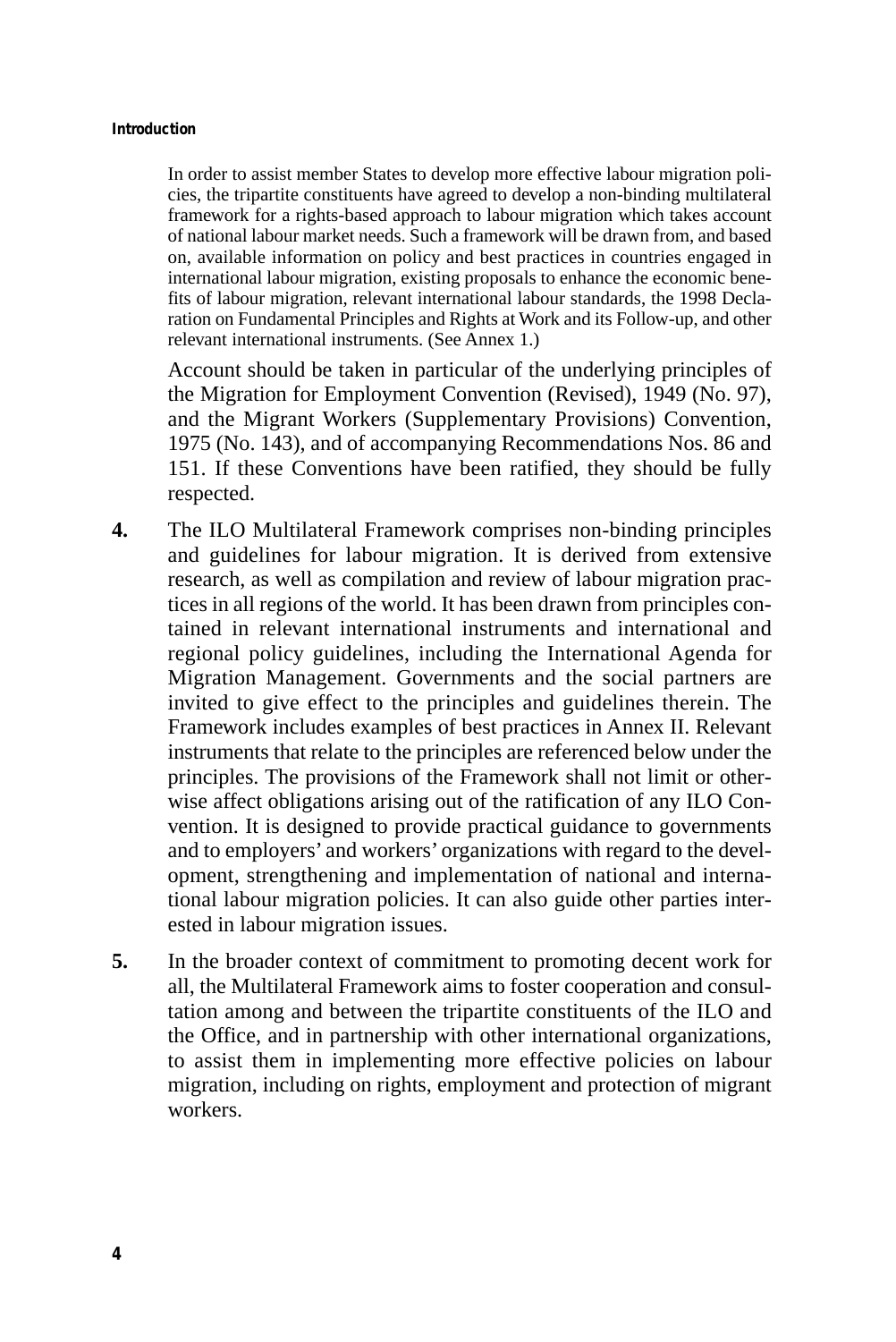In order to assist member States to develop more effective labour migration policies, the tripartite constituents have agreed to develop a non-binding multilateral framework for a rights-based approach to labour migration which takes account of national labour market needs. Such a framework will be drawn from, and based on, available information on policy and best practices in countries engaged in international labour migration, existing proposals to enhance the economic benefits of labour migration, relevant international labour standards, the 1998 Declaration on Fundamental Principles and Rights at Work and its Follow-up, and other relevant international instruments. (See Annex 1.)

Account should be taken in particular of the underlying principles of the Migration for Employment Convention (Revised), 1949 (No. 97), and the Migrant Workers (Supplementary Provisions) Convention, 1975 (No. 143), and of accompanying Recommendations Nos. 86 and 151. If these Conventions have been ratified, they should be fully respected.

**4.** The ILO Multilateral Framework comprises non-binding principles and guidelines for labour migration. It is derived from extensive research, as well as compilation and review of labour migration practices in all regions of the world. It has been drawn from principles contained in relevant international instruments and international and regional policy guidelines, including the International Agenda for Migration Management. Governments and the social partners are invited to give effect to the principles and guidelines therein. The Framework includes examples of best practices in Annex II. Relevant instruments that relate to the principles are referenced below under the principles. The provisions of the Framework shall not limit or otherwise affect obligations arising out of the ratification of any ILO Convention. It is designed to provide practical guidance to governments and to employers' and workers' organizations with regard to the development, strengthening and implementation of national and international labour migration policies. It can also guide other parties interested in labour migration issues.

**5.** In the broader context of commitment to promoting decent work for all, the Multilateral Framework aims to foster cooperation and consultation among and between the tripartite constituents of the ILO and the Office, and in partnership with other international organizations, to assist them in implementing more effective policies on labour migration, including on rights, employment and protection of migrant workers.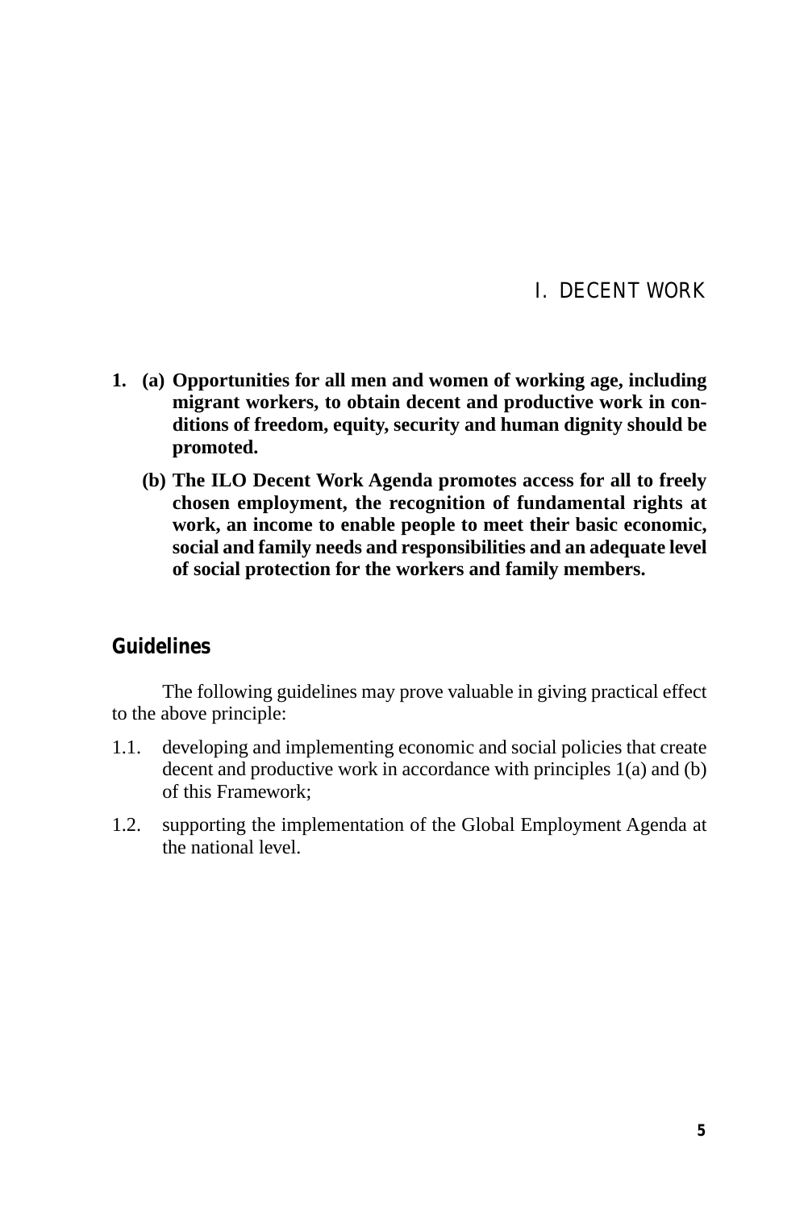# I. DECENT WORK

**1. (a) Opportunities for all men and women of working age, including migrant workers, to obtain decent and productive work in conditions of freedom, equity, security and human dignity should be promoted.**

**(b) The ILO Decent Work Agenda promotes access for all to freely chosen employment, the recognition of fundamental rights at work, an income to enable people to meet their basic economic, social and family needs and responsibilities and an adequate level of social protection for the workers and family members.**

## Guidelines

The following guidelines may prove valuable in giving practical effect to the above principle:

1.1. developing and implementing economic and social policies that create decent and productive work in accordance with principles 1(a) and (b) of this Framework;

1.2. supporting the implementation of the Global Employment Agenda at the national level.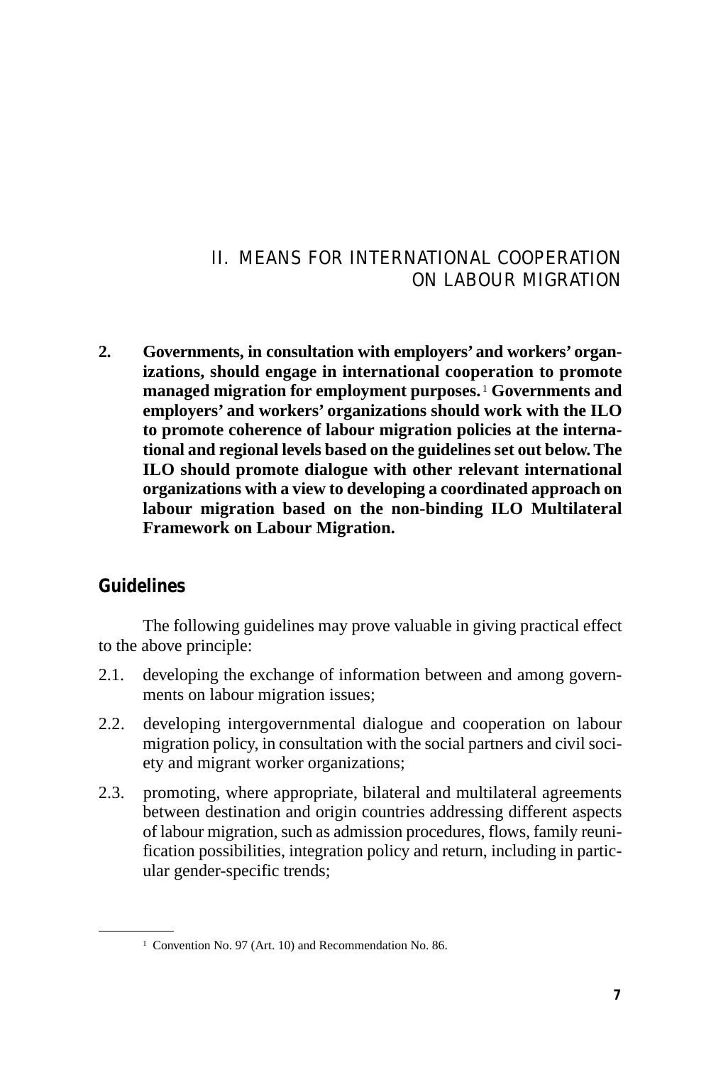# II. MEANS FOR INTERNATIONAL COOPERATION ON LABOUR MIGRATION

**2. Governments, in consultation with employers' and workers' organizations, should engage in international cooperation to promote managed migration for employment purposes.**[1] **Governments and employers' and workers' organizations should work with the ILO to promote coherence of labour migration policies at the international and regional levels based on the guidelines set out below. The ILO should promote dialogue with other relevant international organizations with a view to developing a coordinated approach on labour migration based on the non-binding ILO Multilateral Framework on Labour Migration.**

## Guidelines

The following guidelines may prove valuable in giving practical effect to the above principle:

2.1. developing the exchange of information between and among governments on labour migration issues;

2.2. developing intergovernmental dialogue and cooperation on labour migration policy, in consultation with the social partners and civil society and migrant worker organizations;

2.3. promoting, where appropriate, bilateral and multilateral agreements between destination and origin countries addressing different aspects of labour migration, such as admission procedures, flows, family reunification possibilities, integration policy and return, including in particular gender-specific trends;

---

[1] Convention No. 97 (Art. 10) and Recommendation No. 86.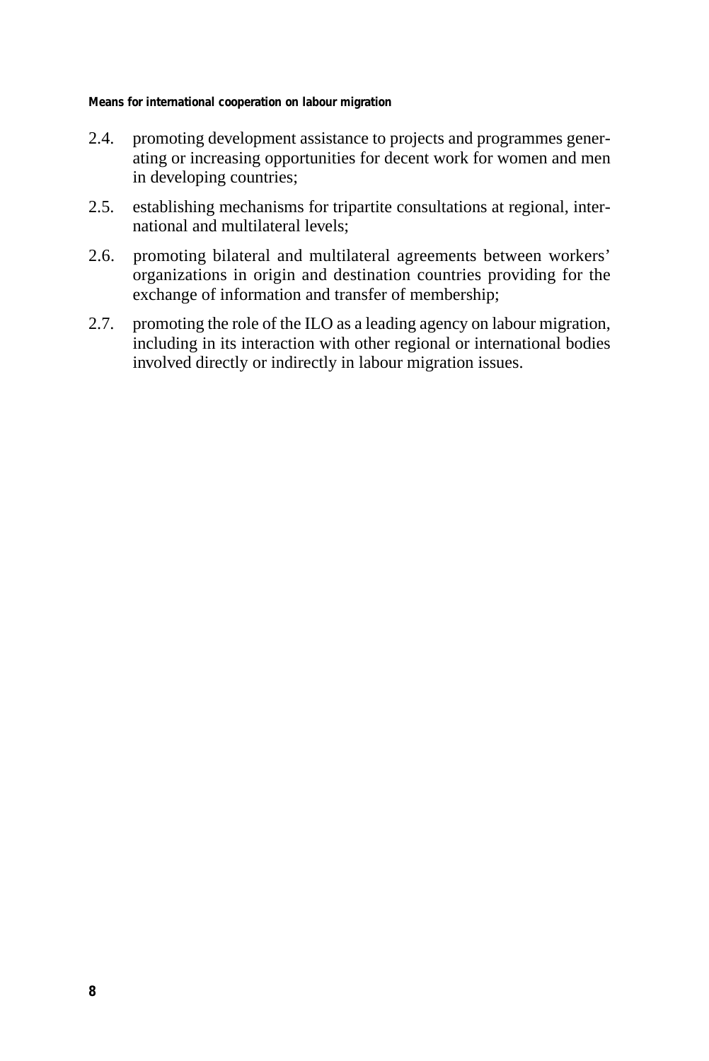2.4. promoting development assistance to projects and programmes generating or increasing opportunities for decent work for women and men in developing countries;

2.5. establishing mechanisms for tripartite consultations at regional, international and multilateral levels;

2.6. promoting bilateral and multilateral agreements between workers' organizations in origin and destination countries providing for the exchange of information and transfer of membership;

2.7. promoting the role of the ILO as a leading agency on labour migration, including in its interaction with other regional or international bodies involved directly or indirectly in labour migration issues.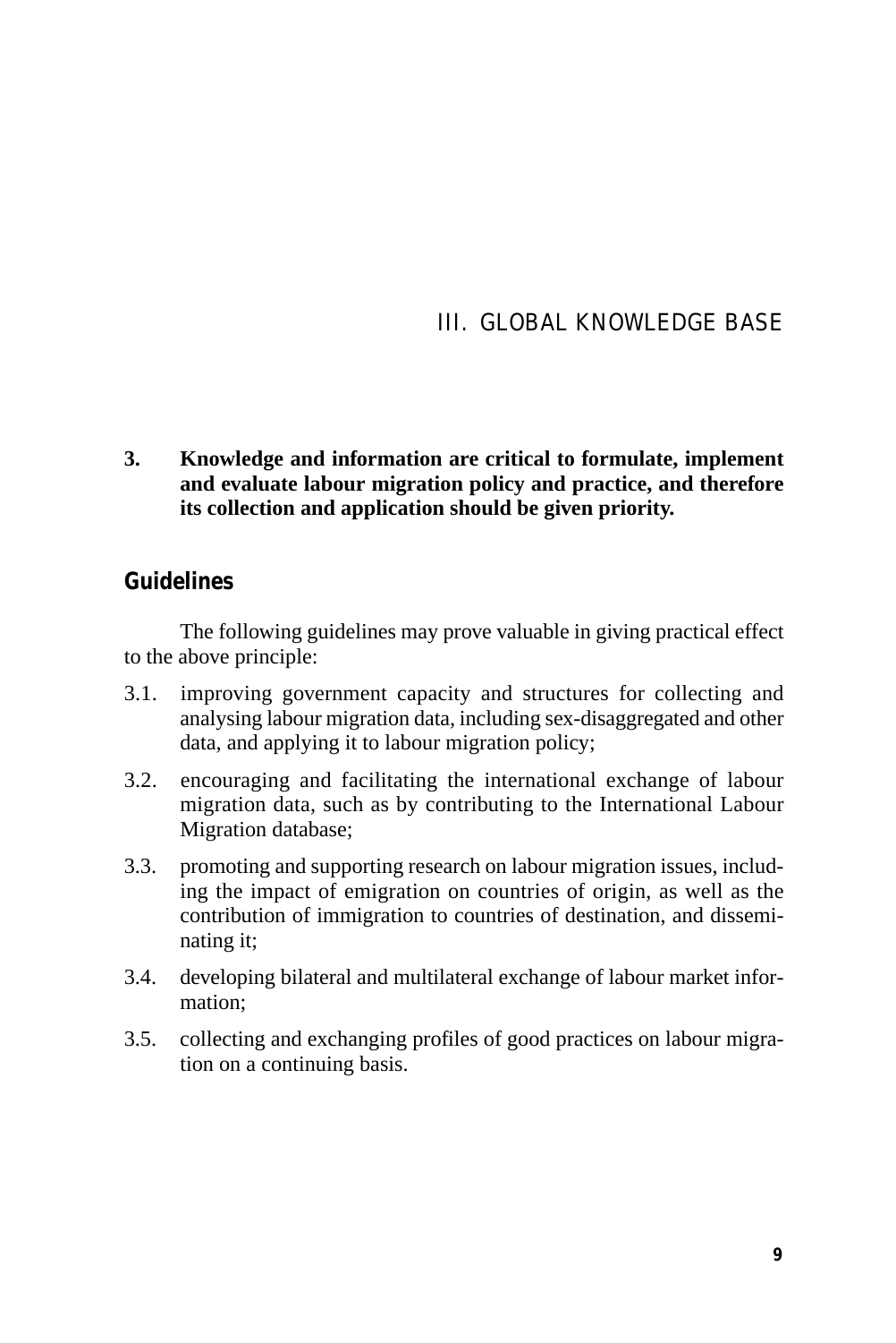# III. GLOBAL KNOWLEDGE BASE

**3. Knowledge and information are critical to formulate, implement and evaluate labour migration policy and practice, and therefore its collection and application should be given priority.**

## Guidelines

The following guidelines may prove valuable in giving practical effect to the above principle:

3.1. improving government capacity and structures for collecting and analysing labour migration data, including sex-disaggregated and other data, and applying it to labour migration policy;

3.2. encouraging and facilitating the international exchange of labour migration data, such as by contributing to the International Labour Migration database;

3.3. promoting and supporting research on labour migration issues, including the impact of emigration on countries of origin, as well as the contribution of immigration to countries of destination, and disseminating it;

3.4. developing bilateral and multilateral exchange of labour market information;

3.5. collecting and exchanging profiles of good practices on labour migration on a continuing basis.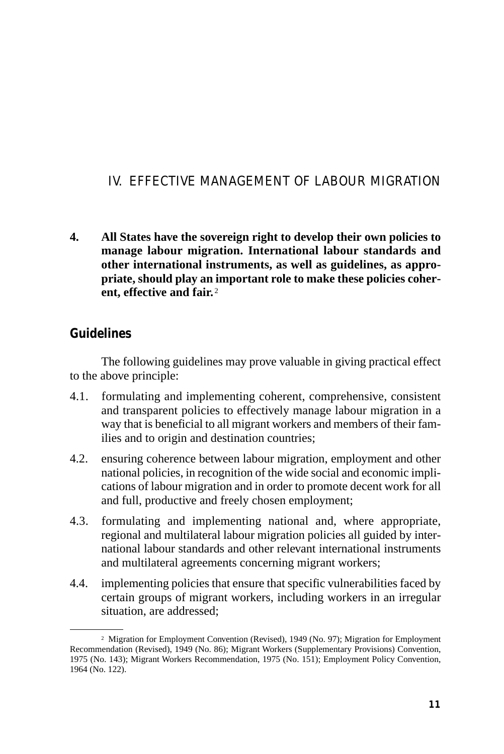## IV. EFFECTIVE MANAGEMENT OF LABOUR MIGRATION

**4. All States have the sovereign right to develop their own policies to manage labour migration. International labour standards and other international instruments, as well as guidelines, as appropriate, should play an important role to make these policies coherent, effective and fair.**[2]

### Guidelines

The following guidelines may prove valuable in giving practical effect to the above principle:

4.1. formulating and implementing coherent, comprehensive, consistent and transparent policies to effectively manage labour migration in a way that is beneficial to all migrant workers and members of their families and to origin and destination countries;

4.2. ensuring coherence between labour migration, employment and other national policies, in recognition of the wide social and economic implications of labour migration and in order to promote decent work for all and full, productive and freely chosen employment;

4.3. formulating and implementing national and, where appropriate, regional and multilateral labour migration policies all guided by international labour standards and other relevant international instruments and multilateral agreements concerning migrant workers;

4.4. implementing policies that ensure that specific vulnerabilities faced by certain groups of migrant workers, including workers in an irregular situation, are addressed;

---

[2] Migration for Employment Convention (Revised), 1949 (No. 97); Migration for Employment Recommendation (Revised), 1949 (No. 86); Migrant Workers (Supplementary Provisions) Convention, 1975 (No. 143); Migrant Workers Recommendation, 1975 (No. 151); Employment Policy Convention, 1964 (No. 122).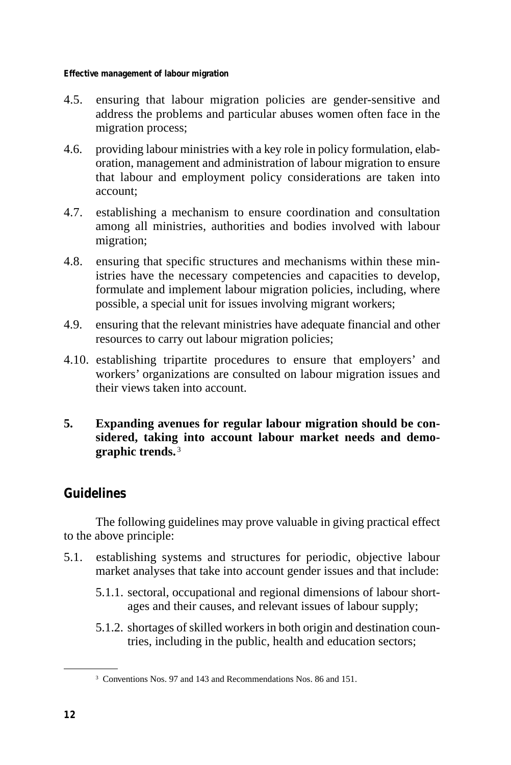4.5. ensuring that labour migration policies are gender-sensitive and address the problems and particular abuses women often face in the migration process;

4.6. providing labour ministries with a key role in policy formulation, elaboration, management and administration of labour migration to ensure that labour and employment policy considerations are taken into account;

4.7. establishing a mechanism to ensure coordination and consultation among all ministries, authorities and bodies involved with labour migration;

4.8. ensuring that specific structures and mechanisms within these ministries have the necessary competencies and capacities to develop, formulate and implement labour migration policies, including, where possible, a special unit for issues involving migrant workers;

4.9. ensuring that the relevant ministries have adequate financial and other resources to carry out labour migration policies;

4.10. establishing tripartite procedures to ensure that employers' and workers' organizations are consulted on labour migration issues and their views taken into account.

**5. Expanding avenues for regular labour migration should be considered, taking into account labour market needs and demographic trends.** [3]

## Guidelines

The following guidelines may prove valuable in giving practical effect to the above principle:

5.1. establishing systems and structures for periodic, objective labour market analyses that take into account gender issues and that include:

  5.1.1. sectoral, occupational and regional dimensions of labour shortages and their causes, and relevant issues of labour supply;

  5.1.2. shortages of skilled workers in both origin and destination countries, including in the public, health and education sectors;

[3] Conventions Nos. 97 and 143 and Recommendations Nos. 86 and 151.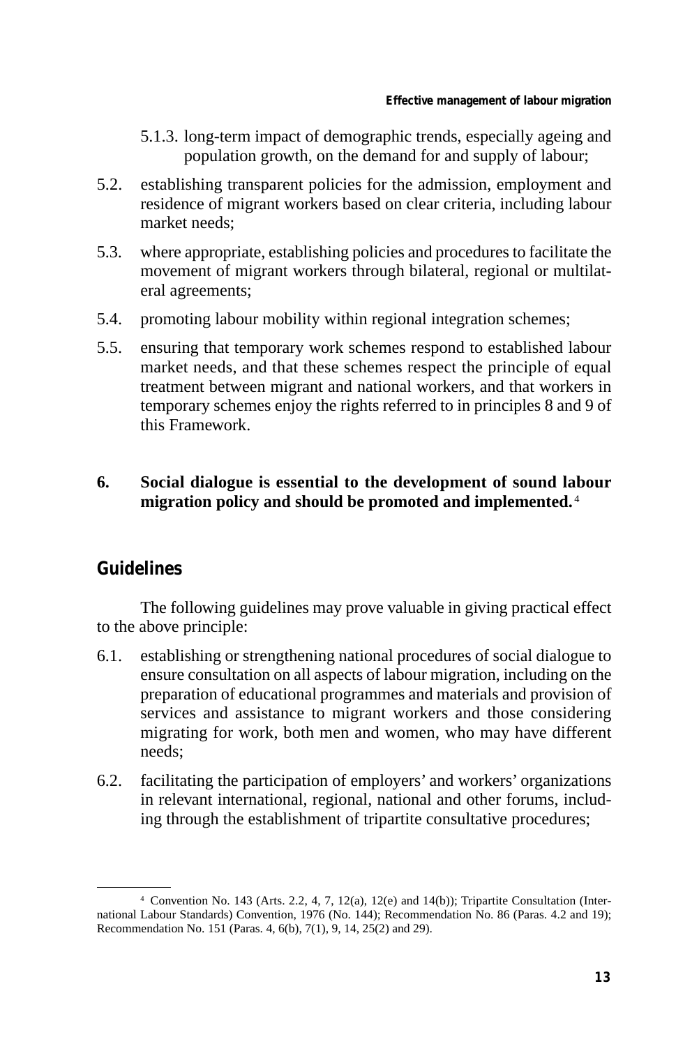5.1.3. long-term impact of demographic trends, especially ageing and population growth, on the demand for and supply of labour;

5.2. establishing transparent policies for the admission, employment and residence of migrant workers based on clear criteria, including labour market needs;

5.3. where appropriate, establishing policies and procedures to facilitate the movement of migrant workers through bilateral, regional or multilateral agreements;

5.4. promoting labour mobility within regional integration schemes;

5.5. ensuring that temporary work schemes respond to established labour market needs, and that these schemes respect the principle of equal treatment between migrant and national workers, and that workers in temporary schemes enjoy the rights referred to in principles 8 and 9 of this Framework.

**6. Social dialogue is essential to the development of sound labour migration policy and should be promoted and implemented.**[4]

## Guidelines

The following guidelines may prove valuable in giving practical effect to the above principle:

6.1. establishing or strengthening national procedures of social dialogue to ensure consultation on all aspects of labour migration, including on the preparation of educational programmes and materials and provision of services and assistance to migrant workers and those considering migrating for work, both men and women, who may have different needs;

6.2. facilitating the participation of employers' and workers' organizations in relevant international, regional, national and other forums, including through the establishment of tripartite consultative procedures;

---

[4] Convention No. 143 (Arts. 2.2, 4, 7, 12(a), 12(e) and 14(b)); Tripartite Consultation (International Labour Standards) Convention, 1976 (No. 144); Recommendation No. 86 (Paras. 4.2 and 19); Recommendation No. 151 (Paras. 4, 6(b), 7(1), 9, 14, 25(2) and 29).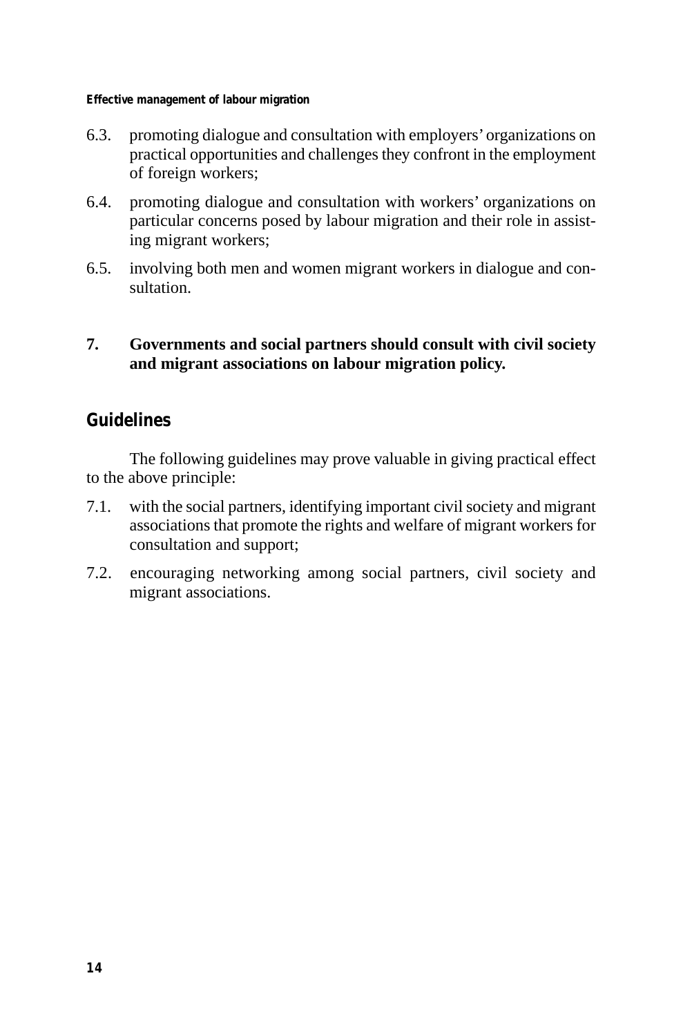6.3. promoting dialogue and consultation with employers' organizations on practical opportunities and challenges they confront in the employment of foreign workers;

6.4. promoting dialogue and consultation with workers' organizations on particular concerns posed by labour migration and their role in assisting migrant workers;

6.5. involving both men and women migrant workers in dialogue and consultation.

**7. Governments and social partners should consult with civil society and migrant associations on labour migration policy.**

## Guidelines

The following guidelines may prove valuable in giving practical effect to the above principle:

7.1. with the social partners, identifying important civil society and migrant associations that promote the rights and welfare of migrant workers for consultation and support;

7.2. encouraging networking among social partners, civil society and migrant associations.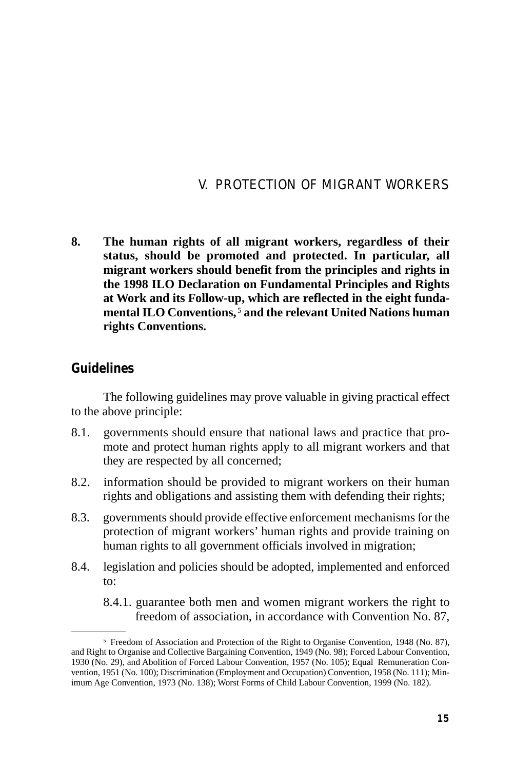## V. PROTECTION OF MIGRANT WORKERS

**8. The human rights of all migrant workers, regardless of their status, should be promoted and protected. In particular, all migrant workers should benefit from the principles and rights in the 1998 ILO Declaration on Fundamental Principles and Rights at Work and its Follow-up, which are reflected in the eight fundamental ILO Conventions,**[5] **and the relevant United Nations human rights Conventions.**

### Guidelines

The following guidelines may prove valuable in giving practical effect to the above principle:

8.1. governments should ensure that national laws and practice that promote and protect human rights apply to all migrant workers and that they are respected by all concerned;

8.2. information should be provided to migrant workers on their human rights and obligations and assisting them with defending their rights;

8.3. governments should provide effective enforcement mechanisms for the protection of migrant workers' human rights and provide training on human rights to all government officials involved in migration;

8.4. legislation and policies should be adopted, implemented and enforced to:

8.4.1. guarantee both men and women migrant workers the right to freedom of association, in accordance with Convention No. 87,

---

[5] Freedom of Association and Protection of the Right to Organise Convention, 1948 (No. 87), and Right to Organise and Collective Bargaining Convention, 1949 (No. 98); Forced Labour Convention, 1930 (No. 29), and Abolition of Forced Labour Convention, 1957 (No. 105); Equal Remuneration Convention, 1951 (No. 100); Discrimination (Employment and Occupation) Convention, 1958 (No. 111); Minimum Age Convention, 1973 (No. 138); Worst Forms of Child Labour Convention, 1999 (No. 182).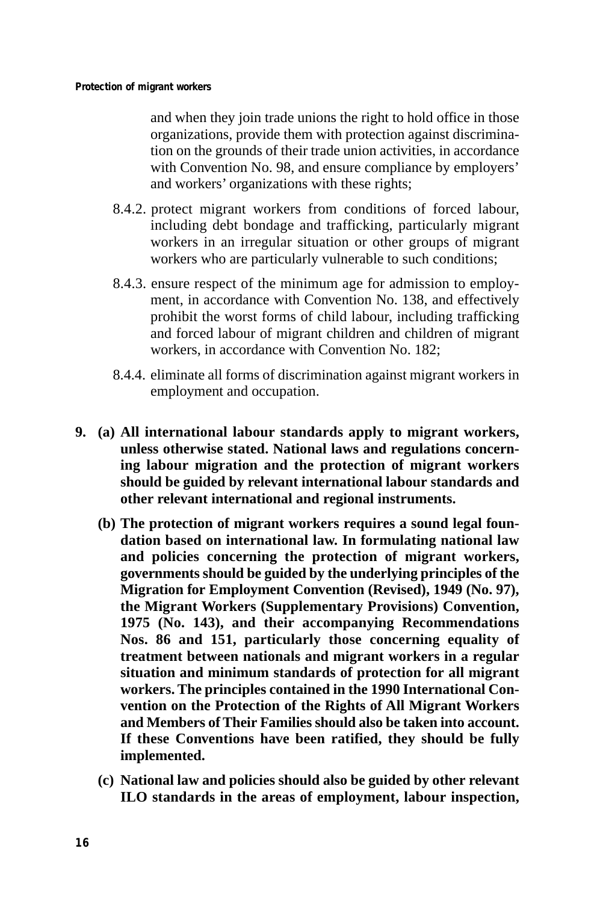and when they join trade unions the right to hold office in those organizations, provide them with protection against discrimination on the grounds of their trade union activities, in accordance with Convention No. 98, and ensure compliance by employers' and workers' organizations with these rights;

8.4.2. protect migrant workers from conditions of forced labour, including debt bondage and trafficking, particularly migrant workers in an irregular situation or other groups of migrant workers who are particularly vulnerable to such conditions;

8.4.3. ensure respect of the minimum age for admission to employment, in accordance with Convention No. 138, and effectively prohibit the worst forms of child labour, including trafficking and forced labour of migrant children and children of migrant workers, in accordance with Convention No. 182;

8.4.4. eliminate all forms of discrimination against migrant workers in employment and occupation.

**9. (a) All international labour standards apply to migrant workers, unless otherwise stated. National laws and regulations concerning labour migration and the protection of migrant workers should be guided by relevant international labour standards and other relevant international and regional instruments.**

**(b) The protection of migrant workers requires a sound legal foundation based on international law. In formulating national law and policies concerning the protection of migrant workers, governments should be guided by the underlying principles of the Migration for Employment Convention (Revised), 1949 (No. 97), the Migrant Workers (Supplementary Provisions) Convention, 1975 (No. 143), and their accompanying Recommendations Nos. 86 and 151, particularly those concerning equality of treatment between nationals and migrant workers in a regular situation and minimum standards of protection for all migrant workers. The principles contained in the 1990 International Convention on the Protection of the Rights of All Migrant Workers and Members of Their Families should also be taken into account. If these Conventions have been ratified, they should be fully implemented.**

**(c) National law and policies should also be guided by other relevant ILO standards in the areas of employment, labour inspection,**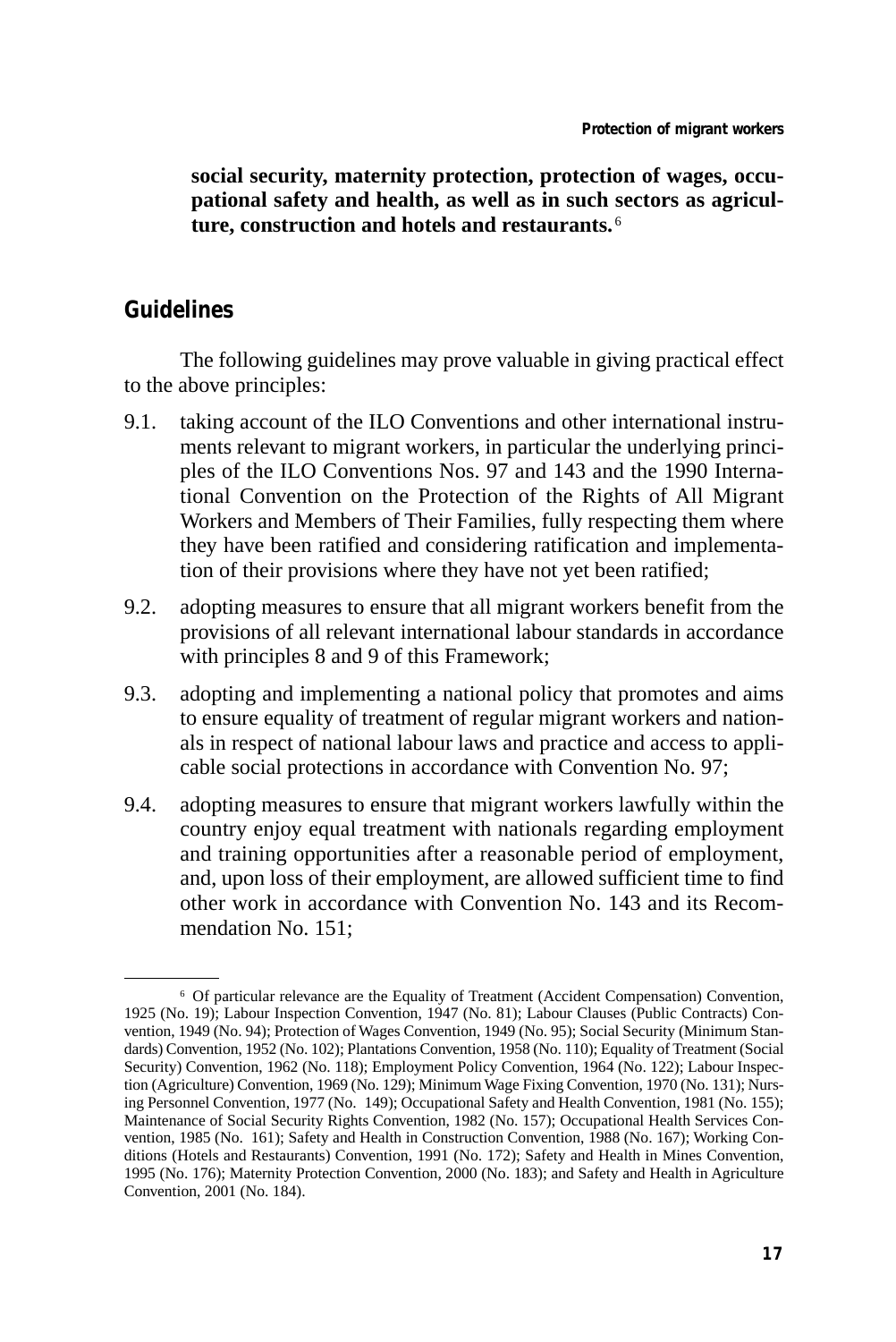**social security, maternity protection, protection of wages, occupational safety and health, as well as in such sectors as agriculture, construction and hotels and restaurants.**[6]

## Guidelines

The following guidelines may prove valuable in giving practical effect to the above principles:

9.1. taking account of the ILO Conventions and other international instruments relevant to migrant workers, in particular the underlying principles of the ILO Conventions Nos. 97 and 143 and the 1990 International Convention on the Protection of the Rights of All Migrant Workers and Members of Their Families, fully respecting them where they have been ratified and considering ratification and implementation of their provisions where they have not yet been ratified;

9.2. adopting measures to ensure that all migrant workers benefit from the provisions of all relevant international labour standards in accordance with principles 8 and 9 of this Framework;

9.3. adopting and implementing a national policy that promotes and aims to ensure equality of treatment of regular migrant workers and nationals in respect of national labour laws and practice and access to applicable social protections in accordance with Convention No. 97;

9.4. adopting measures to ensure that migrant workers lawfully within the country enjoy equal treatment with nationals regarding employment and training opportunities after a reasonable period of employment, and, upon loss of their employment, are allowed sufficient time to find other work in accordance with Convention No. 143 and its Recommendation No. 151;

---

[6] Of particular relevance are the Equality of Treatment (Accident Compensation) Convention, 1925 (No. 19); Labour Inspection Convention, 1947 (No. 81); Labour Clauses (Public Contracts) Convention, 1949 (No. 94); Protection of Wages Convention, 1949 (No. 95); Social Security (Minimum Standards) Convention, 1952 (No. 102); Plantations Convention, 1958 (No. 110); Equality of Treatment (Social Security) Convention, 1962 (No. 118); Employment Policy Convention, 1964 (No. 122); Labour Inspection (Agriculture) Convention, 1969 (No. 129); Minimum Wage Fixing Convention, 1970 (No. 131); Nursing Personnel Convention, 1977 (No. 149); Occupational Safety and Health Convention, 1981 (No. 155); Maintenance of Social Security Rights Convention, 1982 (No. 157); Occupational Health Services Convention, 1985 (No. 161); Safety and Health in Construction Convention, 1988 (No. 167); Working Conditions (Hotels and Restaurants) Convention, 1991 (No. 172); Safety and Health in Mines Convention, 1995 (No. 176); Maternity Protection Convention, 2000 (No. 183); and Safety and Health in Agriculture Convention, 2001 (No. 184).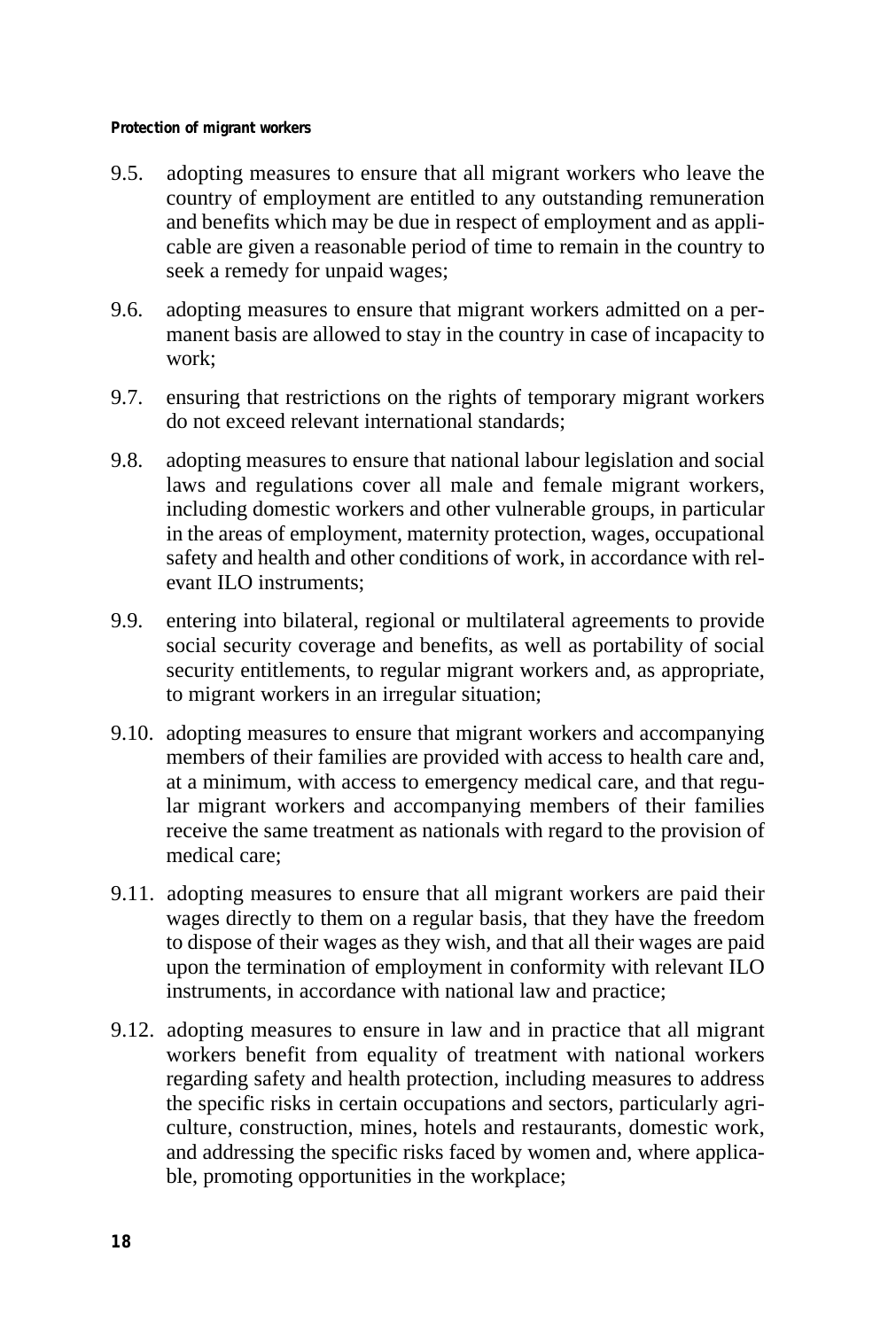9.5. adopting measures to ensure that all migrant workers who leave the country of employment are entitled to any outstanding remuneration and benefits which may be due in respect of employment and as applicable are given a reasonable period of time to remain in the country to seek a remedy for unpaid wages;

9.6. adopting measures to ensure that migrant workers admitted on a permanent basis are allowed to stay in the country in case of incapacity to work;

9.7. ensuring that restrictions on the rights of temporary migrant workers do not exceed relevant international standards;

9.8. adopting measures to ensure that national labour legislation and social laws and regulations cover all male and female migrant workers, including domestic workers and other vulnerable groups, in particular in the areas of employment, maternity protection, wages, occupational safety and health and other conditions of work, in accordance with relevant ILO instruments;

9.9. entering into bilateral, regional or multilateral agreements to provide social security coverage and benefits, as well as portability of social security entitlements, to regular migrant workers and, as appropriate, to migrant workers in an irregular situation;

9.10. adopting measures to ensure that migrant workers and accompanying members of their families are provided with access to health care and, at a minimum, with access to emergency medical care, and that regular migrant workers and accompanying members of their families receive the same treatment as nationals with regard to the provision of medical care;

9.11. adopting measures to ensure that all migrant workers are paid their wages directly to them on a regular basis, that they have the freedom to dispose of their wages as they wish, and that all their wages are paid upon the termination of employment in conformity with relevant ILO instruments, in accordance with national law and practice;

9.12. adopting measures to ensure in law and in practice that all migrant workers benefit from equality of treatment with national workers regarding safety and health protection, including measures to address the specific risks in certain occupations and sectors, particularly agriculture, construction, mines, hotels and restaurants, domestic work, and addressing the specific risks faced by women and, where applicable, promoting opportunities in the workplace;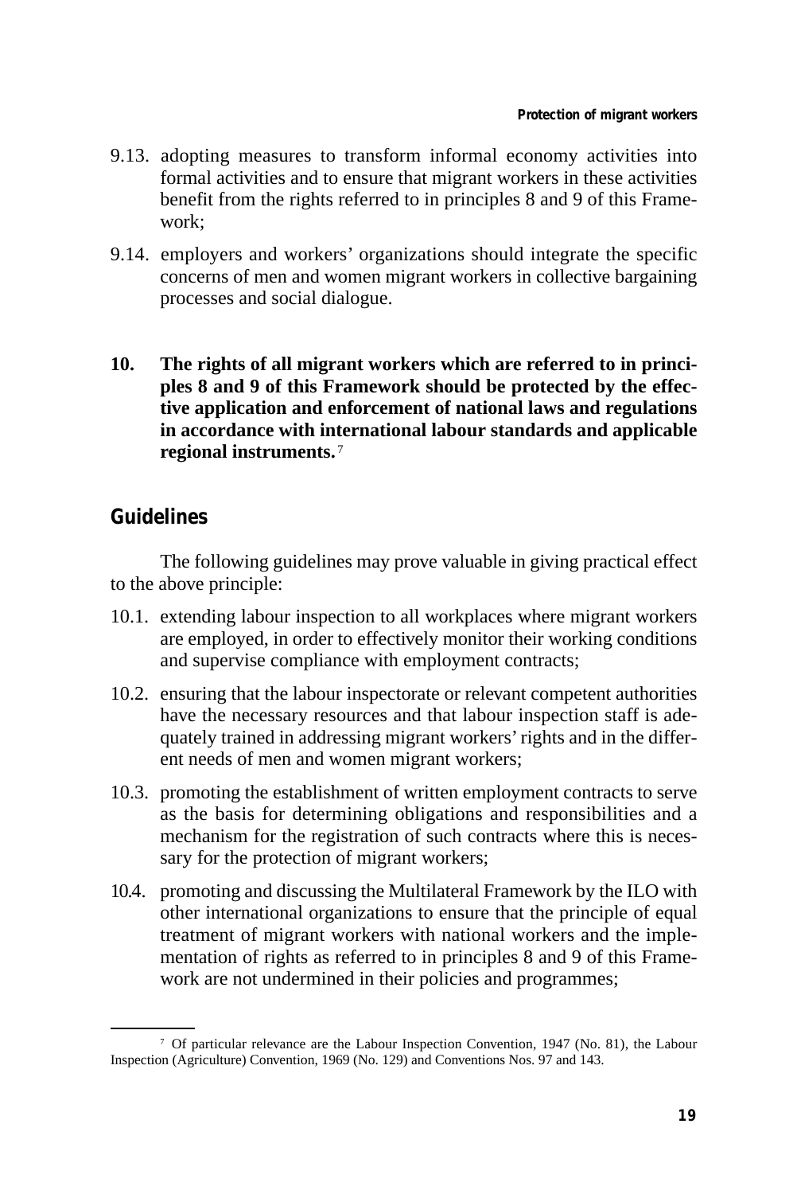9.13. adopting measures to transform informal economy activities into formal activities and to ensure that migrant workers in these activities benefit from the rights referred to in principles 8 and 9 of this Framework;

9.14. employers and workers' organizations should integrate the specific concerns of men and women migrant workers in collective bargaining processes and social dialogue.

**10. The rights of all migrant workers which are referred to in principles 8 and 9 of this Framework should be protected by the effective application and enforcement of national laws and regulations in accordance with international labour standards and applicable regional instruments.**[7]

## Guidelines

The following guidelines may prove valuable in giving practical effect to the above principle:

10.1. extending labour inspection to all workplaces where migrant workers are employed, in order to effectively monitor their working conditions and supervise compliance with employment contracts;

10.2. ensuring that the labour inspectorate or relevant competent authorities have the necessary resources and that labour inspection staff is adequately trained in addressing migrant workers' rights and in the different needs of men and women migrant workers;

10.3. promoting the establishment of written employment contracts to serve as the basis for determining obligations and responsibilities and a mechanism for the registration of such contracts where this is necessary for the protection of migrant workers;

10.4. promoting and discussing the Multilateral Framework by the ILO with other international organizations to ensure that the principle of equal treatment of migrant workers with national workers and the implementation of rights as referred to in principles 8 and 9 of this Framework are not undermined in their policies and programmes;

---

[7] Of particular relevance are the Labour Inspection Convention, 1947 (No. 81), the Labour Inspection (Agriculture) Convention, 1969 (No. 129) and Conventions Nos. 97 and 143.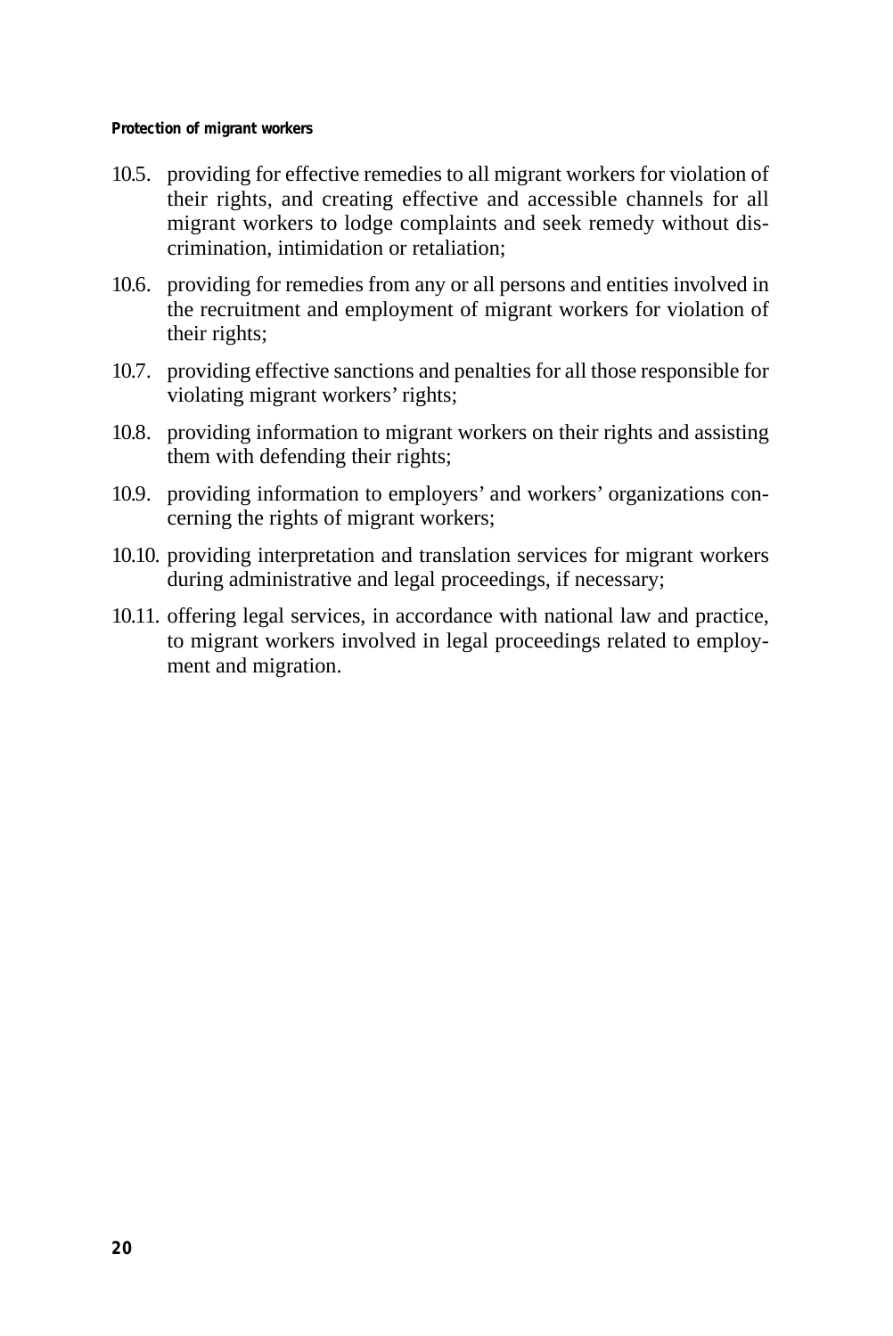10.5. providing for effective remedies to all migrant workers for violation of their rights, and creating effective and accessible channels for all migrant workers to lodge complaints and seek remedy without discrimination, intimidation or retaliation;

10.6. providing for remedies from any or all persons and entities involved in the recruitment and employment of migrant workers for violation of their rights;

10.7. providing effective sanctions and penalties for all those responsible for violating migrant workers' rights;

10.8. providing information to migrant workers on their rights and assisting them with defending their rights;

10.9. providing information to employers' and workers' organizations concerning the rights of migrant workers;

10.10. providing interpretation and translation services for migrant workers during administrative and legal proceedings, if necessary;

10.11. offering legal services, in accordance with national law and practice, to migrant workers involved in legal proceedings related to employment and migration.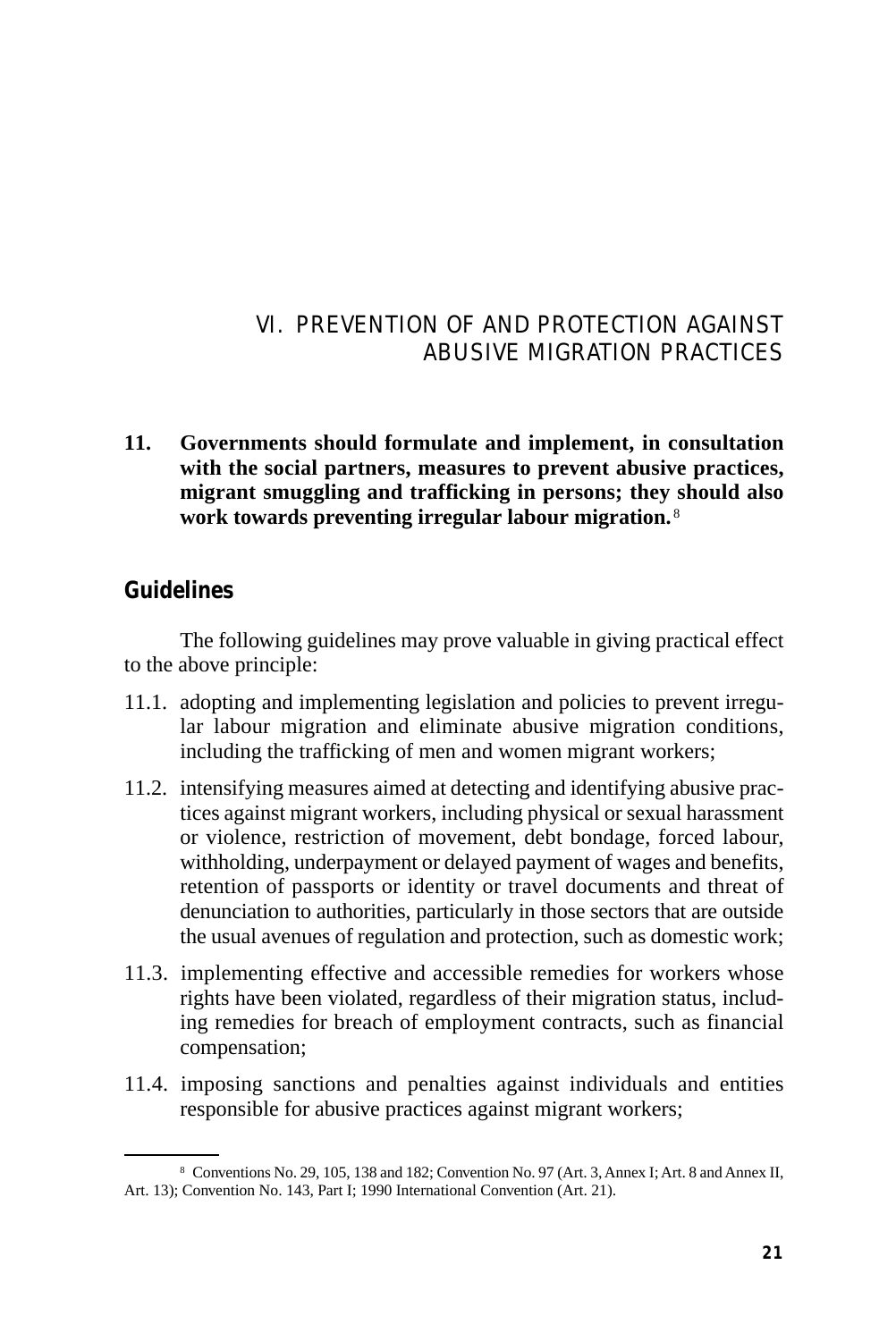# VI. PREVENTION OF AND PROTECTION AGAINST ABUSIVE MIGRATION PRACTICES

**11. Governments should formulate and implement, in consultation with the social partners, measures to prevent abusive practices, migrant smuggling and trafficking in persons; they should also work towards preventing irregular labour migration.**[8]

## Guidelines

The following guidelines may prove valuable in giving practical effect to the above principle:

11.1. adopting and implementing legislation and policies to prevent irregular labour migration and eliminate abusive migration conditions, including the trafficking of men and women migrant workers;

11.2. intensifying measures aimed at detecting and identifying abusive practices against migrant workers, including physical or sexual harassment or violence, restriction of movement, debt bondage, forced labour, withholding, underpayment or delayed payment of wages and benefits, retention of passports or identity or travel documents and threat of denunciation to authorities, particularly in those sectors that are outside the usual avenues of regulation and protection, such as domestic work;

11.3. implementing effective and accessible remedies for workers whose rights have been violated, regardless of their migration status, including remedies for breach of employment contracts, such as financial compensation;

11.4. imposing sanctions and penalties against individuals and entities responsible for abusive practices against migrant workers;

---

[8] Conventions No. 29, 105, 138 and 182; Convention No. 97 (Art. 3, Annex I; Art. 8 and Annex II, Art. 13); Convention No. 143, Part I; 1990 International Convention (Art. 21).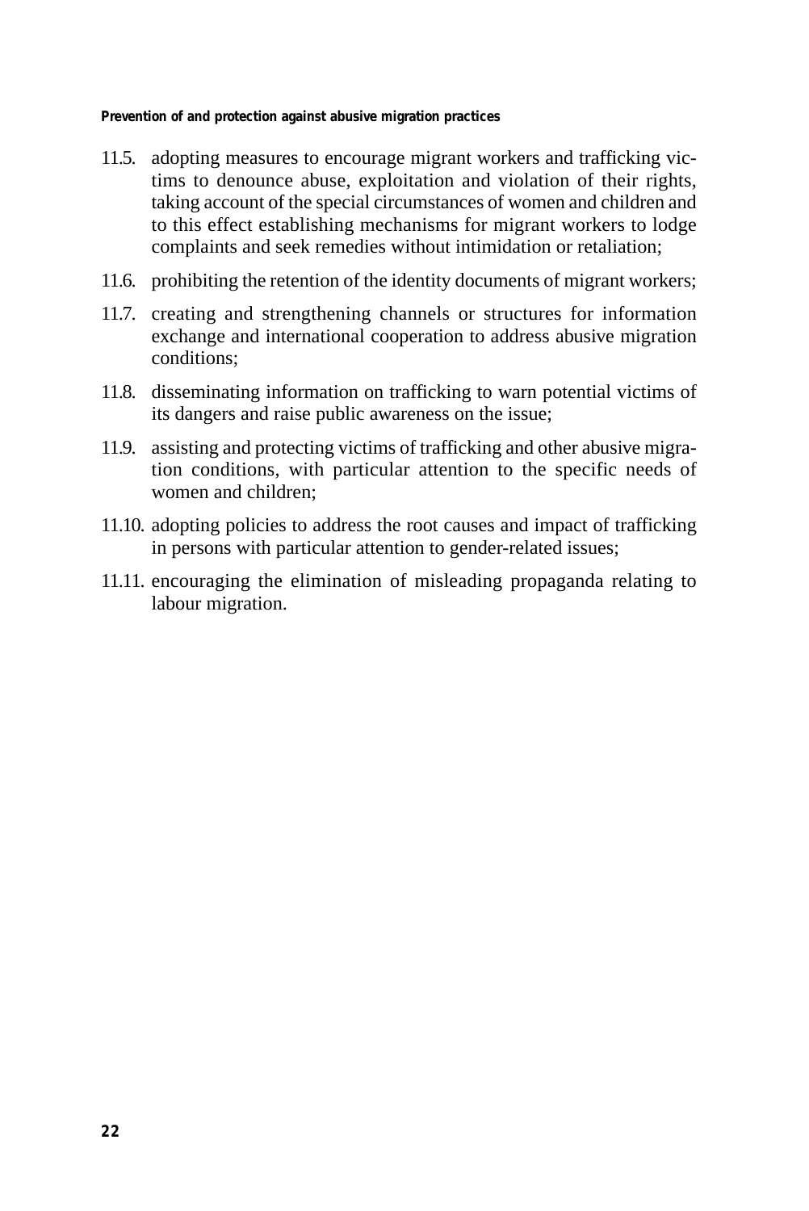11.5. adopting measures to encourage migrant workers and trafficking victims to denounce abuse, exploitation and violation of their rights, taking account of the special circumstances of women and children and to this effect establishing mechanisms for migrant workers to lodge complaints and seek remedies without intimidation or retaliation;

11.6. prohibiting the retention of the identity documents of migrant workers;

11.7. creating and strengthening channels or structures for information exchange and international cooperation to address abusive migration conditions;

11.8. disseminating information on trafficking to warn potential victims of its dangers and raise public awareness on the issue;

11.9. assisting and protecting victims of trafficking and other abusive migration conditions, with particular attention to the specific needs of women and children;

11.10. adopting policies to address the root causes and impact of trafficking in persons with particular attention to gender-related issues;

11.11. encouraging the elimination of misleading propaganda relating to labour migration.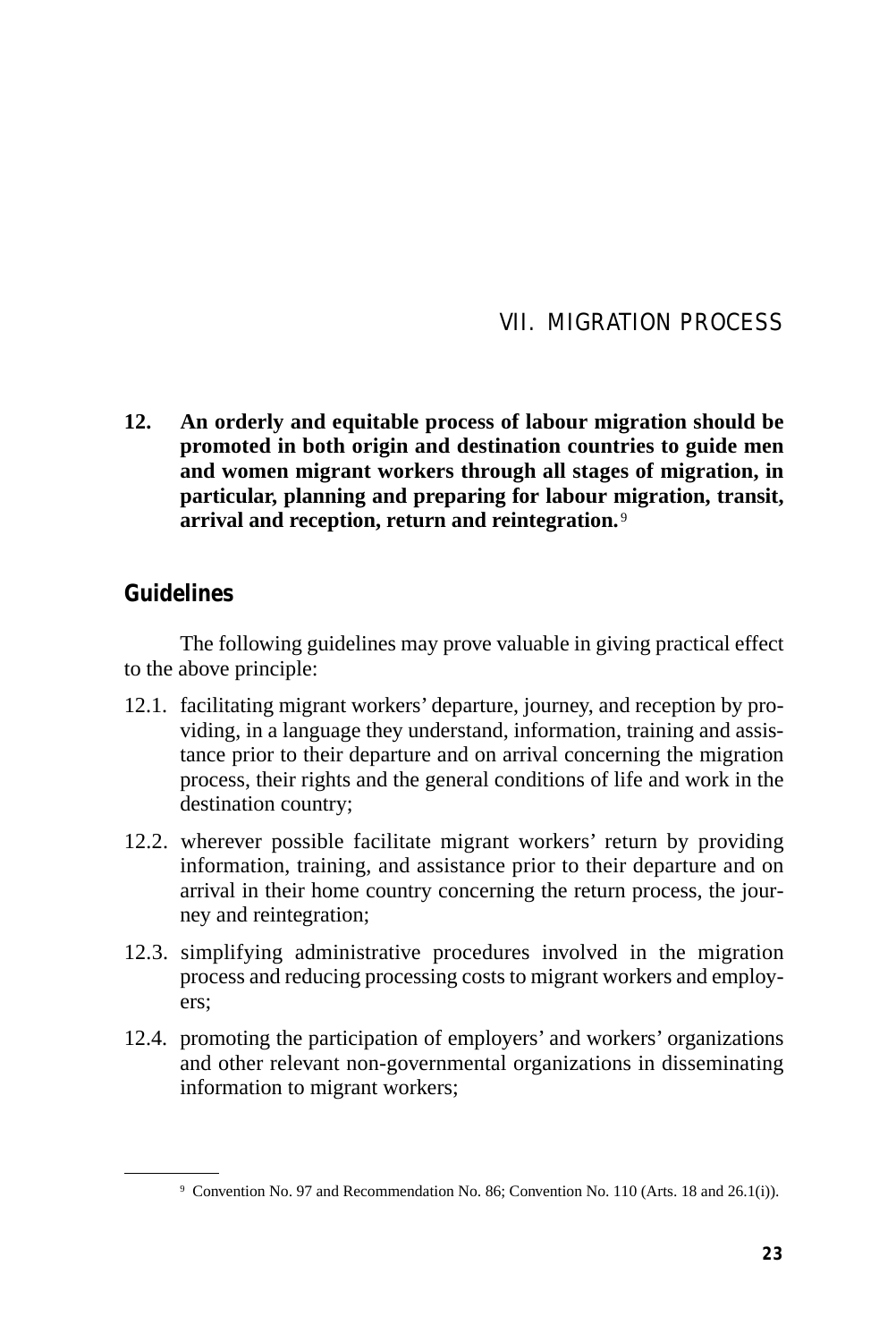# VII. MIGRATION PROCESS

**12. An orderly and equitable process of labour migration should be promoted in both origin and destination countries to guide men and women migrant workers through all stages of migration, in particular, planning and preparing for labour migration, transit, arrival and reception, return and reintegration.**[9]

## Guidelines

The following guidelines may prove valuable in giving practical effect to the above principle:

12.1. facilitating migrant workers' departure, journey, and reception by providing, in a language they understand, information, training and assistance prior to their departure and on arrival concerning the migration process, their rights and the general conditions of life and work in the destination country;

12.2. wherever possible facilitate migrant workers' return by providing information, training, and assistance prior to their departure and on arrival in their home country concerning the return process, the journey and reintegration;

12.3. simplifying administrative procedures involved in the migration process and reducing processing costs to migrant workers and employers;

12.4. promoting the participation of employers' and workers' organizations and other relevant non-governmental organizations in disseminating information to migrant workers;

---

[9] Convention No. 97 and Recommendation No. 86; Convention No. 110 (Arts. 18 and 26.1(i)).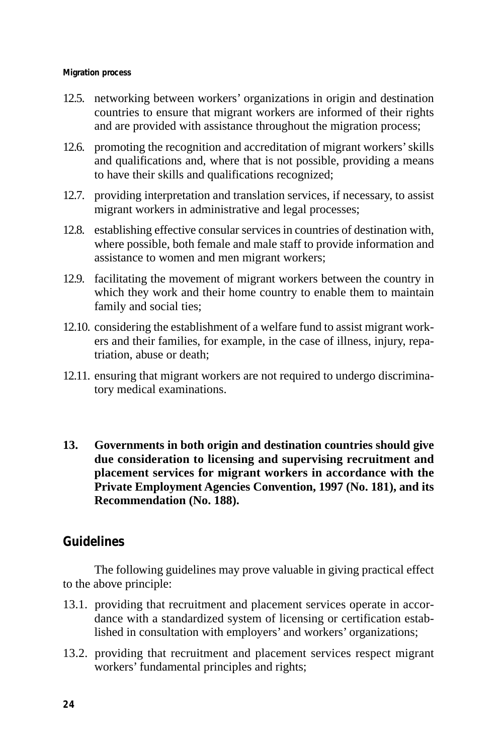12.5. networking between workers' organizations in origin and destination countries to ensure that migrant workers are informed of their rights and are provided with assistance throughout the migration process;

12.6. promoting the recognition and accreditation of migrant workers' skills and qualifications and, where that is not possible, providing a means to have their skills and qualifications recognized;

12.7. providing interpretation and translation services, if necessary, to assist migrant workers in administrative and legal processes;

12.8. establishing effective consular services in countries of destination with, where possible, both female and male staff to provide information and assistance to women and men migrant workers;

12.9. facilitating the movement of migrant workers between the country in which they work and their home country to enable them to maintain family and social ties;

12.10. considering the establishment of a welfare fund to assist migrant workers and their families, for example, in the case of illness, injury, repatriation, abuse or death;

12.11. ensuring that migrant workers are not required to undergo discriminatory medical examinations.

**13. Governments in both origin and destination countries should give due consideration to licensing and supervising recruitment and placement services for migrant workers in accordance with the Private Employment Agencies Convention, 1997 (No. 181), and its Recommendation (No. 188).**

## Guidelines

The following guidelines may prove valuable in giving practical effect to the above principle:

13.1. providing that recruitment and placement services operate in accordance with a standardized system of licensing or certification established in consultation with employers' and workers' organizations;

13.2. providing that recruitment and placement services respect migrant workers' fundamental principles and rights;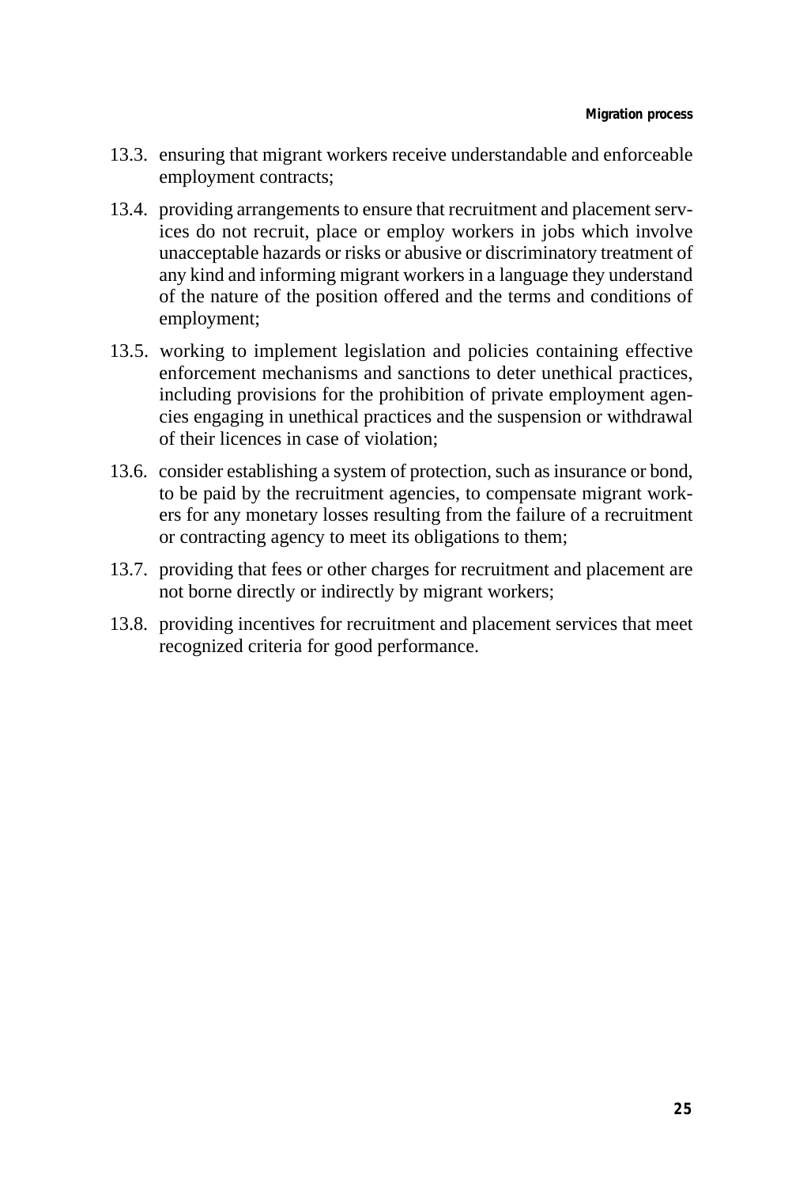13.3. ensuring that migrant workers receive understandable and enforceable employment contracts;

13.4. providing arrangements to ensure that recruitment and placement services do not recruit, place or employ workers in jobs which involve unacceptable hazards or risks or abusive or discriminatory treatment of any kind and informing migrant workers in a language they understand of the nature of the position offered and the terms and conditions of employment;

13.5. working to implement legislation and policies containing effective enforcement mechanisms and sanctions to deter unethical practices, including provisions for the prohibition of private employment agencies engaging in unethical practices and the suspension or withdrawal of their licences in case of violation;

13.6. consider establishing a system of protection, such as insurance or bond, to be paid by the recruitment agencies, to compensate migrant workers for any monetary losses resulting from the failure of a recruitment or contracting agency to meet its obligations to them;

13.7. providing that fees or other charges for recruitment and placement are not borne directly or indirectly by migrant workers;

13.8. providing incentives for recruitment and placement services that meet recognized criteria for good performance.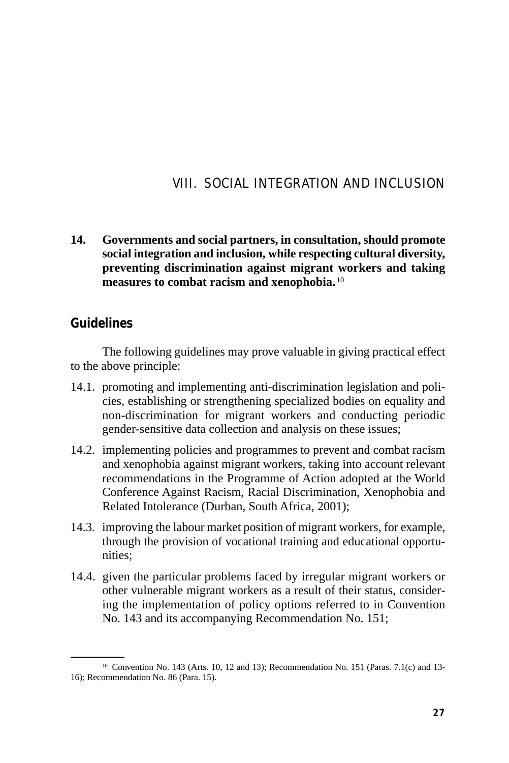## VIII. SOCIAL INTEGRATION AND INCLUSION

**14. Governments and social partners, in consultation, should promote social integration and inclusion, while respecting cultural diversity, preventing discrimination against migrant workers and taking measures to combat racism and xenophobia.**[10]

### Guidelines

The following guidelines may prove valuable in giving practical effect to the above principle:

14.1. promoting and implementing anti-discrimination legislation and policies, establishing or strengthening specialized bodies on equality and non-discrimination for migrant workers and conducting periodic gender-sensitive data collection and analysis on these issues;

14.2. implementing policies and programmes to prevent and combat racism and xenophobia against migrant workers, taking into account relevant recommendations in the Programme of Action adopted at the World Conference Against Racism, Racial Discrimination, Xenophobia and Related Intolerance (Durban, South Africa, 2001);

14.3. improving the labour market position of migrant workers, for example, through the provision of vocational training and educational opportunities;

14.4. given the particular problems faced by irregular migrant workers or other vulnerable migrant workers as a result of their status, considering the implementation of policy options referred to in Convention No. 143 and its accompanying Recommendation No. 151;

---

[10] Convention No. 143 (Arts. 10, 12 and 13); Recommendation No. 151 (Paras. 7.1(c) and 13-16); Recommendation No. 86 (Para. 15).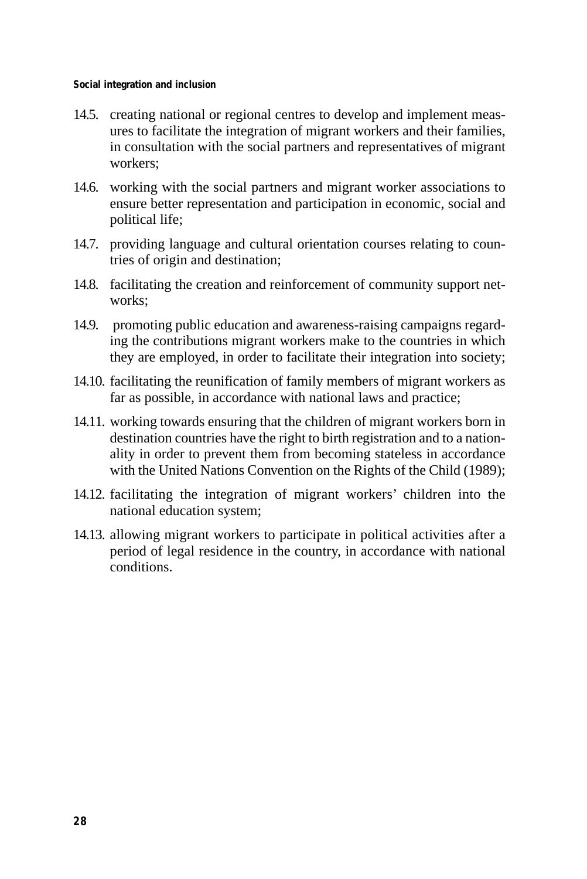14.5. creating national or regional centres to develop and implement measures to facilitate the integration of migrant workers and their families, in consultation with the social partners and representatives of migrant workers;

14.6. working with the social partners and migrant worker associations to ensure better representation and participation in economic, social and political life;

14.7. providing language and cultural orientation courses relating to countries of origin and destination;

14.8. facilitating the creation and reinforcement of community support networks;

14.9. promoting public education and awareness-raising campaigns regarding the contributions migrant workers make to the countries in which they are employed, in order to facilitate their integration into society;

14.10. facilitating the reunification of family members of migrant workers as far as possible, in accordance with national laws and practice;

14.11. working towards ensuring that the children of migrant workers born in destination countries have the right to birth registration and to a nationality in order to prevent them from becoming stateless in accordance with the United Nations Convention on the Rights of the Child (1989);

14.12. facilitating the integration of migrant workers' children into the national education system;

14.13. allowing migrant workers to participate in political activities after a period of legal residence in the country, in accordance with national conditions.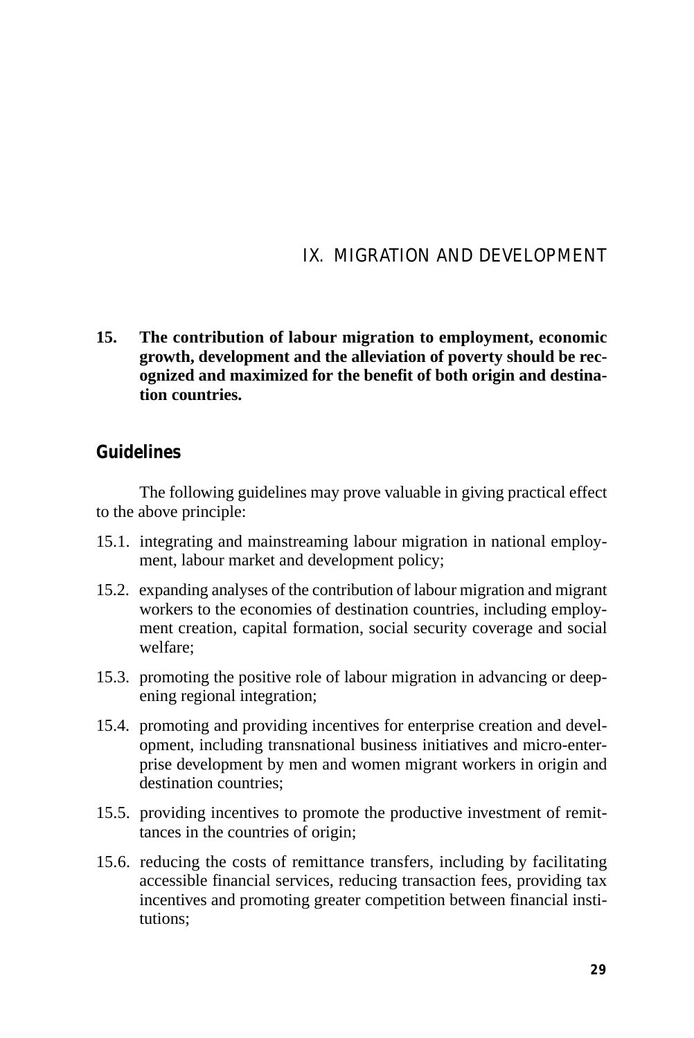# IX. MIGRATION AND DEVELOPMENT

**15. The contribution of labour migration to employment, economic growth, development and the alleviation of poverty should be recognized and maximized for the benefit of both origin and destination countries.**

## Guidelines

The following guidelines may prove valuable in giving practical effect to the above principle:

15.1. integrating and mainstreaming labour migration in national employment, labour market and development policy;

15.2. expanding analyses of the contribution of labour migration and migrant workers to the economies of destination countries, including employment creation, capital formation, social security coverage and social welfare;

15.3. promoting the positive role of labour migration in advancing or deepening regional integration;

15.4. promoting and providing incentives for enterprise creation and development, including transnational business initiatives and micro-enterprise development by men and women migrant workers in origin and destination countries;

15.5. providing incentives to promote the productive investment of remittances in the countries of origin;

15.6. reducing the costs of remittance transfers, including by facilitating accessible financial services, reducing transaction fees, providing tax incentives and promoting greater competition between financial institutions;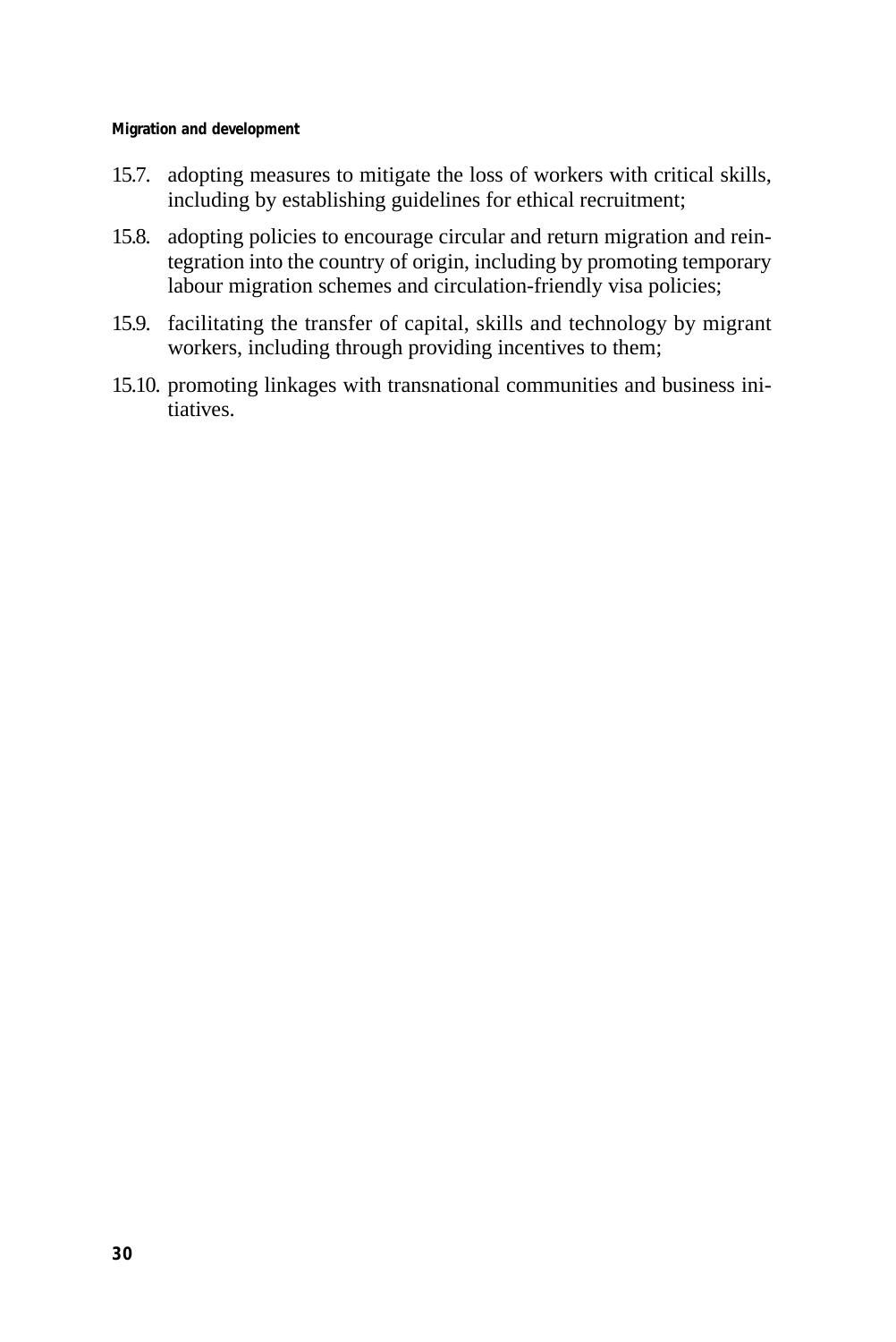15.7. adopting measures to mitigate the loss of workers with critical skills, including by establishing guidelines for ethical recruitment;

15.8. adopting policies to encourage circular and return migration and reintegration into the country of origin, including by promoting temporary labour migration schemes and circulation-friendly visa policies;

15.9. facilitating the transfer of capital, skills and technology by migrant workers, including through providing incentives to them;

15.10. promoting linkages with transnational communities and business initiatives.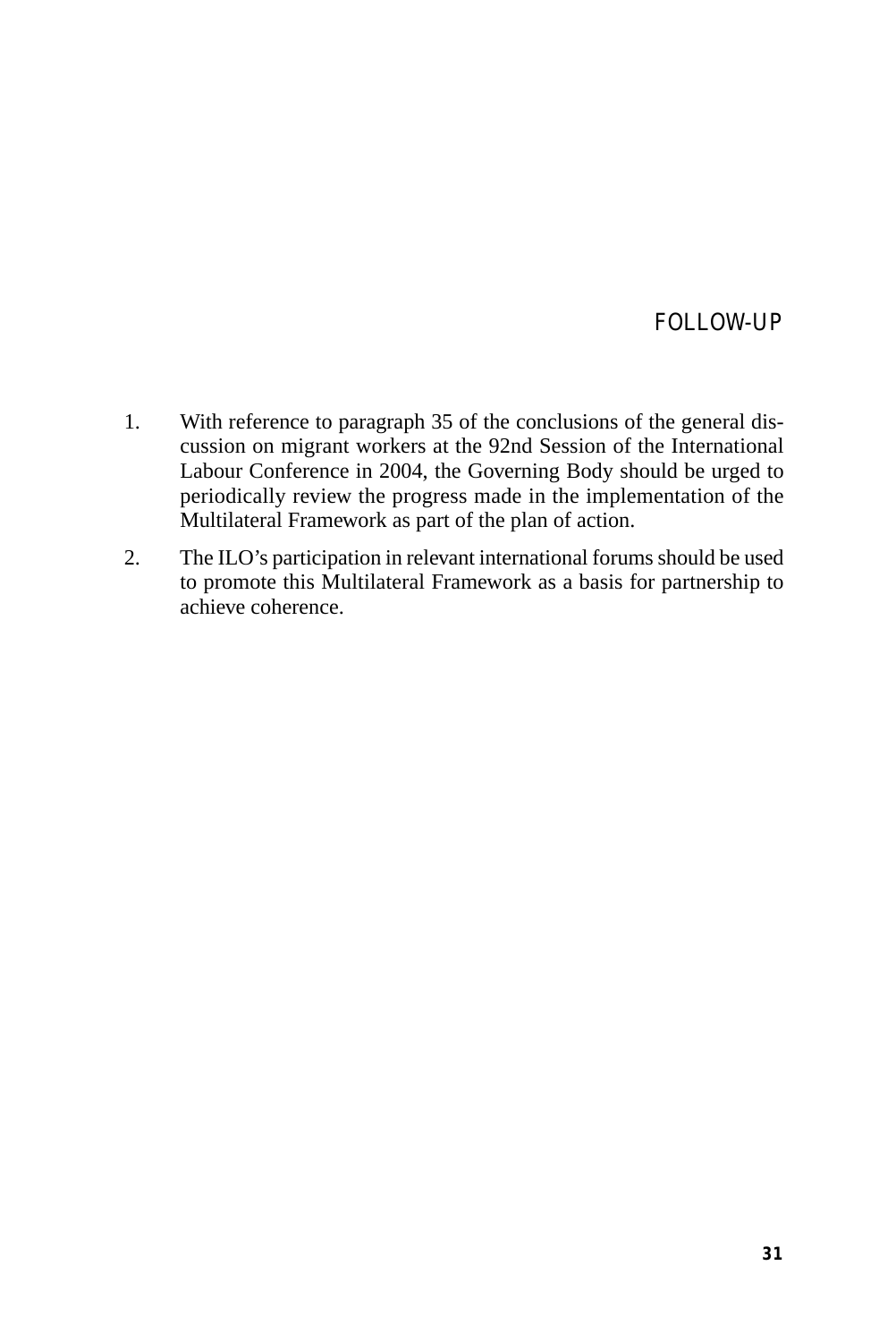# FOLLOW-UP

1. With reference to paragraph 35 of the conclusions of the general discussion on migrant workers at the 92nd Session of the International Labour Conference in 2004, the Governing Body should be urged to periodically review the progress made in the implementation of the Multilateral Framework as part of the plan of action.

2. The ILO's participation in relevant international forums should be used to promote this Multilateral Framework as a basis for partnership to achieve coherence.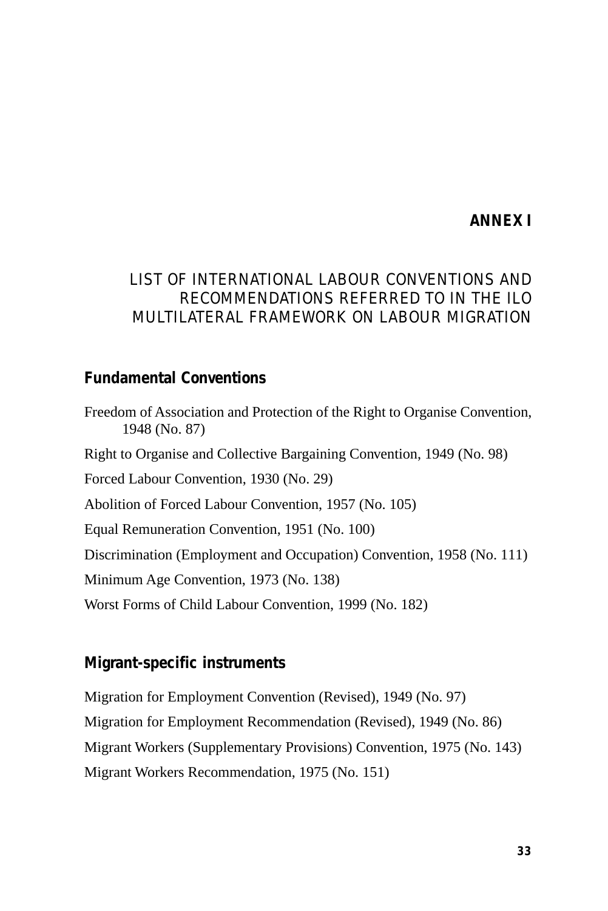## ANNEX I

### LIST OF INTERNATIONAL LABOUR CONVENTIONS AND RECOMMENDATIONS REFERRED TO IN THE ILO MULTILATERAL FRAMEWORK ON LABOUR MIGRATION

#### Fundamental Conventions

Freedom of Association and Protection of the Right to Organise Convention, 1948 (No. 87)

Right to Organise and Collective Bargaining Convention, 1949 (No. 98)

Forced Labour Convention, 1930 (No. 29)

Abolition of Forced Labour Convention, 1957 (No. 105)

Equal Remuneration Convention, 1951 (No. 100)

Discrimination (Employment and Occupation) Convention, 1958 (No. 111)

Minimum Age Convention, 1973 (No. 138)

Worst Forms of Child Labour Convention, 1999 (No. 182)

#### Migrant-specific instruments

Migration for Employment Convention (Revised), 1949 (No. 97)

Migration for Employment Recommendation (Revised), 1949 (No. 86)

Migrant Workers (Supplementary Provisions) Convention, 1975 (No. 143)

Migrant Workers Recommendation, 1975 (No. 151)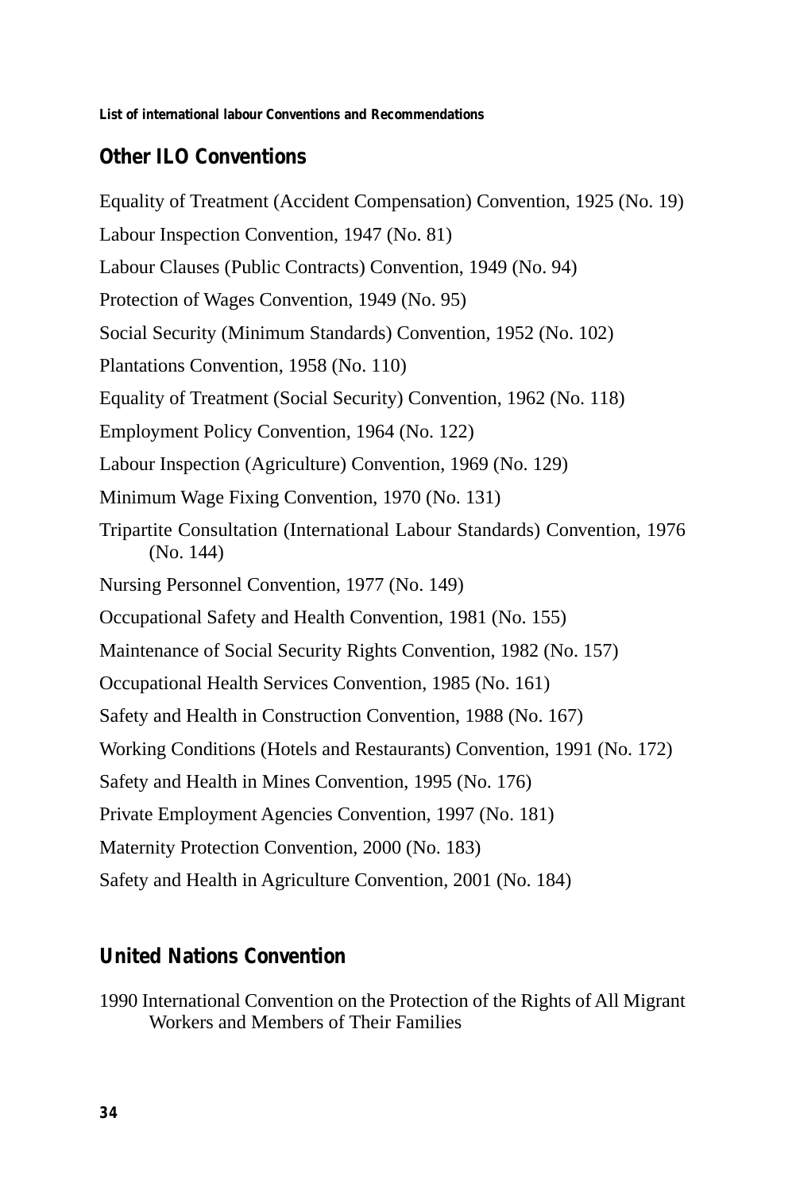## Other ILO Conventions

Equality of Treatment (Accident Compensation) Convention, 1925 (No. 19)

Labour Inspection Convention, 1947 (No. 81)

Labour Clauses (Public Contracts) Convention, 1949 (No. 94)

Protection of Wages Convention, 1949 (No. 95)

Social Security (Minimum Standards) Convention, 1952 (No. 102)

Plantations Convention, 1958 (No. 110)

Equality of Treatment (Social Security) Convention, 1962 (No. 118)

Employment Policy Convention, 1964 (No. 122)

Labour Inspection (Agriculture) Convention, 1969 (No. 129)

Minimum Wage Fixing Convention, 1970 (No. 131)

Tripartite Consultation (International Labour Standards) Convention, 1976 (No. 144)

Nursing Personnel Convention, 1977 (No. 149)

Occupational Safety and Health Convention, 1981 (No. 155)

Maintenance of Social Security Rights Convention, 1982 (No. 157)

Occupational Health Services Convention, 1985 (No. 161)

Safety and Health in Construction Convention, 1988 (No. 167)

Working Conditions (Hotels and Restaurants) Convention, 1991 (No. 172)

Safety and Health in Mines Convention, 1995 (No. 176)

Private Employment Agencies Convention, 1997 (No. 181)

Maternity Protection Convention, 2000 (No. 183)

Safety and Health in Agriculture Convention, 2001 (No. 184)

## United Nations Convention

1990 International Convention on the Protection of the Rights of All Migrant Workers and Members of Their Families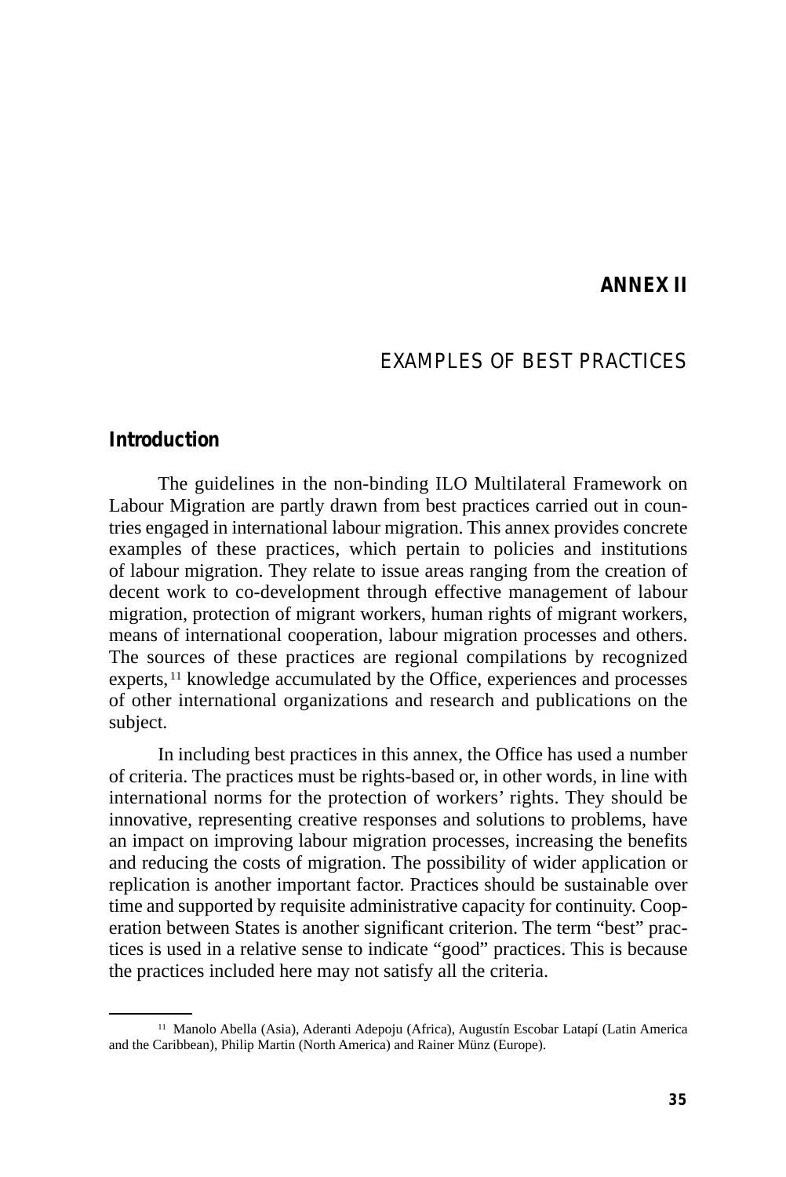# ANNEX II

## EXAMPLES OF BEST PRACTICES

### Introduction

The guidelines in the non-binding ILO Multilateral Framework on Labour Migration are partly drawn from best practices carried out in countries engaged in international labour migration. This annex provides concrete examples of these practices, which pertain to policies and institutions of labour migration. They relate to issue areas ranging from the creation of decent work to co-development through effective management of labour migration, protection of migrant workers, human rights of migrant workers, means of international cooperation, labour migration processes and others. The sources of these practices are regional compilations by recognized experts,[11] knowledge accumulated by the Office, experiences and processes of other international organizations and research and publications on the subject.

In including best practices in this annex, the Office has used a number of criteria. The practices must be rights-based or, in other words, in line with international norms for the protection of workers' rights. They should be innovative, representing creative responses and solutions to problems, have an impact on improving labour migration processes, increasing the benefits and reducing the costs of migration. The possibility of wider application or replication is another important factor. Practices should be sustainable over time and supported by requisite administrative capacity for continuity. Cooperation between States is another significant criterion. The term "best" practices is used in a relative sense to indicate "good" practices. This is because the practices included here may not satisfy all the criteria.

[11] Manolo Abella (Asia), Aderanti Adepoju (Africa), Augustín Escobar Latapí (Latin America and the Caribbean), Philip Martin (North America) and Rainer Münz (Europe).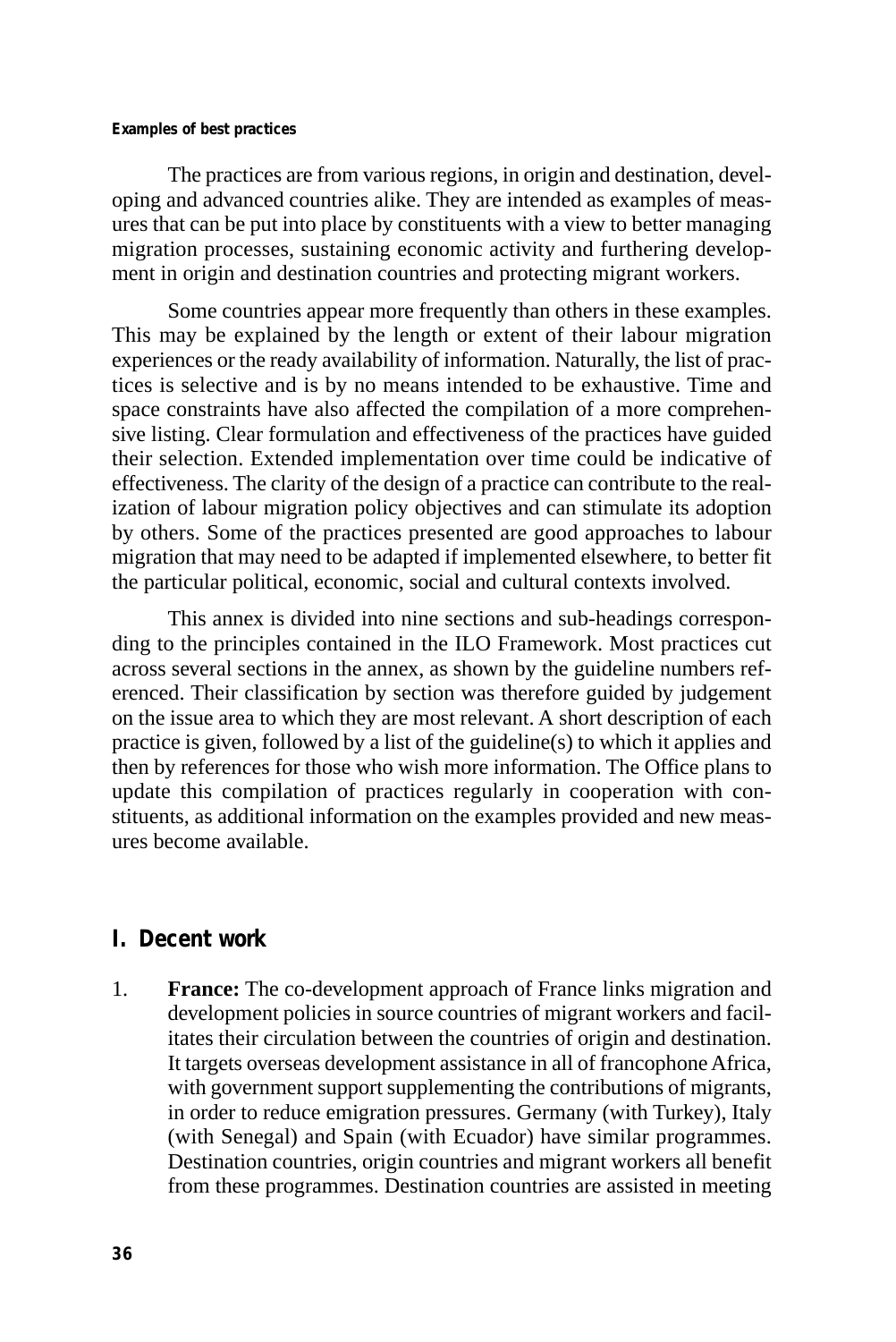The practices are from various regions, in origin and destination, developing and advanced countries alike. They are intended as examples of measures that can be put into place by constituents with a view to better managing migration processes, sustaining economic activity and furthering development in origin and destination countries and protecting migrant workers.

Some countries appear more frequently than others in these examples. This may be explained by the length or extent of their labour migration experiences or the ready availability of information. Naturally, the list of practices is selective and is by no means intended to be exhaustive. Time and space constraints have also affected the compilation of a more comprehensive listing. Clear formulation and effectiveness of the practices have guided their selection. Extended implementation over time could be indicative of effectiveness. The clarity of the design of a practice can contribute to the realization of labour migration policy objectives and can stimulate its adoption by others. Some of the practices presented are good approaches to labour migration that may need to be adapted if implemented elsewhere, to better fit the particular political, economic, social and cultural contexts involved.

This annex is divided into nine sections and sub-headings corresponding to the principles contained in the ILO Framework. Most practices cut across several sections in the annex, as shown by the guideline numbers referenced. Their classification by section was therefore guided by judgement on the issue area to which they are most relevant. A short description of each practice is given, followed by a list of the guideline(s) to which it applies and then by references for those who wish more information. The Office plans to update this compilation of practices regularly in cooperation with constituents, as additional information on the examples provided and new measures become available.

## I. Decent work

1. **France:** The co-development approach of France links migration and development policies in source countries of migrant workers and facilitates their circulation between the countries of origin and destination. It targets overseas development assistance in all of francophone Africa, with government support supplementing the contributions of migrants, in order to reduce emigration pressures. Germany (with Turkey), Italy (with Senegal) and Spain (with Ecuador) have similar programmes. Destination countries, origin countries and migrant workers all benefit from these programmes. Destination countries are assisted in meeting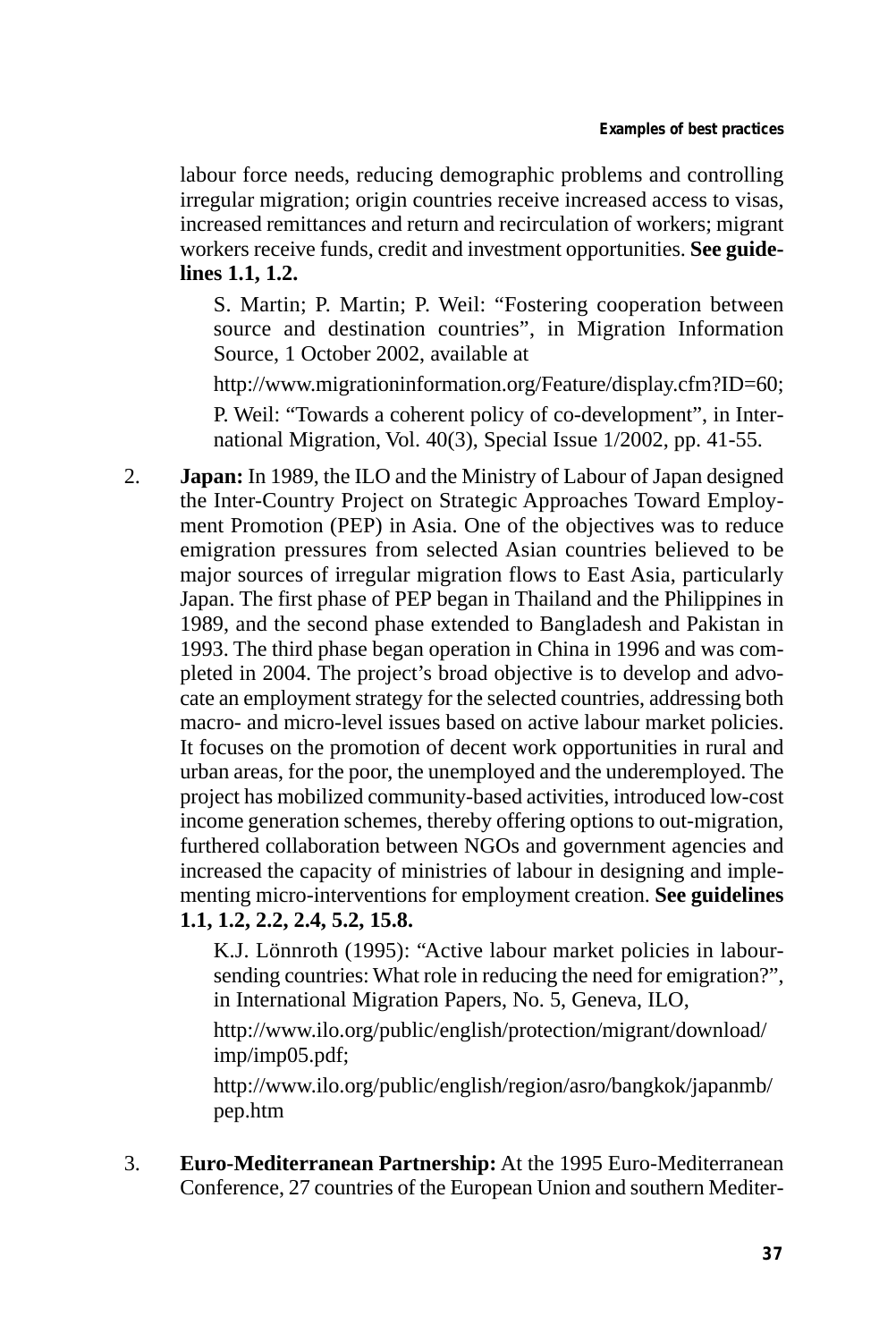labour force needs, reducing demographic problems and controlling irregular migration; origin countries receive increased access to visas, increased remittances and return and recirculation of workers; migrant workers receive funds, credit and investment opportunities. **See guidelines 1.1, 1.2.**

S. Martin; P. Martin; P. Weil: "Fostering cooperation between source and destination countries", in Migration Information Source, 1 October 2002, available at

http://www.migrationinformation.org/Feature/display.cfm?ID=60;

P. Weil: "Towards a coherent policy of co-development", in International Migration, Vol. 40(3), Special Issue 1/2002, pp. 41-55.

2. **Japan:** In 1989, the ILO and the Ministry of Labour of Japan designed the Inter-Country Project on Strategic Approaches Toward Employment Promotion (PEP) in Asia. One of the objectives was to reduce emigration pressures from selected Asian countries believed to be major sources of irregular migration flows to East Asia, particularly Japan. The first phase of PEP began in Thailand and the Philippines in 1989, and the second phase extended to Bangladesh and Pakistan in 1993. The third phase began operation in China in 1996 and was completed in 2004. The project's broad objective is to develop and advocate an employment strategy for the selected countries, addressing both macro- and micro-level issues based on active labour market policies. It focuses on the promotion of decent work opportunities in rural and urban areas, for the poor, the unemployed and the underemployed. The project has mobilized community-based activities, introduced low-cost income generation schemes, thereby offering options to out-migration, furthered collaboration between NGOs and government agencies and increased the capacity of ministries of labour in designing and implementing micro-interventions for employment creation. **See guidelines 1.1, 1.2, 2.2, 2.4, 5.2, 15.8.**

   K.J. Lönnroth (1995): "Active labour market policies in labour-sending countries: What role in reducing the need for emigration?", in International Migration Papers, No. 5, Geneva, ILO,

   http://www.ilo.org/public/english/protection/migrant/download/imp/imp05.pdf;

   http://www.ilo.org/public/english/region/asro/bangkok/japanmb/pep.htm

3. **Euro-Mediterranean Partnership:** At the 1995 Euro-Mediterranean Conference, 27 countries of the European Union and southern Mediter-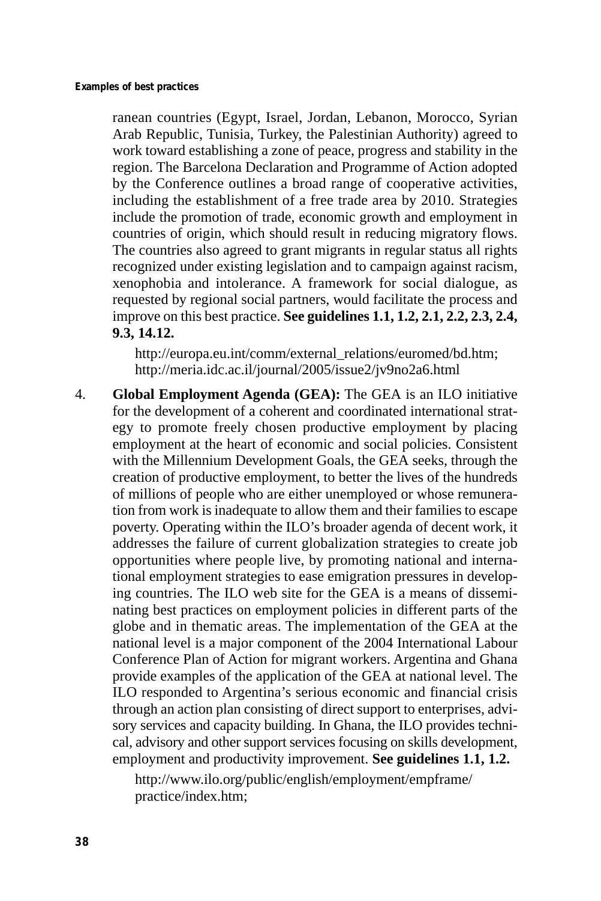ranean countries (Egypt, Israel, Jordan, Lebanon, Morocco, Syrian Arab Republic, Tunisia, Turkey, the Palestinian Authority) agreed to work toward establishing a zone of peace, progress and stability in the region. The Barcelona Declaration and Programme of Action adopted by the Conference outlines a broad range of cooperative activities, including the establishment of a free trade area by 2010. Strategies include the promotion of trade, economic growth and employment in countries of origin, which should result in reducing migratory flows. The countries also agreed to grant migrants in regular status all rights recognized under existing legislation and to campaign against racism, xenophobia and intolerance. A framework for social dialogue, as requested by regional social partners, would facilitate the process and improve on this best practice. **See guidelines 1.1, 1.2, 2.1, 2.2, 2.3, 2.4, 9.3, 14.12.**

   http://europa.eu.int/comm/external_relations/euromed/bd.htm; http://meria.idc.ac.il/journal/2005/issue2/jv9no2a6.html

4. **Global Employment Agenda (GEA):** The GEA is an ILO initiative for the development of a coherent and coordinated international strategy to promote freely chosen productive employment by placing employment at the heart of economic and social policies. Consistent with the Millennium Development Goals, the GEA seeks, through the creation of productive employment, to better the lives of the hundreds of millions of people who are either unemployed or whose remuneration from work is inadequate to allow them and their families to escape poverty. Operating within the ILO's broader agenda of decent work, it addresses the failure of current globalization strategies to create job opportunities where people live, by promoting national and international employment strategies to ease emigration pressures in developing countries. The ILO web site for the GEA is a means of disseminating best practices on employment policies in different parts of the globe and in thematic areas. The implementation of the GEA at the national level is a major component of the 2004 International Labour Conference Plan of Action for migrant workers. Argentina and Ghana provide examples of the application of the GEA at national level. The ILO responded to Argentina's serious economic and financial crisis through an action plan consisting of direct support to enterprises, advisory services and capacity building. In Ghana, the ILO provides technical, advisory and other support services focusing on skills development, employment and productivity improvement. **See guidelines 1.1, 1.2.**

   http://www.ilo.org/public/english/employment/empframe/practice/index.htm;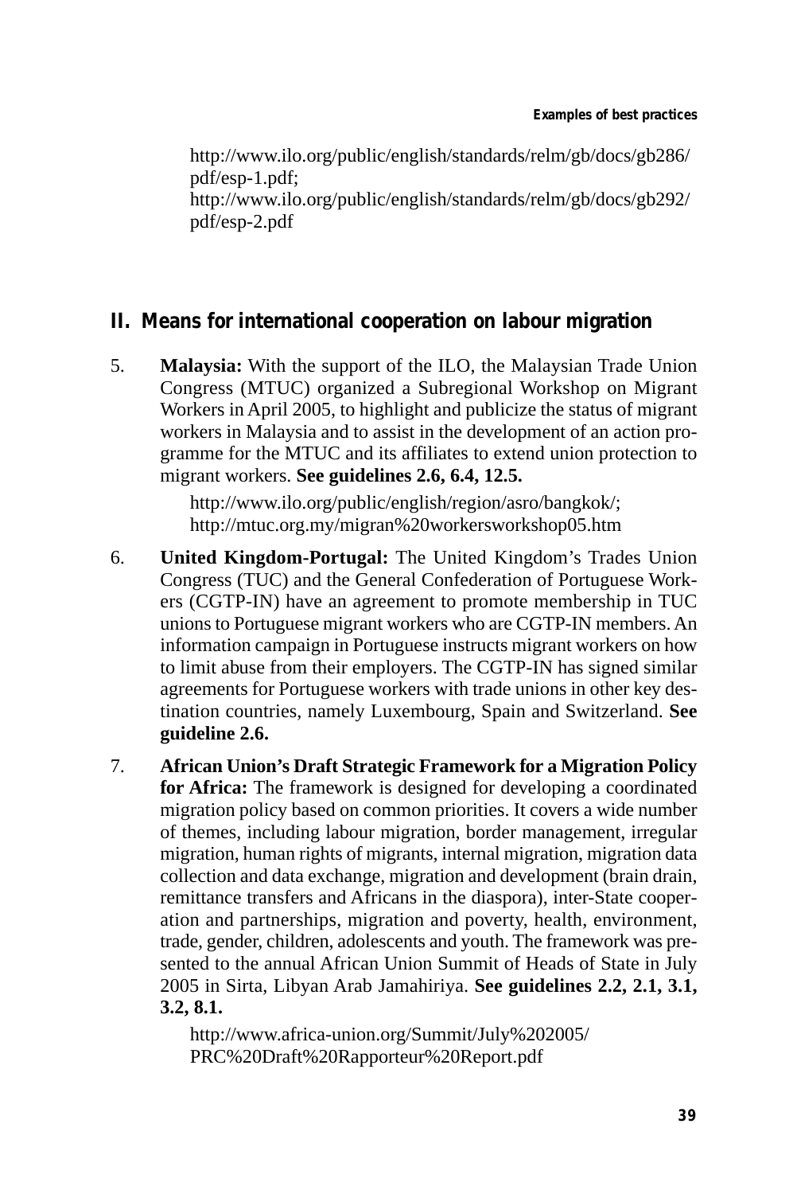http://www.ilo.org/public/english/standards/relm/gb/docs/gb286/pdf/esp-1.pdf;
http://www.ilo.org/public/english/standards/relm/gb/docs/gb292/pdf/esp-2.pdf

## II. Means for international cooperation on labour migration

5. **Malaysia:** With the support of the ILO, the Malaysian Trade Union Congress (MTUC) organized a Subregional Workshop on Migrant Workers in April 2005, to highlight and publicize the status of migrant workers in Malaysia and to assist in the development of an action programme for the MTUC and its affiliates to extend union protection to migrant workers. **See guidelines 2.6, 6.4, 12.5.**

   http://www.ilo.org/public/english/region/asro/bangkok/;
   http://mtuc.org.my/migran%20workersworkshop05.htm

6. **United Kingdom-Portugal:** The United Kingdom's Trades Union Congress (TUC) and the General Confederation of Portuguese Workers (CGTP-IN) have an agreement to promote membership in TUC unions to Portuguese migrant workers who are CGTP-IN members. An information campaign in Portuguese instructs migrant workers on how to limit abuse from their employers. The CGTP-IN has signed similar agreements for Portuguese workers with trade unions in other key destination countries, namely Luxembourg, Spain and Switzerland. **See guideline 2.6.**

7. **African Union's Draft Strategic Framework for a Migration Policy for Africa:** The framework is designed for developing a coordinated migration policy based on common priorities. It covers a wide number of themes, including labour migration, border management, irregular migration, human rights of migrants, internal migration, migration data collection and data exchange, migration and development (brain drain, remittance transfers and Africans in the diaspora), inter-State cooperation and partnerships, migration and poverty, health, environment, trade, gender, children, adolescents and youth. The framework was presented to the annual African Union Summit of Heads of State in July 2005 in Sirta, Libyan Arab Jamahiriya. **See guidelines 2.2, 2.1, 3.1, 3.2, 8.1.**

   http://www.africa-union.org/Summit/July%202005/PRC%20Draft%20Rapporteur%20Report.pdf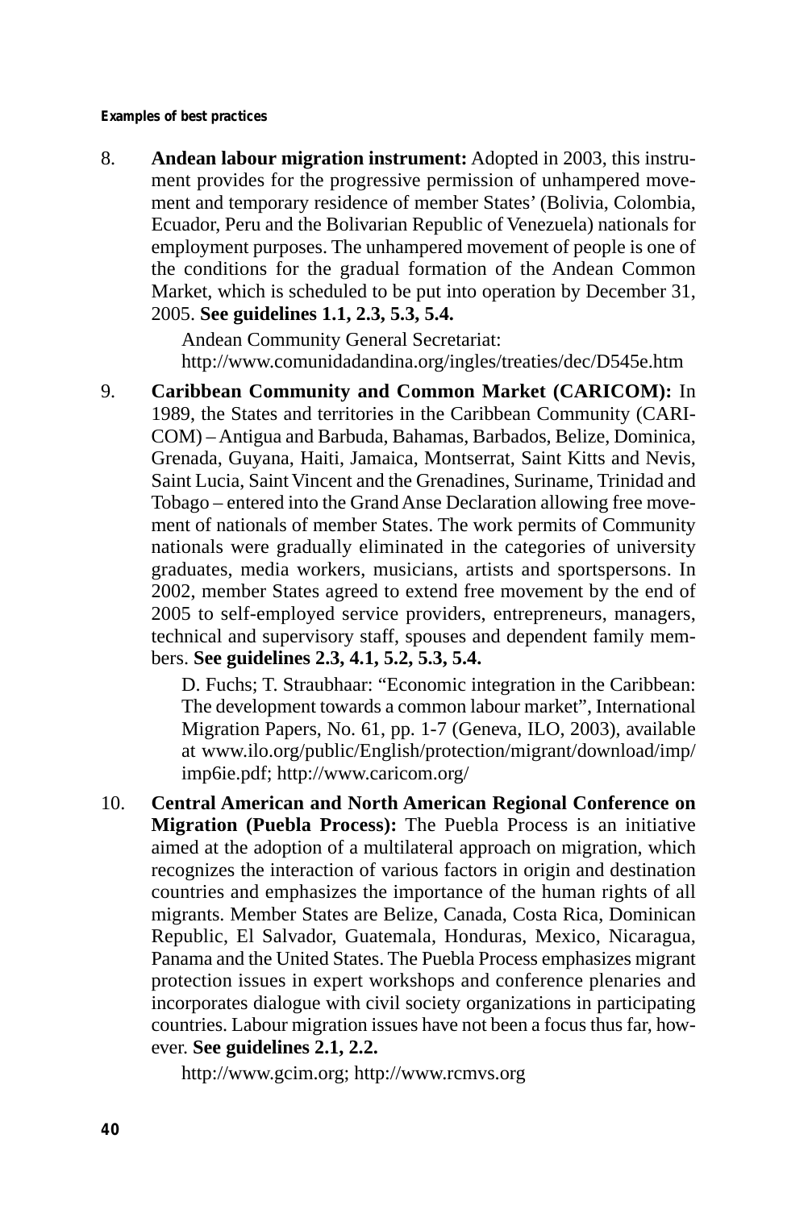8. **Andean labour migration instrument:** Adopted in 2003, this instrument provides for the progressive permission of unhampered movement and temporary residence of member States' (Bolivia, Colombia, Ecuador, Peru and the Bolivarian Republic of Venezuela) nationals for employment purposes. The unhampered movement of people is one of the conditions for the gradual formation of the Andean Common Market, which is scheduled to be put into operation by December 31, 2005. **See guidelines 1.1, 2.3, 5.3, 5.4.**

   Andean Community General Secretariat:
   http://www.comunidadandina.org/ingles/treaties/dec/D545e.htm

9. **Caribbean Community and Common Market (CARICOM):** In 1989, the States and territories in the Caribbean Community (CARICOM) – Antigua and Barbuda, Bahamas, Barbados, Belize, Dominica, Grenada, Guyana, Haiti, Jamaica, Montserrat, Saint Kitts and Nevis, Saint Lucia, Saint Vincent and the Grenadines, Suriname, Trinidad and Tobago – entered into the Grand Anse Declaration allowing free movement of nationals of member States. The work permits of Community nationals were gradually eliminated in the categories of university graduates, media workers, musicians, artists and sportspersons. In 2002, member States agreed to extend free movement by the end of 2005 to self-employed service providers, entrepreneurs, managers, technical and supervisory staff, spouses and dependent family members. **See guidelines 2.3, 4.1, 5.2, 5.3, 5.4.**

   D. Fuchs; T. Straubhaar: "Economic integration in the Caribbean: The development towards a common labour market", International Migration Papers, No. 61, pp. 1-7 (Geneva, ILO, 2003), available at www.ilo.org/public/English/protection/migrant/download/imp/imp6ie.pdf; http://www.caricom.org/

10. **Central American and North American Regional Conference on Migration (Puebla Process):** The Puebla Process is an initiative aimed at the adoption of a multilateral approach on migration, which recognizes the interaction of various factors in origin and destination countries and emphasizes the importance of the human rights of all migrants. Member States are Belize, Canada, Costa Rica, Dominican Republic, El Salvador, Guatemala, Honduras, Mexico, Nicaragua, Panama and the United States. The Puebla Process emphasizes migrant protection issues in expert workshops and conference plenaries and incorporates dialogue with civil society organizations in participating countries. Labour migration issues have not been a focus thus far, however. **See guidelines 2.1, 2.2.**

    http://www.gcim.org; http://www.rcmvs.org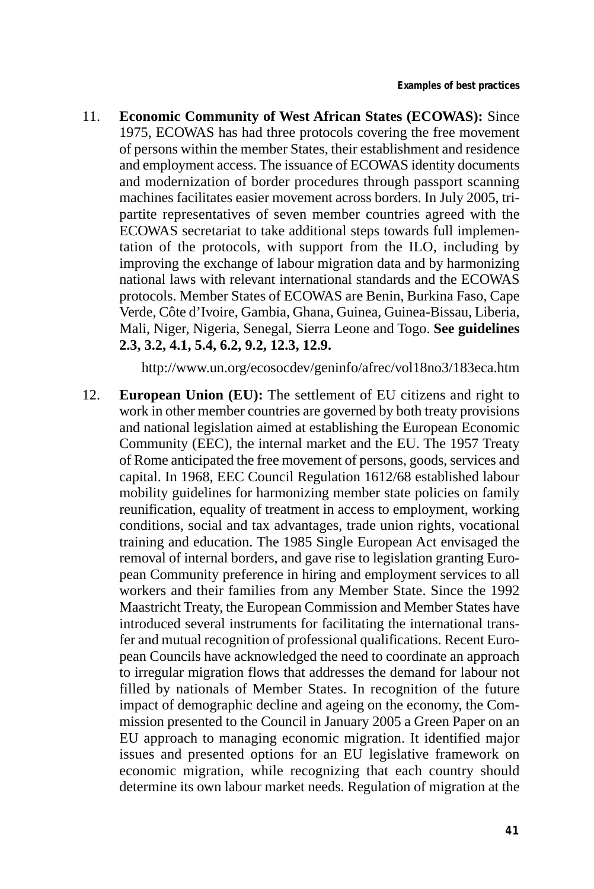11. **Economic Community of West African States (ECOWAS):** Since 1975, ECOWAS has had three protocols covering the free movement of persons within the member States, their establishment and residence and employment access. The issuance of ECOWAS identity documents and modernization of border procedures through passport scanning machines facilitates easier movement across borders. In July 2005, tripartite representatives of seven member countries agreed with the ECOWAS secretariat to take additional steps towards full implementation of the protocols, with support from the ILO, including by improving the exchange of labour migration data and by harmonizing national laws with relevant international standards and the ECOWAS protocols. Member States of ECOWAS are Benin, Burkina Faso, Cape Verde, Côte d'Ivoire, Gambia, Ghana, Guinea, Guinea-Bissau, Liberia, Mali, Niger, Nigeria, Senegal, Sierra Leone and Togo. **See guidelines 2.3, 3.2, 4.1, 5.4, 6.2, 9.2, 12.3, 12.9.**

    http://www.un.org/ecosocdev/geninfo/afrec/vol18no3/183eca.htm

12. **European Union (EU):** The settlement of EU citizens and right to work in other member countries are governed by both treaty provisions and national legislation aimed at establishing the European Economic Community (EEC), the internal market and the EU. The 1957 Treaty of Rome anticipated the free movement of persons, goods, services and capital. In 1968, EEC Council Regulation 1612/68 established labour mobility guidelines for harmonizing member state policies on family reunification, equality of treatment in access to employment, working conditions, social and tax advantages, trade union rights, vocational training and education. The 1985 Single European Act envisaged the removal of internal borders, and gave rise to legislation granting European Community preference in hiring and employment services to all workers and their families from any Member State. Since the 1992 Maastricht Treaty, the European Commission and Member States have introduced several instruments for facilitating the international transfer and mutual recognition of professional qualifications. Recent European Councils have acknowledged the need to coordinate an approach to irregular migration flows that addresses the demand for labour not filled by nationals of Member States. In recognition of the future impact of demographic decline and ageing on the economy, the Commission presented to the Council in January 2005 a Green Paper on an EU approach to managing economic migration. It identified major issues and presented options for an EU legislative framework on economic migration, while recognizing that each country should determine its own labour market needs. Regulation of migration at the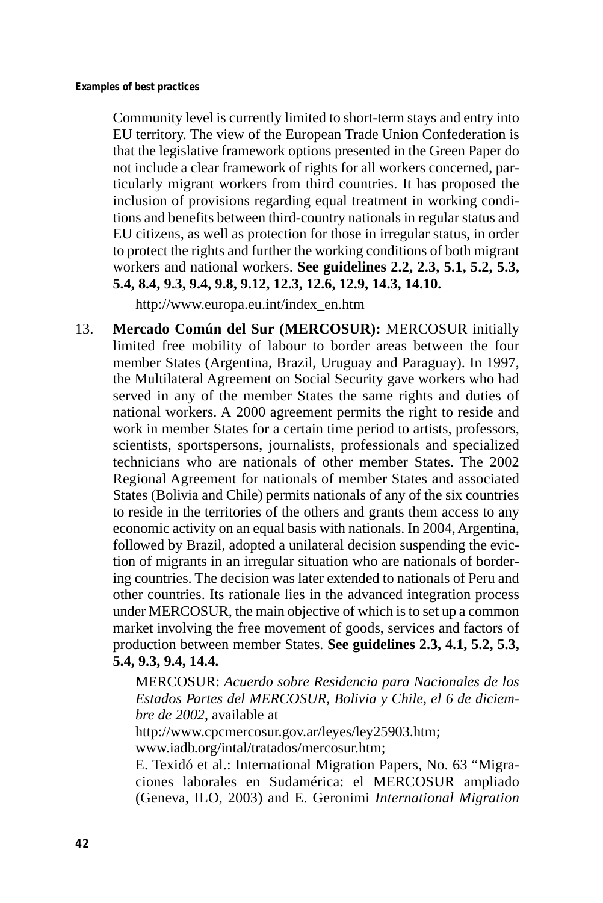Community level is currently limited to short-term stays and entry into EU territory. The view of the European Trade Union Confederation is that the legislative framework options presented in the Green Paper do not include a clear framework of rights for all workers concerned, particularly migrant workers from third countries. It has proposed the inclusion of provisions regarding equal treatment in working conditions and benefits between third-country nationals in regular status and EU citizens, as well as protection for those in irregular status, in order to protect the rights and further the working conditions of both migrant workers and national workers. **See guidelines 2.2, 2.3, 5.1, 5.2, 5.3, 5.4, 8.4, 9.3, 9.4, 9.8, 9.12, 12.3, 12.6, 12.9, 14.3, 14.10.**

http://www.europa.eu.int/index_en.htm

13. **Mercado Común del Sur (MERCOSUR):** MERCOSUR initially limited free mobility of labour to border areas between the four member States (Argentina, Brazil, Uruguay and Paraguay). In 1997, the Multilateral Agreement on Social Security gave workers who had served in any of the member States the same rights and duties of national workers. A 2000 agreement permits the right to reside and work in member States for a certain time period to artists, professors, scientists, sportspersons, journalists, professionals and specialized technicians who are nationals of other member States. The 2002 Regional Agreement for nationals of member States and associated States (Bolivia and Chile) permits nationals of any of the six countries to reside in the territories of the others and grants them access to any economic activity on an equal basis with nationals. In 2004, Argentina, followed by Brazil, adopted a unilateral decision suspending the eviction of migrants in an irregular situation who are nationals of bordering countries. The decision was later extended to nationals of Peru and other countries. Its rationale lies in the advanced integration process under MERCOSUR, the main objective of which is to set up a common market involving the free movement of goods, services and factors of production between member States. **See guidelines 2.3, 4.1, 5.2, 5.3, 5.4, 9.3, 9.4, 14.4.**

   MERCOSUR: *Acuerdo sobre Residencia para Nacionales de los Estados Partes del MERCOSUR, Bolivia y Chile, el 6 de diciembre de 2002*, available at
   http://www.cpcmercosur.gov.ar/leyes/ley25903.htm;
   www.iadb.org/intal/tratados/mercosur.htm;
   E. Texidó et al.: International Migration Papers, No. 63 "Migraciones laborales en Sudamérica: el MERCOSUR ampliado (Geneva, ILO, 2003) and E. Geronimi *International Migration*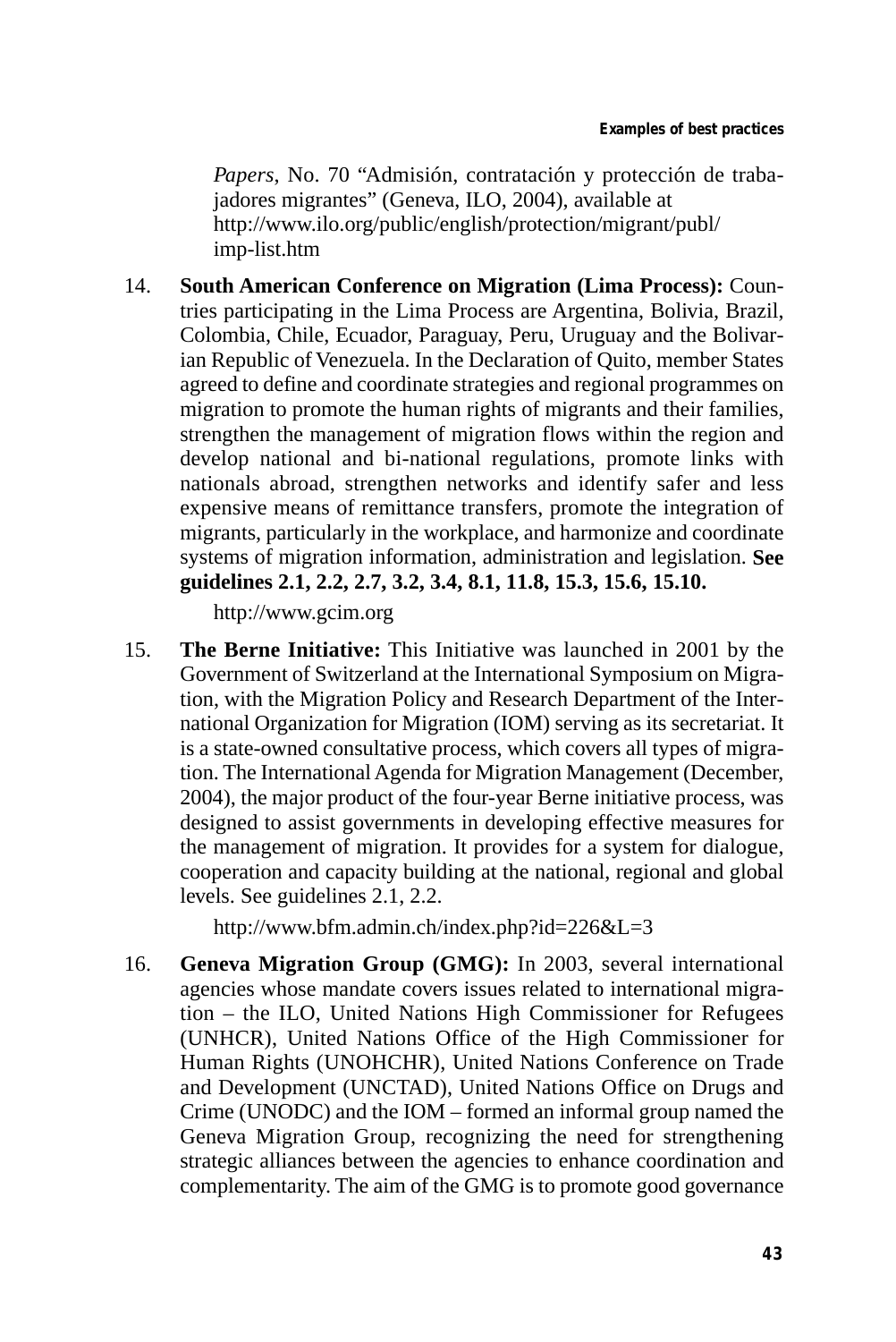*Papers*, No. 70 "Admisión, contratación y protección de trabajadores migrantes" (Geneva, ILO, 2004), available at http://www.ilo.org/public/english/protection/migrant/publ/imp-list.htm

14. **South American Conference on Migration (Lima Process):** Countries participating in the Lima Process are Argentina, Bolivia, Brazil, Colombia, Chile, Ecuador, Paraguay, Peru, Uruguay and the Bolivarian Republic of Venezuela. In the Declaration of Quito, member States agreed to define and coordinate strategies and regional programmes on migration to promote the human rights of migrants and their families, strengthen the management of migration flows within the region and develop national and bi-national regulations, promote links with nationals abroad, strengthen networks and identify safer and less expensive means of remittance transfers, promote the integration of migrants, particularly in the workplace, and harmonize and coordinate systems of migration information, administration and legislation. **See guidelines 2.1, 2.2, 2.7, 3.2, 3.4, 8.1, 11.8, 15.3, 15.6, 15.10.**

    http://www.gcim.org

15. **The Berne Initiative:** This Initiative was launched in 2001 by the Government of Switzerland at the International Symposium on Migration, with the Migration Policy and Research Department of the International Organization for Migration (IOM) serving as its secretariat. It is a state-owned consultative process, which covers all types of migration. The International Agenda for Migration Management (December, 2004), the major product of the four-year Berne initiative process, was designed to assist governments in developing effective measures for the management of migration. It provides for a system for dialogue, cooperation and capacity building at the national, regional and global levels. See guidelines 2.1, 2.2.

    http://www.bfm.admin.ch/index.php?id=226&L=3

16. **Geneva Migration Group (GMG):** In 2003, several international agencies whose mandate covers issues related to international migration – the ILO, United Nations High Commissioner for Refugees (UNHCR), United Nations Office of the High Commissioner for Human Rights (UNOHCHR), United Nations Conference on Trade and Development (UNCTAD), United Nations Office on Drugs and Crime (UNODC) and the IOM – formed an informal group named the Geneva Migration Group, recognizing the need for strengthening strategic alliances between the agencies to enhance coordination and complementarity. The aim of the GMG is to promote good governance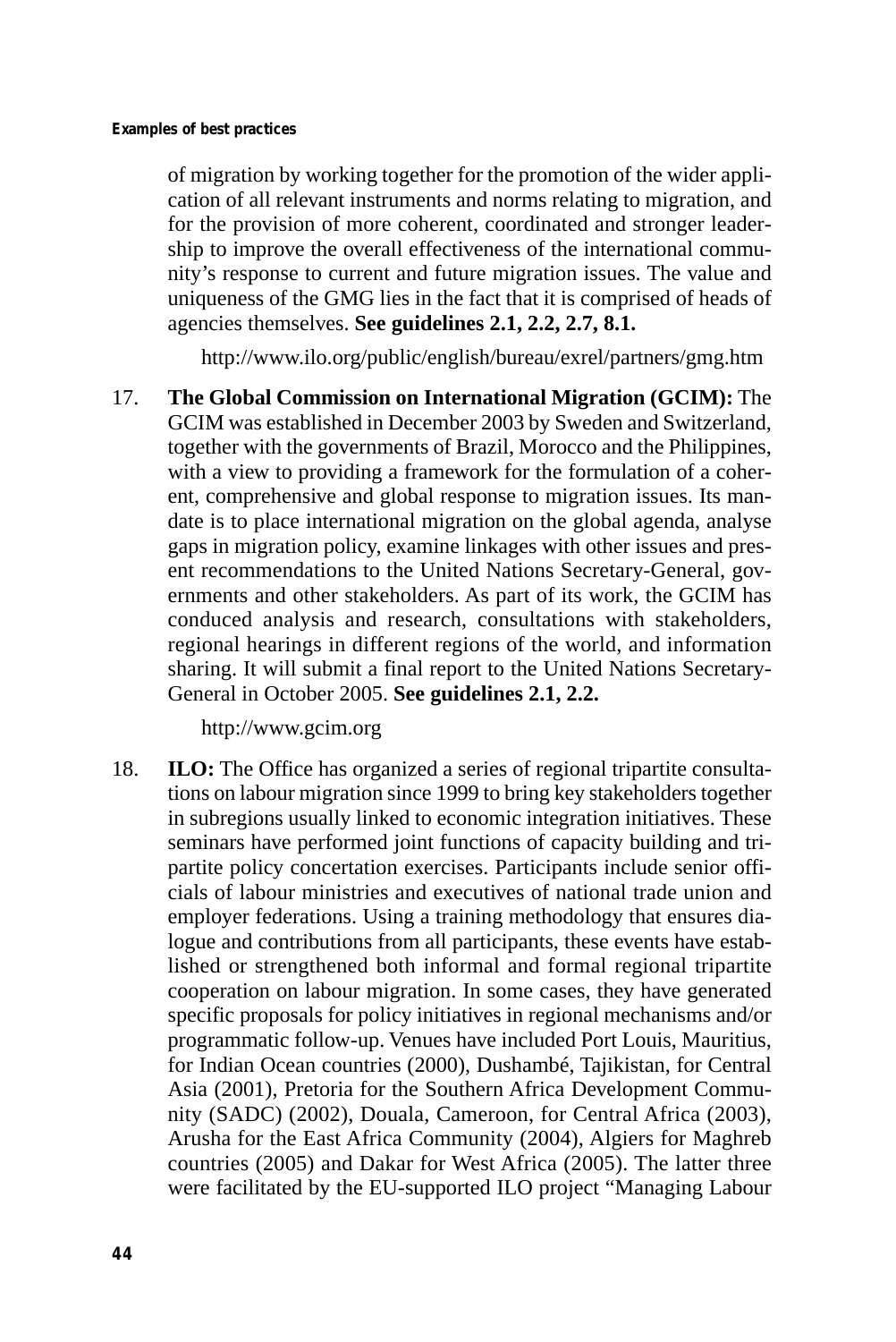of migration by working together for the promotion of the wider application of all relevant instruments and norms relating to migration, and for the provision of more coherent, coordinated and stronger leadership to improve the overall effectiveness of the international community's response to current and future migration issues. The value and uniqueness of the GMG lies in the fact that it is comprised of heads of agencies themselves. **See guidelines 2.1, 2.2, 2.7, 8.1.**

http://www.ilo.org/public/english/bureau/exrel/partners/gmg.htm

17. **The Global Commission on International Migration (GCIM):** The GCIM was established in December 2003 by Sweden and Switzerland, together with the governments of Brazil, Morocco and the Philippines, with a view to providing a framework for the formulation of a coherent, comprehensive and global response to migration issues. Its mandate is to place international migration on the global agenda, analyse gaps in migration policy, examine linkages with other issues and present recommendations to the United Nations Secretary-General, governments and other stakeholders. As part of its work, the GCIM has conduced analysis and research, consultations with stakeholders, regional hearings in different regions of the world, and information sharing. It will submit a final report to the United Nations Secretary-General in October 2005. **See guidelines 2.1, 2.2.**

    http://www.gcim.org

18. **ILO:** The Office has organized a series of regional tripartite consultations on labour migration since 1999 to bring key stakeholders together in subregions usually linked to economic integration initiatives. These seminars have performed joint functions of capacity building and tripartite policy concertation exercises. Participants include senior officials of labour ministries and executives of national trade union and employer federations. Using a training methodology that ensures dialogue and contributions from all participants, these events have established or strengthened both informal and formal regional tripartite cooperation on labour migration. In some cases, they have generated specific proposals for policy initiatives in regional mechanisms and/or programmatic follow-up. Venues have included Port Louis, Mauritius, for Indian Ocean countries (2000), Dushambé, Tajikistan, for Central Asia (2001), Pretoria for the Southern Africa Development Community (SADC) (2002), Douala, Cameroon, for Central Africa (2003), Arusha for the East Africa Community (2004), Algiers for Maghreb countries (2005) and Dakar for West Africa (2005). The latter three were facilitated by the EU-supported ILO project "Managing Labour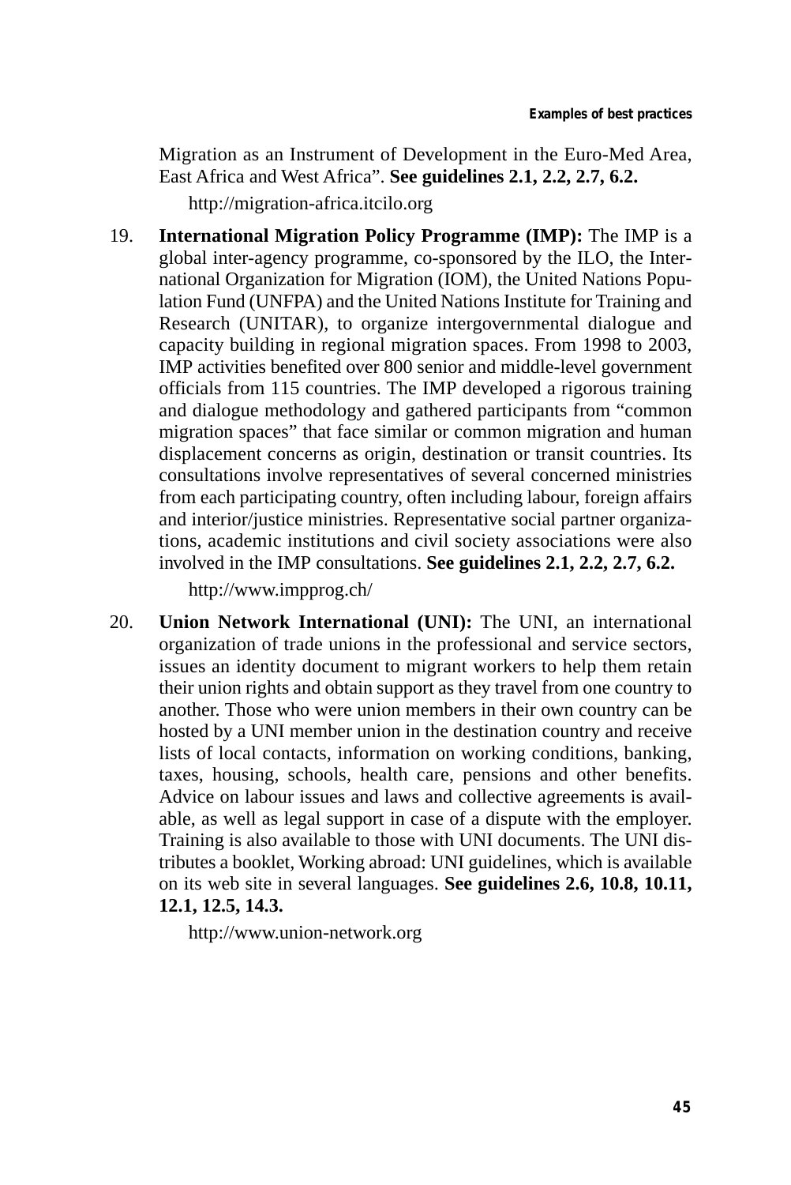Migration as an Instrument of Development in the Euro-Med Area, East Africa and West Africa". **See guidelines 2.1, 2.2, 2.7, 6.2.**

http://migration-africa.itcilo.org

19. **International Migration Policy Programme (IMP):** The IMP is a global inter-agency programme, co-sponsored by the ILO, the International Organization for Migration (IOM), the United Nations Population Fund (UNFPA) and the United Nations Institute for Training and Research (UNITAR), to organize intergovernmental dialogue and capacity building in regional migration spaces. From 1998 to 2003, IMP activities benefited over 800 senior and middle-level government officials from 115 countries. The IMP developed a rigorous training and dialogue methodology and gathered participants from "common migration spaces" that face similar or common migration and human displacement concerns as origin, destination or transit countries. Its consultations involve representatives of several concerned ministries from each participating country, often including labour, foreign affairs and interior/justice ministries. Representative social partner organizations, academic institutions and civil society associations were also involved in the IMP consultations. **See guidelines 2.1, 2.2, 2.7, 6.2.**

    http://www.impprog.ch/

20. **Union Network International (UNI):** The UNI, an international organization of trade unions in the professional and service sectors, issues an identity document to migrant workers to help them retain their union rights and obtain support as they travel from one country to another. Those who were union members in their own country can be hosted by a UNI member union in the destination country and receive lists of local contacts, information on working conditions, banking, taxes, housing, schools, health care, pensions and other benefits. Advice on labour issues and laws and collective agreements is available, as well as legal support in case of a dispute with the employer. Training is also available to those with UNI documents. The UNI distributes a booklet, Working abroad: UNI guidelines, which is available on its web site in several languages. **See guidelines 2.6, 10.8, 10.11, 12.1, 12.5, 14.3.**

    http://www.union-network.org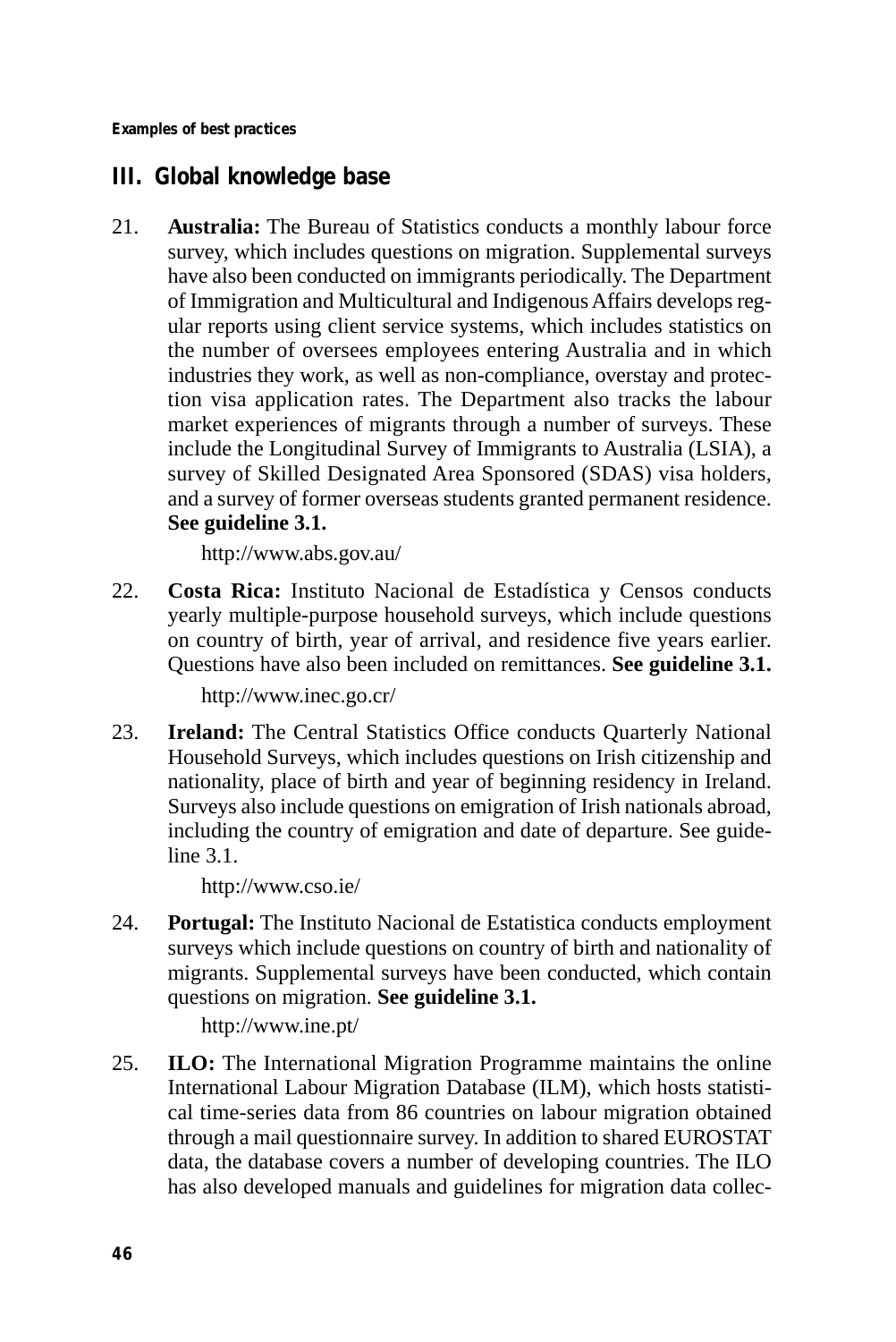## III. Global knowledge base

21. **Australia:** The Bureau of Statistics conducts a monthly labour force survey, which includes questions on migration. Supplemental surveys have also been conducted on immigrants periodically. The Department of Immigration and Multicultural and Indigenous Affairs develops regular reports using client service systems, which includes statistics on the number of oversees employees entering Australia and in which industries they work, as well as non-compliance, overstay and protection visa application rates. The Department also tracks the labour market experiences of migrants through a number of surveys. These include the Longitudinal Survey of Immigrants to Australia (LSIA), a survey of Skilled Designated Area Sponsored (SDAS) visa holders, and a survey of former overseas students granted permanent residence. **See guideline 3.1.**

    http://www.abs.gov.au/

22. **Costa Rica:** Instituto Nacional de Estadística y Censos conducts yearly multiple-purpose household surveys, which include questions on country of birth, year of arrival, and residence five years earlier. Questions have also been included on remittances. **See guideline 3.1.**

    http://www.inec.go.cr/

23. **Ireland:** The Central Statistics Office conducts Quarterly National Household Surveys, which includes questions on Irish citizenship and nationality, place of birth and year of beginning residency in Ireland. Surveys also include questions on emigration of Irish nationals abroad, including the country of emigration and date of departure. See guideline 3.1.

    http://www.cso.ie/

24. **Portugal:** The Instituto Nacional de Estatistica conducts employment surveys which include questions on country of birth and nationality of migrants. Supplemental surveys have been conducted, which contain questions on migration. **See guideline 3.1.**

    http://www.ine.pt/

25. **ILO:** The International Migration Programme maintains the online International Labour Migration Database (ILM), which hosts statistical time-series data from 86 countries on labour migration obtained through a mail questionnaire survey. In addition to shared EUROSTAT data, the database covers a number of developing countries. The ILO has also developed manuals and guidelines for migration data collec-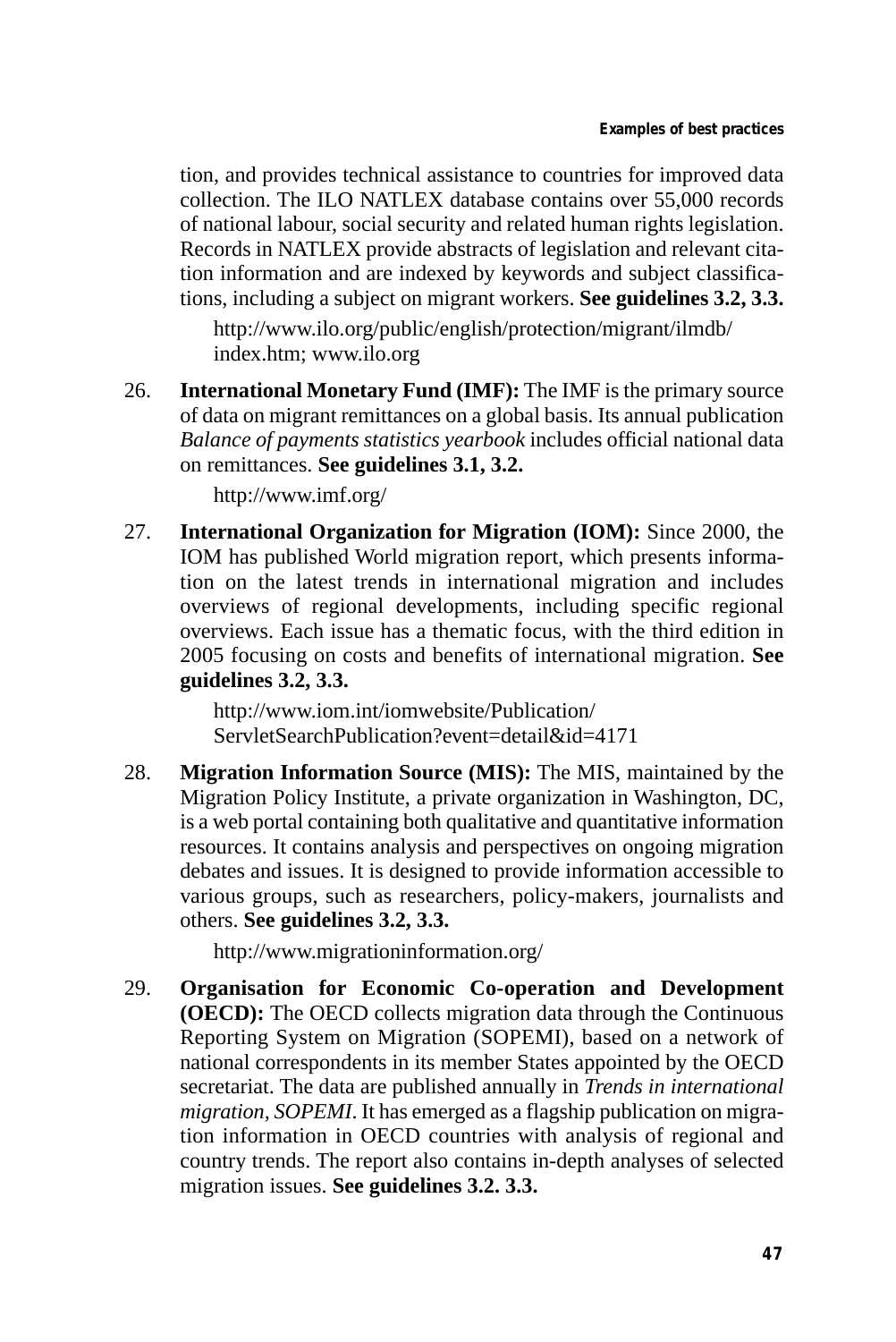tion, and provides technical assistance to countries for improved data collection. The ILO NATLEX database contains over 55,000 records of national labour, social security and related human rights legislation. Records in NATLEX provide abstracts of legislation and relevant citation information and are indexed by keywords and subject classifications, including a subject on migrant workers. **See guidelines 3.2, 3.3.**

http://www.ilo.org/public/english/protection/migrant/ilmdb/index.htm; www.ilo.org

26. **International Monetary Fund (IMF):** The IMF is the primary source of data on migrant remittances on a global basis. Its annual publication *Balance of payments statistics yearbook* includes official national data on remittances. **See guidelines 3.1, 3.2.**

    http://www.imf.org/

27. **International Organization for Migration (IOM):** Since 2000, the IOM has published World migration report, which presents information on the latest trends in international migration and includes overviews of regional developments, including specific regional overviews. Each issue has a thematic focus, with the third edition in 2005 focusing on costs and benefits of international migration. **See guidelines 3.2, 3.3.**

    http://www.iom.int/iomwebsite/Publication/ServletSearchPublication?event=detail&id=4171

28. **Migration Information Source (MIS):** The MIS, maintained by the Migration Policy Institute, a private organization in Washington, DC, is a web portal containing both qualitative and quantitative information resources. It contains analysis and perspectives on ongoing migration debates and issues. It is designed to provide information accessible to various groups, such as researchers, policy-makers, journalists and others. **See guidelines 3.2, 3.3.**

    http://www.migrationinformation.org/

29. **Organisation for Economic Co-operation and Development (OECD):** The OECD collects migration data through the Continuous Reporting System on Migration (SOPEMI), based on a network of national correspondents in its member States appointed by the OECD secretariat. The data are published annually in *Trends in international migration, SOPEMI*. It has emerged as a flagship publication on migration information in OECD countries with analysis of regional and country trends. The report also contains in-depth analyses of selected migration issues. **See guidelines 3.2. 3.3.**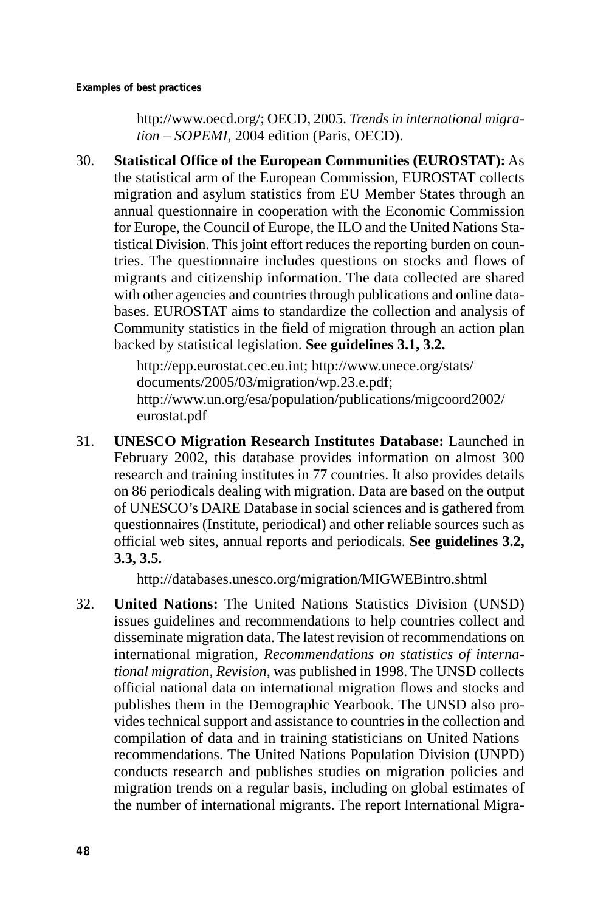http://www.oecd.org/; OECD, 2005. *Trends in international migration – SOPEMI*, 2004 edition (Paris, OECD).

30. **Statistical Office of the European Communities (EUROSTAT):** As the statistical arm of the European Commission, EUROSTAT collects migration and asylum statistics from EU Member States through an annual questionnaire in cooperation with the Economic Commission for Europe, the Council of Europe, the ILO and the United Nations Statistical Division. This joint effort reduces the reporting burden on countries. The questionnaire includes questions on stocks and flows of migrants and citizenship information. The data collected are shared with other agencies and countries through publications and online databases. EUROSTAT aims to standardize the collection and analysis of Community statistics in the field of migration through an action plan backed by statistical legislation. **See guidelines 3.1, 3.2.**

    http://epp.eurostat.cec.eu.int; http://www.unece.org/stats/documents/2005/03/migration/wp.23.e.pdf; http://www.un.org/esa/population/publications/migcoord2002/eurostat.pdf

31. **UNESCO Migration Research Institutes Database:** Launched in February 2002, this database provides information on almost 300 research and training institutes in 77 countries. It also provides details on 86 periodicals dealing with migration. Data are based on the output of UNESCO's DARE Database in social sciences and is gathered from questionnaires (Institute, periodical) and other reliable sources such as official web sites, annual reports and periodicals. **See guidelines 3.2, 3.3, 3.5.**

    http://databases.unesco.org/migration/MIGWEBintro.shtml

32. **United Nations:** The United Nations Statistics Division (UNSD) issues guidelines and recommendations to help countries collect and disseminate migration data. The latest revision of recommendations on international migration, *Recommendations on statistics of international migration, Revision*, was published in 1998. The UNSD collects official national data on international migration flows and stocks and publishes them in the Demographic Yearbook. The UNSD also provides technical support and assistance to countries in the collection and compilation of data and in training statisticians on United Nations recommendations. The United Nations Population Division (UNPD) conducts research and publishes studies on migration policies and migration trends on a regular basis, including on global estimates of the number of international migrants. The report International Migra-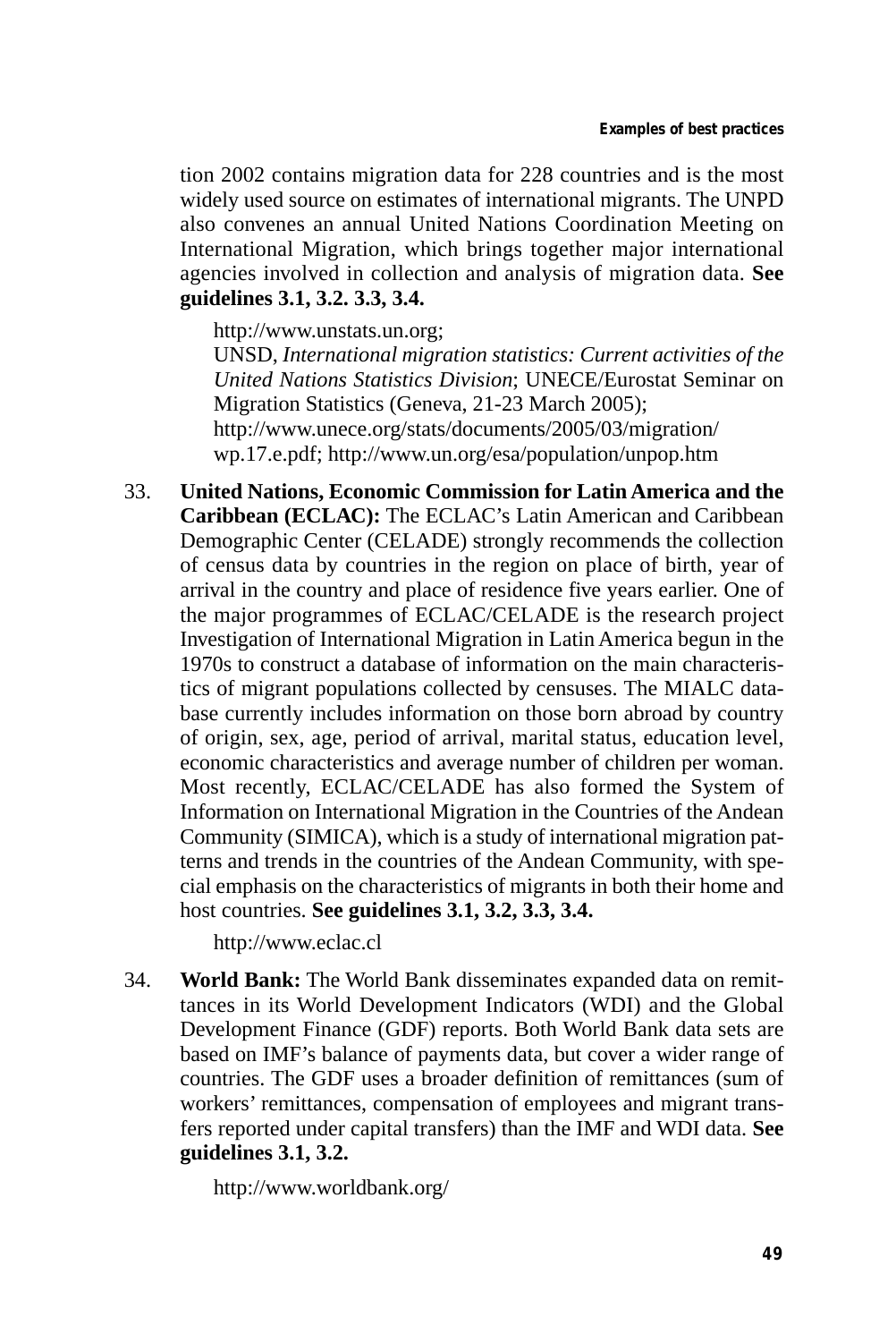tion 2002 contains migration data for 228 countries and is the most widely used source on estimates of international migrants. The UNPD also convenes an annual United Nations Coordination Meeting on International Migration, which brings together major international agencies involved in collection and analysis of migration data. **See guidelines 3.1, 3.2. 3.3, 3.4.**

http://www.unstats.un.org;
UNSD, *International migration statistics: Current activities of the United Nations Statistics Division*; UNECE/Eurostat Seminar on Migration Statistics (Geneva, 21-23 March 2005);
http://www.unece.org/stats/documents/2005/03/migration/wp.17.e.pdf; http://www.un.org/esa/population/unpop.htm

33. **United Nations, Economic Commission for Latin America and the Caribbean (ECLAC):** The ECLAC's Latin American and Caribbean Demographic Center (CELADE) strongly recommends the collection of census data by countries in the region on place of birth, year of arrival in the country and place of residence five years earlier. One of the major programmes of ECLAC/CELADE is the research project Investigation of International Migration in Latin America begun in the 1970s to construct a database of information on the main characteristics of migrant populations collected by censuses. The MIALC database currently includes information on those born abroad by country of origin, sex, age, period of arrival, marital status, education level, economic characteristics and average number of children per woman. Most recently, ECLAC/CELADE has also formed the System of Information on International Migration in the Countries of the Andean Community (SIMICA), which is a study of international migration patterns and trends in the countries of the Andean Community, with special emphasis on the characteristics of migrants in both their home and host countries. **See guidelines 3.1, 3.2, 3.3, 3.4.**

http://www.eclac.cl

34. **World Bank:** The World Bank disseminates expanded data on remittances in its World Development Indicators (WDI) and the Global Development Finance (GDF) reports. Both World Bank data sets are based on IMF's balance of payments data, but cover a wider range of countries. The GDF uses a broader definition of remittances (sum of workers' remittances, compensation of employees and migrant transfers reported under capital transfers) than the IMF and WDI data. **See guidelines 3.1, 3.2.**

http://www.worldbank.org/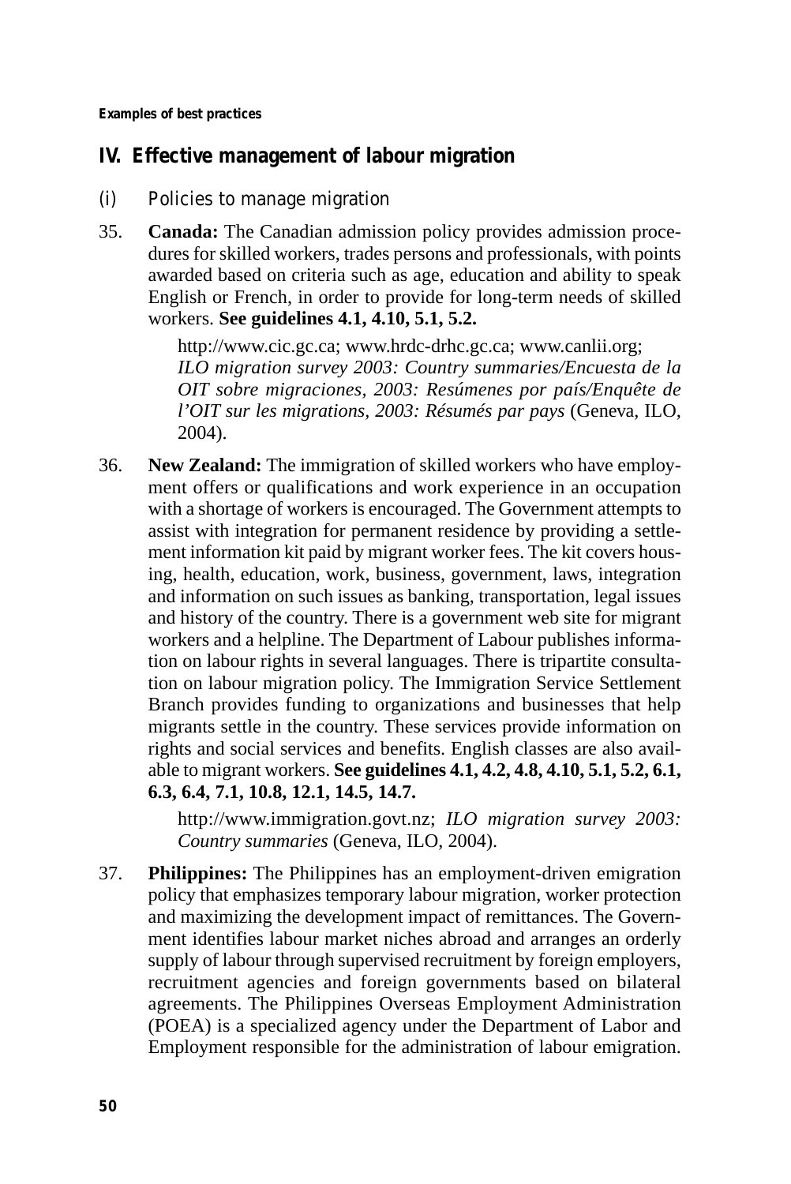## IV. Effective management of labour migration

### (i) Policies to manage migration

35. **Canada:** The Canadian admission policy provides admission procedures for skilled workers, trades persons and professionals, with points awarded based on criteria such as age, education and ability to speak English or French, in order to provide for long-term needs of skilled workers. **See guidelines 4.1, 4.10, 5.1, 5.2.**

    http://www.cic.gc.ca; www.hrdc-drhc.gc.ca; www.canlii.org; *ILO migration survey 2003: Country summaries/Encuesta de la OIT sobre migraciones, 2003: Resúmenes por país/Enquête de l'OIT sur les migrations, 2003: Résumés par pays* (Geneva, ILO, 2004).

36. **New Zealand:** The immigration of skilled workers who have employment offers or qualifications and work experience in an occupation with a shortage of workers is encouraged. The Government attempts to assist with integration for permanent residence by providing a settlement information kit paid by migrant worker fees. The kit covers housing, health, education, work, business, government, laws, integration and information on such issues as banking, transportation, legal issues and history of the country. There is a government web site for migrant workers and a helpline. The Department of Labour publishes information on labour rights in several languages. There is tripartite consultation on labour migration policy. The Immigration Service Settlement Branch provides funding to organizations and businesses that help migrants settle in the country. These services provide information on rights and social services and benefits. English classes are also available to migrant workers. **See guidelines 4.1, 4.2, 4.8, 4.10, 5.1, 5.2, 6.1, 6.3, 6.4, 7.1, 10.8, 12.1, 14.5, 14.7.**

    http://www.immigration.govt.nz; *ILO migration survey 2003: Country summaries* (Geneva, ILO, 2004).

37. **Philippines:** The Philippines has an employment-driven emigration policy that emphasizes temporary labour migration, worker protection and maximizing the development impact of remittances. The Government identifies labour market niches abroad and arranges an orderly supply of labour through supervised recruitment by foreign employers, recruitment agencies and foreign governments based on bilateral agreements. The Philippines Overseas Employment Administration (POEA) is a specialized agency under the Department of Labor and Employment responsible for the administration of labour emigration.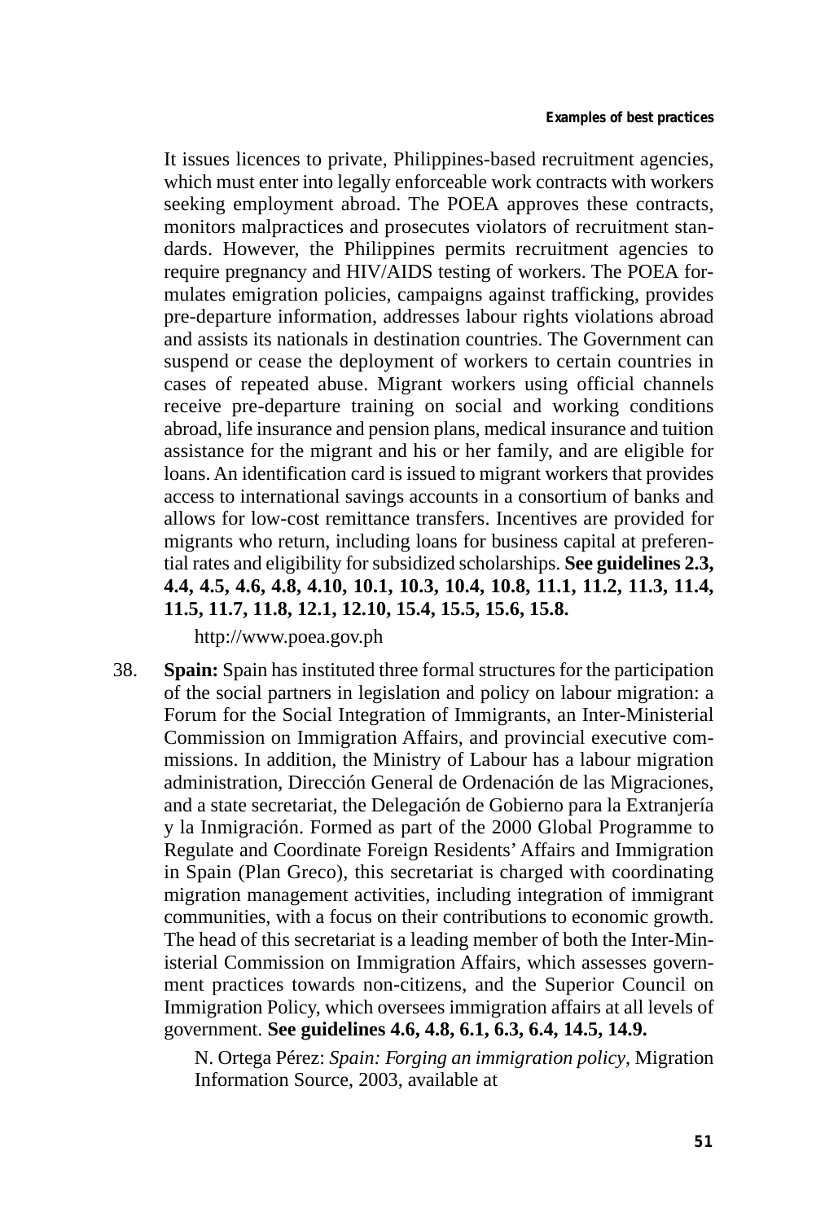It issues licences to private, Philippines-based recruitment agencies, which must enter into legally enforceable work contracts with workers seeking employment abroad. The POEA approves these contracts, monitors malpractices and prosecutes violators of recruitment standards. However, the Philippines permits recruitment agencies to require pregnancy and HIV/AIDS testing of workers. The POEA formulates emigration policies, campaigns against trafficking, provides pre-departure information, addresses labour rights violations abroad and assists its nationals in destination countries. The Government can suspend or cease the deployment of workers to certain countries in cases of repeated abuse. Migrant workers using official channels receive pre-departure training on social and working conditions abroad, life insurance and pension plans, medical insurance and tuition assistance for the migrant and his or her family, and are eligible for loans. An identification card is issued to migrant workers that provides access to international savings accounts in a consortium of banks and allows for low-cost remittance transfers. Incentives are provided for migrants who return, including loans for business capital at preferential rates and eligibility for subsidized scholarships. **See guidelines 2.3, 4.4, 4.5, 4.6, 4.8, 4.10, 10.1, 10.3, 10.4, 10.8, 11.1, 11.2, 11.3, 11.4, 11.5, 11.7, 11.8, 12.1, 12.10, 15.4, 15.5, 15.6, 15.8.**

http://www.poea.gov.ph

38. **Spain:** Spain has instituted three formal structures for the participation of the social partners in legislation and policy on labour migration: a Forum for the Social Integration of Immigrants, an Inter-Ministerial Commission on Immigration Affairs, and provincial executive commissions. In addition, the Ministry of Labour has a labour migration administration, Dirección General de Ordenación de las Migraciones, and a state secretariat, the Delegación de Gobierno para la Extranjería y la Inmigración. Formed as part of the 2000 Global Programme to Regulate and Coordinate Foreign Residents' Affairs and Immigration in Spain (Plan Greco), this secretariat is charged with coordinating migration management activities, including integration of immigrant communities, with a focus on their contributions to economic growth. The head of this secretariat is a leading member of both the Inter-Ministerial Commission on Immigration Affairs, which assesses government practices towards non-citizens, and the Superior Council on Immigration Policy, which oversees immigration affairs at all levels of government. **See guidelines 4.6, 4.8, 6.1, 6.3, 6.4, 14.5, 14.9.**

N. Ortega Pérez: *Spain: Forging an immigration policy*, Migration Information Source, 2003, available at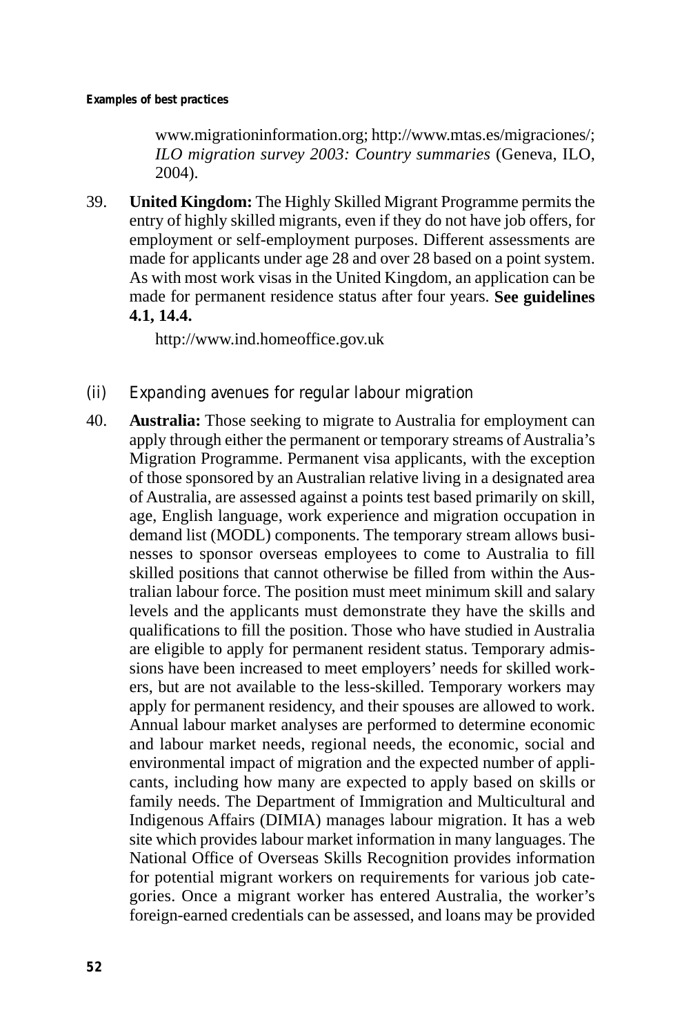www.migrationinformation.org; http://www.mtas.es/migraciones/; *ILO migration survey 2003: Country summaries* (Geneva, ILO, 2004).

39. **United Kingdom:** The Highly Skilled Migrant Programme permits the entry of highly skilled migrants, even if they do not have job offers, for employment or self-employment purposes. Different assessments are made for applicants under age 28 and over 28 based on a point system. As with most work visas in the United Kingdom, an application can be made for permanent residence status after four years. **See guidelines 4.1, 14.4.**

    http://www.ind.homeoffice.gov.uk

### (ii) Expanding avenues for regular labour migration

40. **Australia:** Those seeking to migrate to Australia for employment can apply through either the permanent or temporary streams of Australia's Migration Programme. Permanent visa applicants, with the exception of those sponsored by an Australian relative living in a designated area of Australia, are assessed against a points test based primarily on skill, age, English language, work experience and migration occupation in demand list (MODL) components. The temporary stream allows businesses to sponsor overseas employees to come to Australia to fill skilled positions that cannot otherwise be filled from within the Australian labour force. The position must meet minimum skill and salary levels and the applicants must demonstrate they have the skills and qualifications to fill the position. Those who have studied in Australia are eligible to apply for permanent resident status. Temporary admissions have been increased to meet employers' needs for skilled workers, but are not available to the less-skilled. Temporary workers may apply for permanent residency, and their spouses are allowed to work. Annual labour market analyses are performed to determine economic and labour market needs, regional needs, the economic, social and environmental impact of migration and the expected number of applicants, including how many are expected to apply based on skills or family needs. The Department of Immigration and Multicultural and Indigenous Affairs (DIMIA) manages labour migration. It has a web site which provides labour market information in many languages. The National Office of Overseas Skills Recognition provides information for potential migrant workers on requirements for various job categories. Once a migrant worker has entered Australia, the worker's foreign-earned credentials can be assessed, and loans may be provided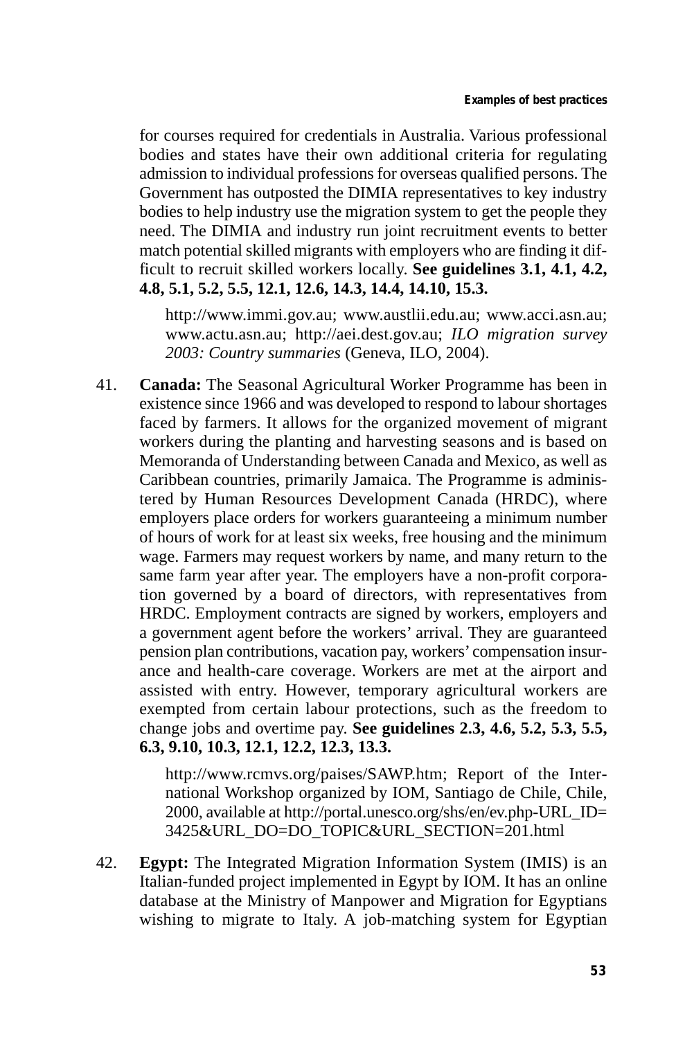for courses required for credentials in Australia. Various professional bodies and states have their own additional criteria for regulating admission to individual professions for overseas qualified persons. The Government has outposted the DIMIA representatives to key industry bodies to help industry use the migration system to get the people they need. The DIMIA and industry run joint recruitment events to better match potential skilled migrants with employers who are finding it difficult to recruit skilled workers locally. **See guidelines 3.1, 4.1, 4.2, 4.8, 5.1, 5.2, 5.5, 12.1, 12.6, 14.3, 14.4, 14.10, 15.3.**

> http://www.immi.gov.au; www.austlii.edu.au; www.acci.asn.au; www.actu.asn.au; http://aei.dest.gov.au; *ILO migration survey 2003: Country summaries* (Geneva, ILO, 2004).

41. **Canada:** The Seasonal Agricultural Worker Programme has been in existence since 1966 and was developed to respond to labour shortages faced by farmers. It allows for the organized movement of migrant workers during the planting and harvesting seasons and is based on Memoranda of Understanding between Canada and Mexico, as well as Caribbean countries, primarily Jamaica. The Programme is administered by Human Resources Development Canada (HRDC), where employers place orders for workers guaranteeing a minimum number of hours of work for at least six weeks, free housing and the minimum wage. Farmers may request workers by name, and many return to the same farm year after year. The employers have a non-profit corporation governed by a board of directors, with representatives from HRDC. Employment contracts are signed by workers, employers and a government agent before the workers' arrival. They are guaranteed pension plan contributions, vacation pay, workers' compensation insurance and health-care coverage. Workers are met at the airport and assisted with entry. However, temporary agricultural workers are exempted from certain labour protections, such as the freedom to change jobs and overtime pay. **See guidelines 2.3, 4.6, 5.2, 5.3, 5.5, 6.3, 9.10, 10.3, 12.1, 12.2, 12.3, 13.3.**

    > http://www.rcmvs.org/paises/SAWP.htm; Report of the International Workshop organized by IOM, Santiago de Chile, Chile, 2000, available at http://portal.unesco.org/shs/en/ev.php-URL_ID=3425&URL_DO=DO_TOPIC&URL_SECTION=201.html

42. **Egypt:** The Integrated Migration Information System (IMIS) is an Italian-funded project implemented in Egypt by IOM. It has an online database at the Ministry of Manpower and Migration for Egyptians wishing to migrate to Italy. A job-matching system for Egyptian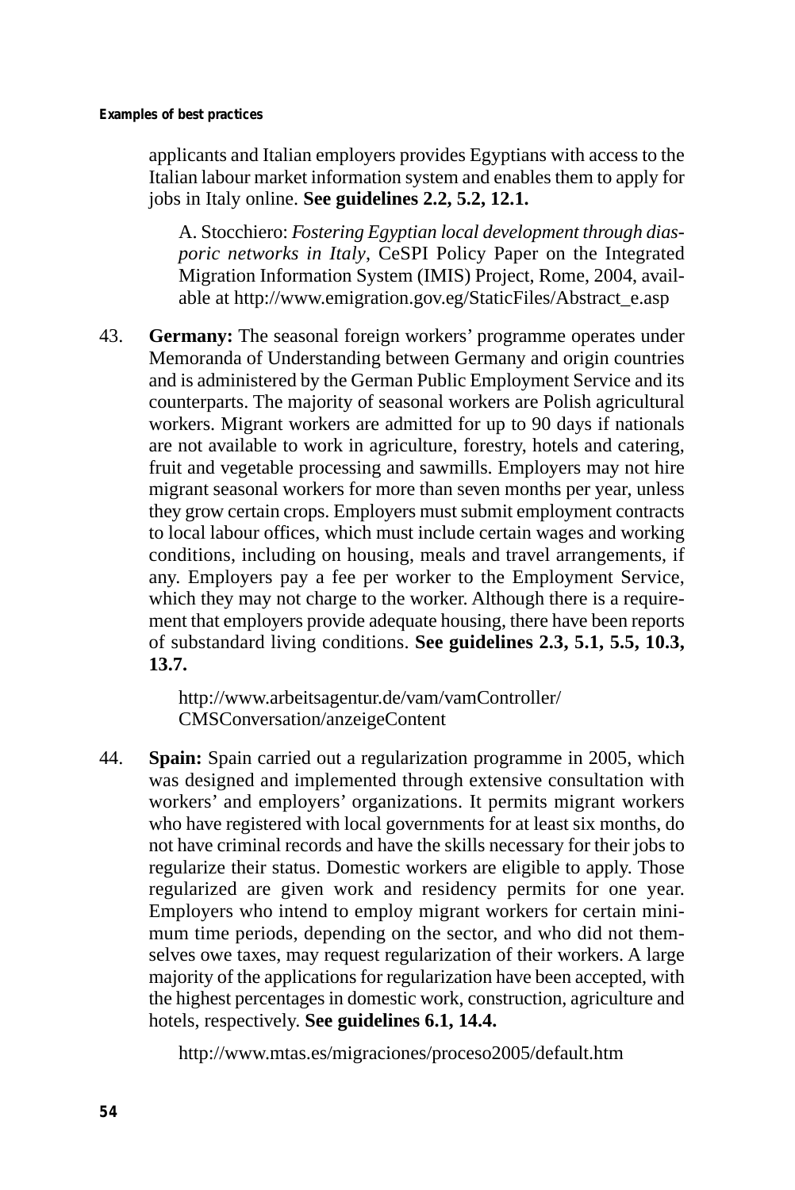applicants and Italian employers provides Egyptians with access to the Italian labour market information system and enables them to apply for jobs in Italy online. **See guidelines 2.2, 5.2, 12.1.**

A. Stocchiero: *Fostering Egyptian local development through diasporic networks in Italy*, CeSPI Policy Paper on the Integrated Migration Information System (IMIS) Project, Rome, 2004, available at http://www.emigration.gov.eg/StaticFiles/Abstract_e.asp

43. **Germany:** The seasonal foreign workers' programme operates under Memoranda of Understanding between Germany and origin countries and is administered by the German Public Employment Service and its counterparts. The majority of seasonal workers are Polish agricultural workers. Migrant workers are admitted for up to 90 days if nationals are not available to work in agriculture, forestry, hotels and catering, fruit and vegetable processing and sawmills. Employers may not hire migrant seasonal workers for more than seven months per year, unless they grow certain crops. Employers must submit employment contracts to local labour offices, which must include certain wages and working conditions, including on housing, meals and travel arrangements, if any. Employers pay a fee per worker to the Employment Service, which they may not charge to the worker. Although there is a requirement that employers provide adequate housing, there have been reports of substandard living conditions. **See guidelines 2.3, 5.1, 5.5, 10.3, 13.7.**

http://www.arbeitsagentur.de/vam/vamController/CMSConversation/anzeigeContent

44. **Spain:** Spain carried out a regularization programme in 2005, which was designed and implemented through extensive consultation with workers' and employers' organizations. It permits migrant workers who have registered with local governments for at least six months, do not have criminal records and have the skills necessary for their jobs to regularize their status. Domestic workers are eligible to apply. Those regularized are given work and residency permits for one year. Employers who intend to employ migrant workers for certain minimum time periods, depending on the sector, and who did not themselves owe taxes, may request regularization of their workers. A large majority of the applications for regularization have been accepted, with the highest percentages in domestic work, construction, agriculture and hotels, respectively. **See guidelines 6.1, 14.4.**

http://www.mtas.es/migraciones/proceso2005/default.htm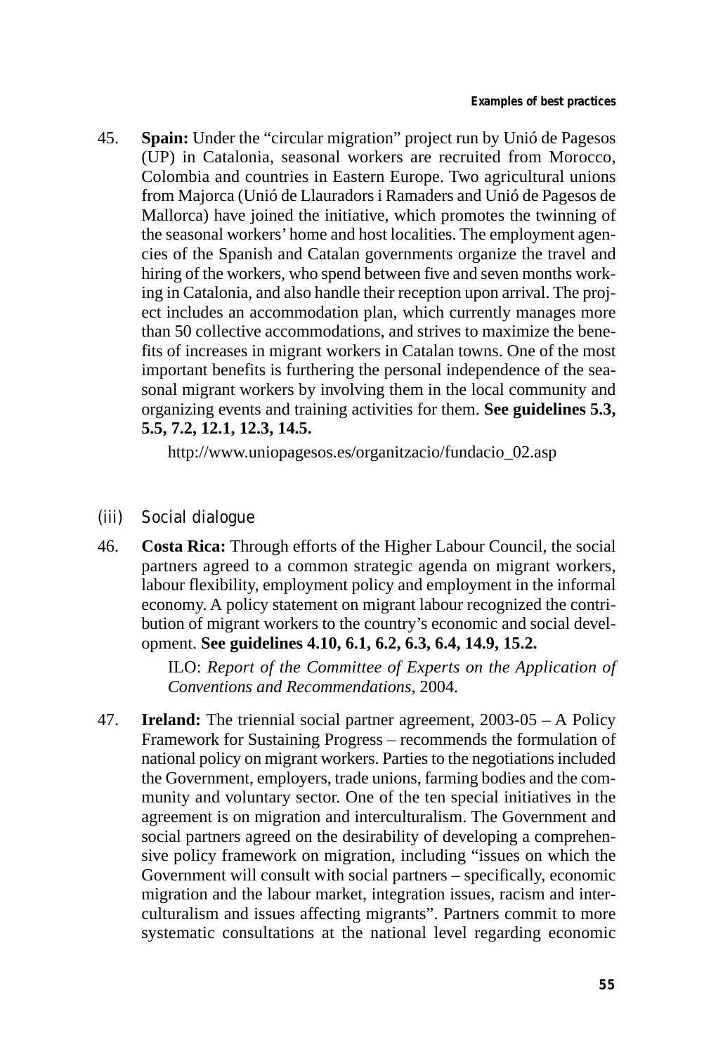45. **Spain:** Under the "circular migration" project run by Unió de Pagesos (UP) in Catalonia, seasonal workers are recruited from Morocco, Colombia and countries in Eastern Europe. Two agricultural unions from Majorca (Unió de Llauradors i Ramaders and Unió de Pagesos de Mallorca) have joined the initiative, which promotes the twinning of the seasonal workers' home and host localities. The employment agencies of the Spanish and Catalan governments organize the travel and hiring of the workers, who spend between five and seven months working in Catalonia, and also handle their reception upon arrival. The project includes an accommodation plan, which currently manages more than 50 collective accommodations, and strives to maximize the benefits of increases in migrant workers in Catalan towns. One of the most important benefits is furthering the personal independence of the seasonal migrant workers by involving them in the local community and organizing events and training activities for them. **See guidelines 5.3, 5.5, 7.2, 12.1, 12.3, 14.5.**

    http://www.uniopagesos.es/organitzacio/fundacio_02.asp

### (iii) Social dialogue

46. **Costa Rica:** Through efforts of the Higher Labour Council, the social partners agreed to a common strategic agenda on migrant workers, labour flexibility, employment policy and employment in the informal economy. A policy statement on migrant labour recognized the contribution of migrant workers to the country's economic and social development. **See guidelines 4.10, 6.1, 6.2, 6.3, 6.4, 14.9, 15.2.**

    ILO: *Report of the Committee of Experts on the Application of Conventions and Recommendations*, 2004.

47. **Ireland:** The triennial social partner agreement, 2003-05 – A Policy Framework for Sustaining Progress – recommends the formulation of national policy on migrant workers. Parties to the negotiations included the Government, employers, trade unions, farming bodies and the community and voluntary sector. One of the ten special initiatives in the agreement is on migration and interculturalism. The Government and social partners agreed on the desirability of developing a comprehensive policy framework on migration, including "issues on which the Government will consult with social partners – specifically, economic migration and the labour market, integration issues, racism and interculturalism and issues affecting migrants". Partners commit to more systematic consultations at the national level regarding economic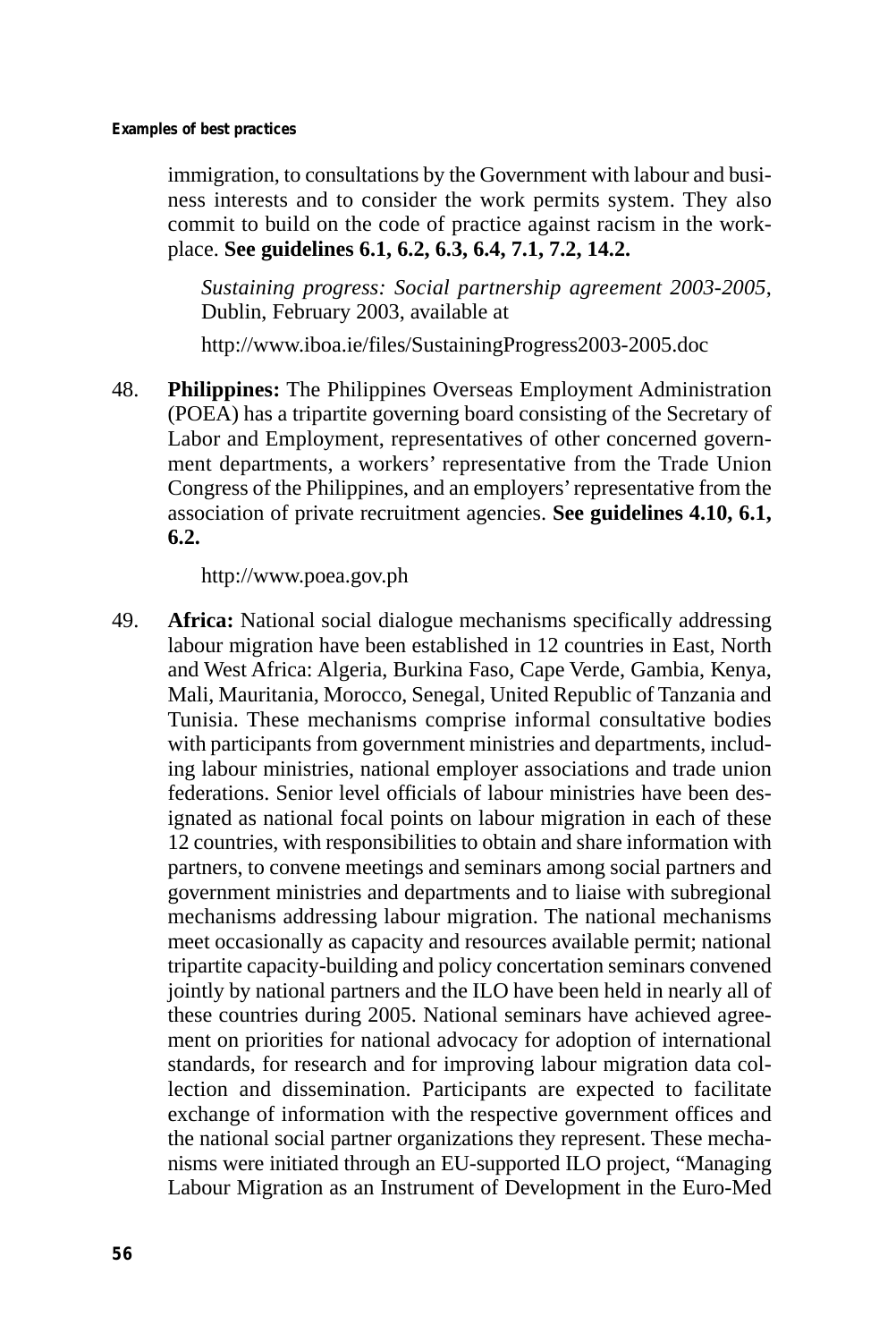immigration, to consultations by the Government with labour and business interests and to consider the work permits system. They also commit to build on the code of practice against racism in the workplace. **See guidelines 6.1, 6.2, 6.3, 6.4, 7.1, 7.2, 14.2.**

> *Sustaining progress: Social partnership agreement 2003-2005*, Dublin, February 2003, available at
>
> http://www.iboa.ie/files/SustainingProgress2003-2005.doc

48. **Philippines:** The Philippines Overseas Employment Administration (POEA) has a tripartite governing board consisting of the Secretary of Labor and Employment, representatives of other concerned government departments, a workers' representative from the Trade Union Congress of the Philippines, and an employers' representative from the association of private recruitment agencies. **See guidelines 4.10, 6.1, 6.2.**

    http://www.poea.gov.ph

49. **Africa:** National social dialogue mechanisms specifically addressing labour migration have been established in 12 countries in East, North and West Africa: Algeria, Burkina Faso, Cape Verde, Gambia, Kenya, Mali, Mauritania, Morocco, Senegal, United Republic of Tanzania and Tunisia. These mechanisms comprise informal consultative bodies with participants from government ministries and departments, including labour ministries, national employer associations and trade union federations. Senior level officials of labour ministries have been designated as national focal points on labour migration in each of these 12 countries, with responsibilities to obtain and share information with partners, to convene meetings and seminars among social partners and government ministries and departments and to liaise with subregional mechanisms addressing labour migration. The national mechanisms meet occasionally as capacity and resources available permit; national tripartite capacity-building and policy concertation seminars convened jointly by national partners and the ILO have been held in nearly all of these countries during 2005. National seminars have achieved agreement on priorities for national advocacy for adoption of international standards, for research and for improving labour migration data collection and dissemination. Participants are expected to facilitate exchange of information with the respective government offices and the national social partner organizations they represent. These mechanisms were initiated through an EU-supported ILO project, "Managing Labour Migration as an Instrument of Development in the Euro-Med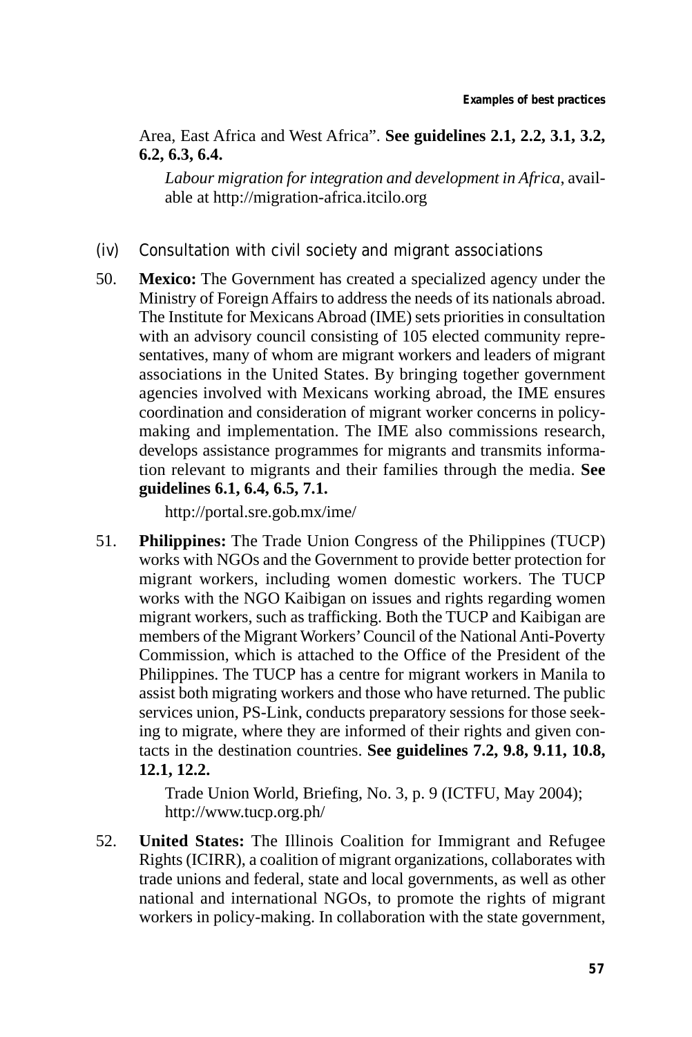Area, East Africa and West Africa". **See guidelines 2.1, 2.2, 3.1, 3.2, 6.2, 6.3, 6.4.**

*Labour migration for integration and development in Africa*, available at http://migration-africa.itcilo.org

### (iv) Consultation with civil society and migrant associations

50. **Mexico:** The Government has created a specialized agency under the Ministry of Foreign Affairs to address the needs of its nationals abroad. The Institute for Mexicans Abroad (IME) sets priorities in consultation with an advisory council consisting of 105 elected community representatives, many of whom are migrant workers and leaders of migrant associations in the United States. By bringing together government agencies involved with Mexicans working abroad, the IME ensures coordination and consideration of migrant worker concerns in policy-making and implementation. The IME also commissions research, develops assistance programmes for migrants and transmits information relevant to migrants and their families through the media. **See guidelines 6.1, 6.4, 6.5, 7.1.**

    http://portal.sre.gob.mx/ime/

51. **Philippines:** The Trade Union Congress of the Philippines (TUCP) works with NGOs and the Government to provide better protection for migrant workers, including women domestic workers. The TUCP works with the NGO Kaibigan on issues and rights regarding women migrant workers, such as trafficking. Both the TUCP and Kaibigan are members of the Migrant Workers' Council of the National Anti-Poverty Commission, which is attached to the Office of the President of the Philippines. The TUCP has a centre for migrant workers in Manila to assist both migrating workers and those who have returned. The public services union, PS-Link, conducts preparatory sessions for those seeking to migrate, where they are informed of their rights and given contacts in the destination countries. **See guidelines 7.2, 9.8, 9.11, 10.8, 12.1, 12.2.**

    Trade Union World, Briefing, No. 3, p. 9 (ICTFU, May 2004); http://www.tucp.org.ph/

52. **United States:** The Illinois Coalition for Immigrant and Refugee Rights (ICIRR), a coalition of migrant organizations, collaborates with trade unions and federal, state and local governments, as well as other national and international NGOs, to promote the rights of migrant workers in policy-making. In collaboration with the state government,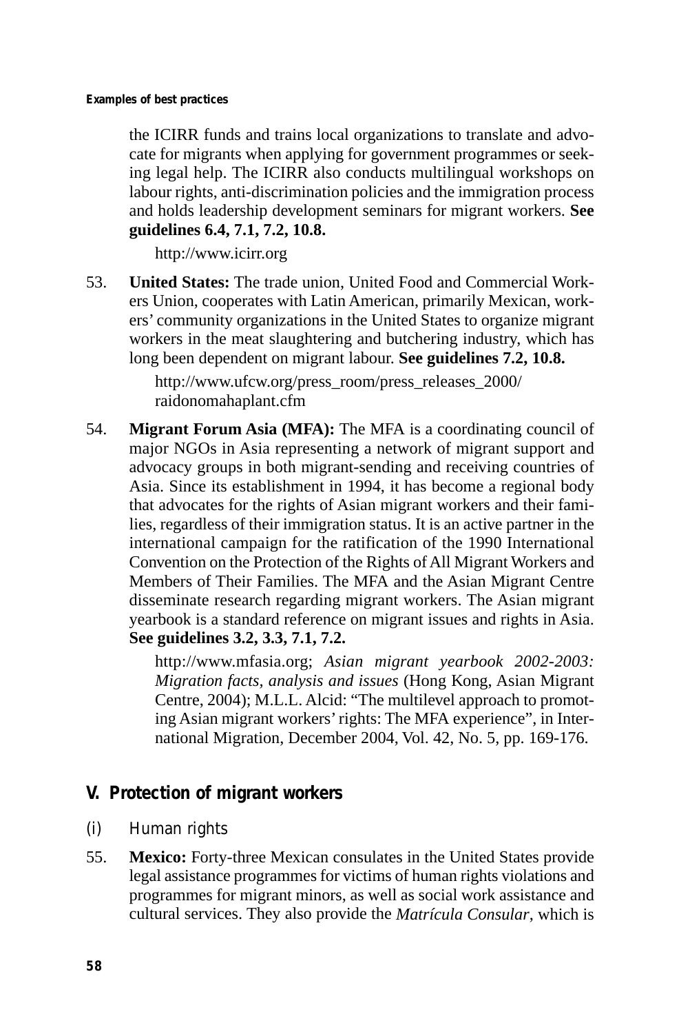the ICIRR funds and trains local organizations to translate and advocate for migrants when applying for government programmes or seeking legal help. The ICIRR also conducts multilingual workshops on labour rights, anti-discrimination policies and the immigration process and holds leadership development seminars for migrant workers. **See guidelines 6.4, 7.1, 7.2, 10.8.**

http://www.icirr.org

53. **United States:** The trade union, United Food and Commercial Workers Union, cooperates with Latin American, primarily Mexican, workers' community organizations in the United States to organize migrant workers in the meat slaughtering and butchering industry, which has long been dependent on migrant labour. **See guidelines 7.2, 10.8.**

 http://www.ufcw.org/press_room/press_releases_2000/raidonomahaplant.cfm

54. **Migrant Forum Asia (MFA):** The MFA is a coordinating council of major NGOs in Asia representing a network of migrant support and advocacy groups in both migrant-sending and receiving countries of Asia. Since its establishment in 1994, it has become a regional body that advocates for the rights of Asian migrant workers and their families, regardless of their immigration status. It is an active partner in the international campaign for the ratification of the 1990 International Convention on the Protection of the Rights of All Migrant Workers and Members of Their Families. The MFA and the Asian Migrant Centre disseminate research regarding migrant workers. The Asian migrant yearbook is a standard reference on migrant issues and rights in Asia. **See guidelines 3.2, 3.3, 7.1, 7.2.**

 http://www.mfasia.org; *Asian migrant yearbook 2002-2003: Migration facts, analysis and issues* (Hong Kong, Asian Migrant Centre, 2004); M.L.L. Alcid: "The multilevel approach to promoting Asian migrant workers' rights: The MFA experience", in International Migration, December 2004, Vol. 42, No. 5, pp. 169-176.

## V. Protection of migrant workers

### (i) Human rights

55. **Mexico:** Forty-three Mexican consulates in the United States provide legal assistance programmes for victims of human rights violations and programmes for migrant minors, as well as social work assistance and cultural services. They also provide the *Matrícula Consular*, which is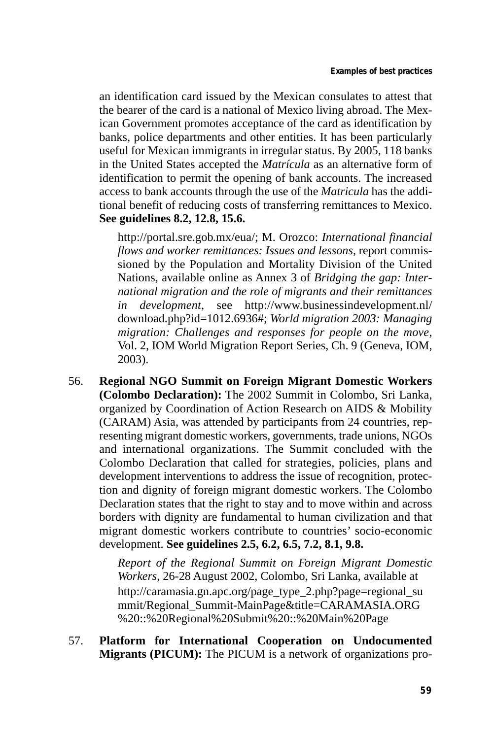an identification card issued by the Mexican consulates to attest that the bearer of the card is a national of Mexico living abroad. The Mexican Government promotes acceptance of the card as identification by banks, police departments and other entities. It has been particularly useful for Mexican immigrants in irregular status. By 2005, 118 banks in the United States accepted the *Matrícula* as an alternative form of identification to permit the opening of bank accounts. The increased access to bank accounts through the use of the *Matricula* has the additional benefit of reducing costs of transferring remittances to Mexico. **See guidelines 8.2, 12.8, 15.6.**

> http://portal.sre.gob.mx/eua/; M. Orozco: *International financial flows and worker remittances: Issues and lessons*, report commissioned by the Population and Mortality Division of the United Nations, available online as Annex 3 of *Bridging the gap: International migration and the role of migrants and their remittances in development*, see http://www.businessindevelopment.nl/download.php?id=1012.6936#; *World migration 2003: Managing migration: Challenges and responses for people on the move*, Vol. 2, IOM World Migration Report Series, Ch. 9 (Geneva, IOM, 2003).

56. **Regional NGO Summit on Foreign Migrant Domestic Workers (Colombo Declaration):** The 2002 Summit in Colombo, Sri Lanka, organized by Coordination of Action Research on AIDS & Mobility (CARAM) Asia, was attended by participants from 24 countries, representing migrant domestic workers, governments, trade unions, NGOs and international organizations. The Summit concluded with the Colombo Declaration that called for strategies, policies, plans and development interventions to address the issue of recognition, protection and dignity of foreign migrant domestic workers. The Colombo Declaration states that the right to stay and to move within and across borders with dignity are fundamental to human civilization and that migrant domestic workers contribute to countries' socio-economic development. **See guidelines 2.5, 6.2, 6.5, 7.2, 8.1, 9.8.**

> *Report of the Regional Summit on Foreign Migrant Domestic Workers*, 26-28 August 2002, Colombo, Sri Lanka, available at http://caramasia.gn.apc.org/page_type_2.php?page=regional_summit/Regional_Summit-MainPage&title=CARAMASIA.ORG%20::%20Regional%20Submit%20::%20Main%20Page

57. **Platform for International Cooperation on Undocumented Migrants (PICUM):** The PICUM is a network of organizations pro-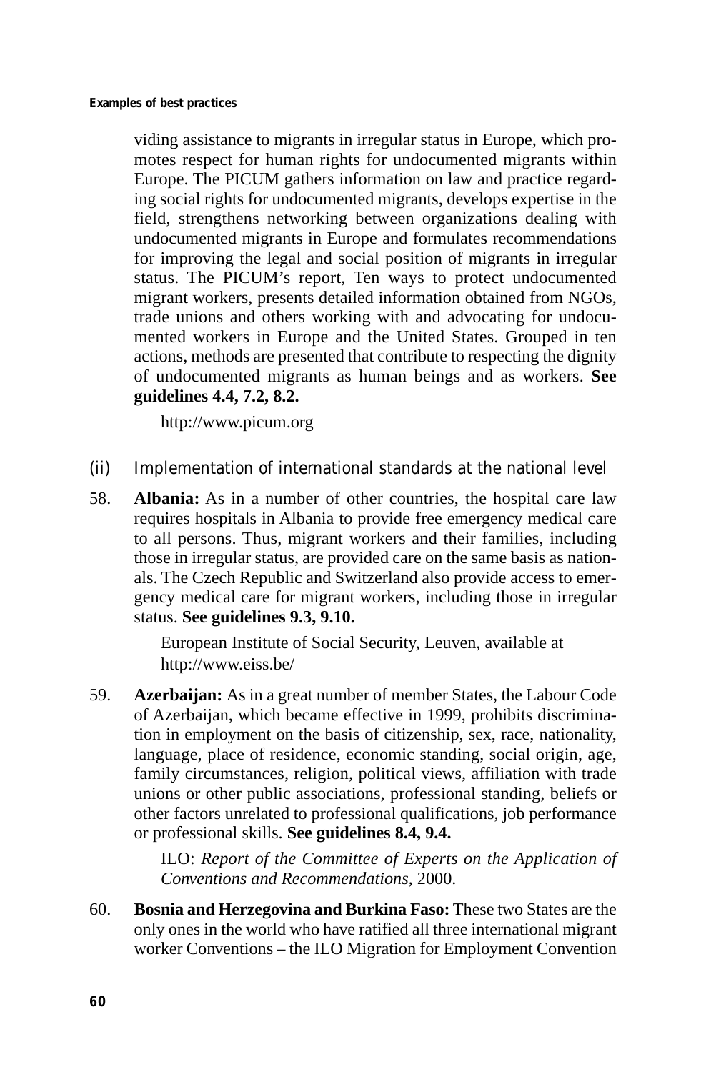viding assistance to migrants in irregular status in Europe, which promotes respect for human rights for undocumented migrants within Europe. The PICUM gathers information on law and practice regarding social rights for undocumented migrants, develops expertise in the field, strengthens networking between organizations dealing with undocumented migrants in Europe and formulates recommendations for improving the legal and social position of migrants in irregular status. The PICUM's report, Ten ways to protect undocumented migrant workers, presents detailed information obtained from NGOs, trade unions and others working with and advocating for undocumented workers in Europe and the United States. Grouped in ten actions, methods are presented that contribute to respecting the dignity of undocumented migrants as human beings and as workers. **See guidelines 4.4, 7.2, 8.2.**

http://www.picum.org

### (ii) Implementation of international standards at the national level

58. **Albania:** As in a number of other countries, the hospital care law requires hospitals in Albania to provide free emergency medical care to all persons. Thus, migrant workers and their families, including those in irregular status, are provided care on the same basis as nationals. The Czech Republic and Switzerland also provide access to emergency medical care for migrant workers, including those in irregular status. **See guidelines 9.3, 9.10.**

    European Institute of Social Security, Leuven, available at http://www.eiss.be/

59. **Azerbaijan:** As in a great number of member States, the Labour Code of Azerbaijan, which became effective in 1999, prohibits discrimination in employment on the basis of citizenship, sex, race, nationality, language, place of residence, economic standing, social origin, age, family circumstances, religion, political views, affiliation with trade unions or other public associations, professional standing, beliefs or other factors unrelated to professional qualifications, job performance or professional skills. **See guidelines 8.4, 9.4.**

    ILO: *Report of the Committee of Experts on the Application of Conventions and Recommendations*, 2000.

60. **Bosnia and Herzegovina and Burkina Faso:** These two States are the only ones in the world who have ratified all three international migrant worker Conventions – the ILO Migration for Employment Convention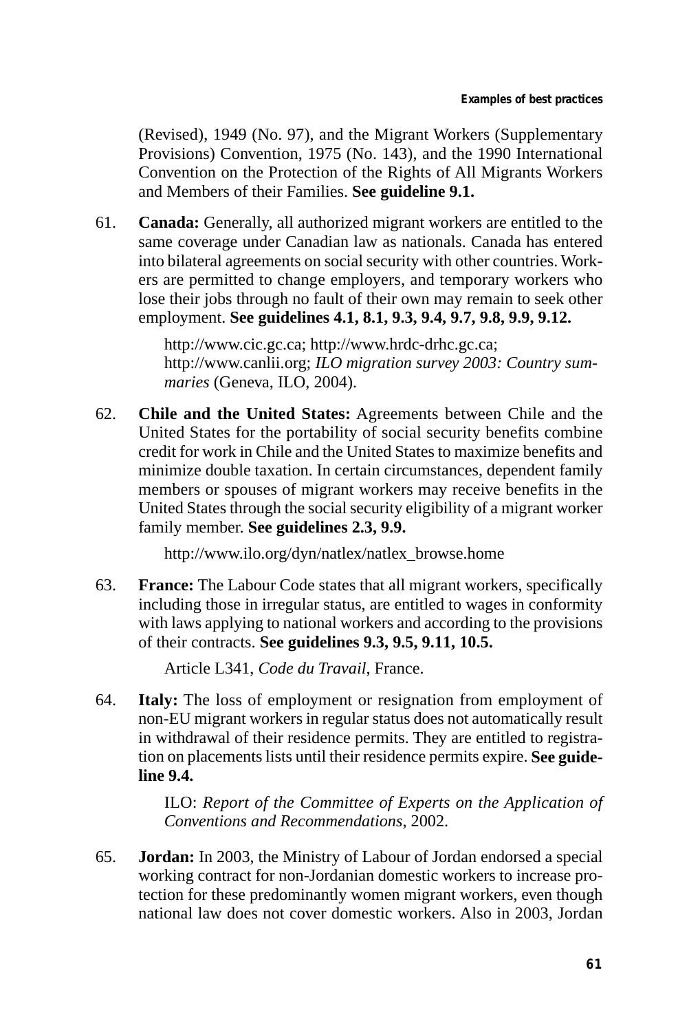(Revised), 1949 (No. 97), and the Migrant Workers (Supplementary Provisions) Convention, 1975 (No. 143), and the 1990 International Convention on the Protection of the Rights of All Migrants Workers and Members of their Families. **See guideline 9.1.**

61. **Canada:** Generally, all authorized migrant workers are entitled to the same coverage under Canadian law as nationals. Canada has entered into bilateral agreements on social security with other countries. Workers are permitted to change employers, and temporary workers who lose their jobs through no fault of their own may remain to seek other employment. **See guidelines 4.1, 8.1, 9.3, 9.4, 9.7, 9.8, 9.9, 9.12.**

    http://www.cic.gc.ca; http://www.hrdc-drhc.gc.ca; http://www.canlii.org; *ILO migration survey 2003: Country summaries* (Geneva, ILO, 2004).

62. **Chile and the United States:** Agreements between Chile and the United States for the portability of social security benefits combine credit for work in Chile and the United States to maximize benefits and minimize double taxation. In certain circumstances, dependent family members or spouses of migrant workers may receive benefits in the United States through the social security eligibility of a migrant worker family member. **See guidelines 2.3, 9.9.**

    http://www.ilo.org/dyn/natlex/natlex_browse.home

63. **France:** The Labour Code states that all migrant workers, specifically including those in irregular status, are entitled to wages in conformity with laws applying to national workers and according to the provisions of their contracts. **See guidelines 9.3, 9.5, 9.11, 10.5.**

    Article L341, *Code du Travail*, France.

64. **Italy:** The loss of employment or resignation from employment of non-EU migrant workers in regular status does not automatically result in withdrawal of their residence permits. They are entitled to registration on placements lists until their residence permits expire. **See guideline 9.4.**

    ILO: *Report of the Committee of Experts on the Application of Conventions and Recommendations*, 2002.

65. **Jordan:** In 2003, the Ministry of Labour of Jordan endorsed a special working contract for non-Jordanian domestic workers to increase protection for these predominantly women migrant workers, even though national law does not cover domestic workers. Also in 2003, Jordan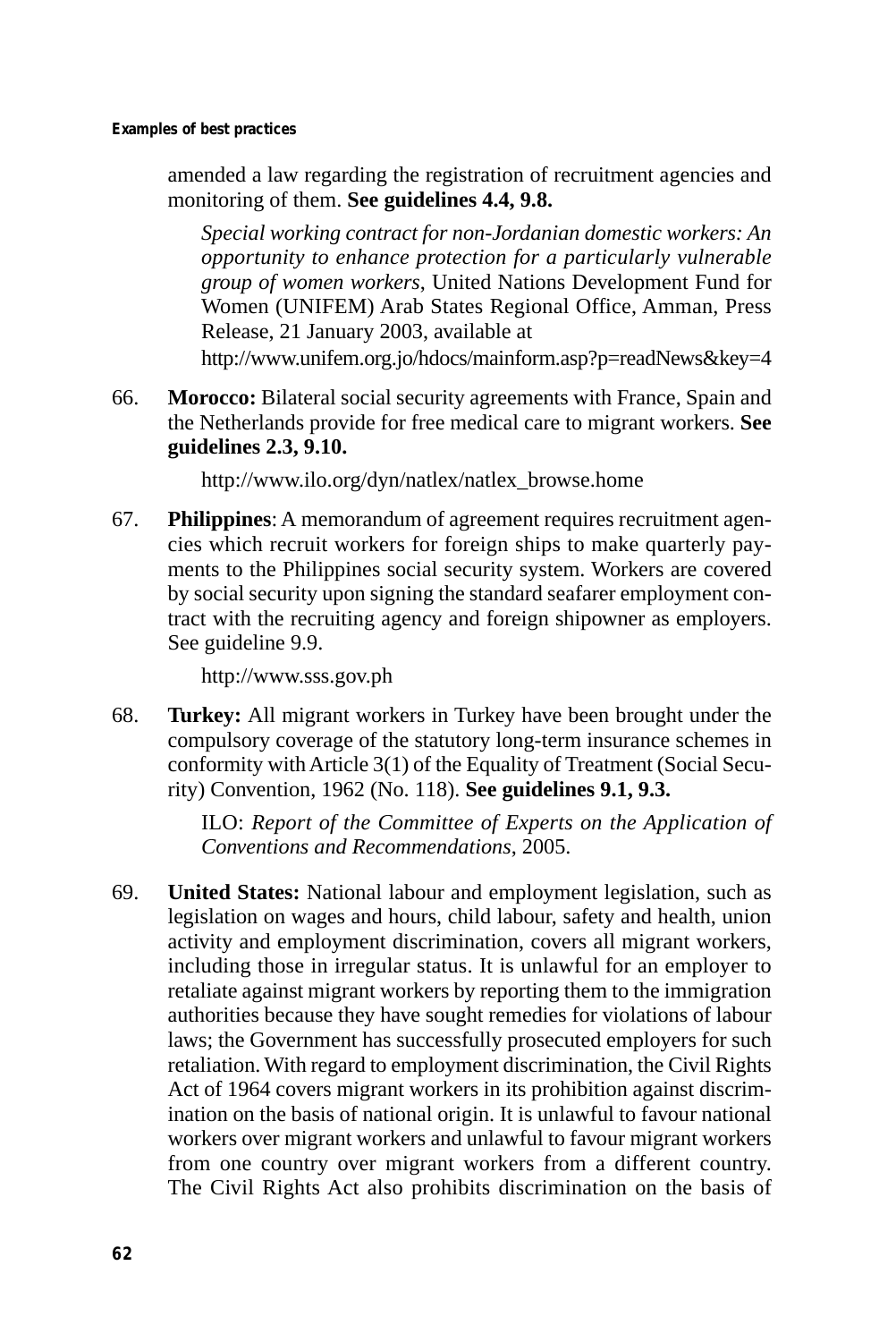amended a law regarding the registration of recruitment agencies and monitoring of them. **See guidelines 4.4, 9.8.**

*Special working contract for non-Jordanian domestic workers: An opportunity to enhance protection for a particularly vulnerable group of women workers*, United Nations Development Fund for Women (UNIFEM) Arab States Regional Office, Amman, Press Release, 21 January 2003, available at http://www.unifem.org.jo/hdocs/mainform.asp?p=readNews&key=4

66. **Morocco:** Bilateral social security agreements with France, Spain and the Netherlands provide for free medical care to migrant workers. **See guidelines 2.3, 9.10.**

    http://www.ilo.org/dyn/natlex/natlex_browse.home

67. **Philippines**: A memorandum of agreement requires recruitment agencies which recruit workers for foreign ships to make quarterly payments to the Philippines social security system. Workers are covered by social security upon signing the standard seafarer employment contract with the recruiting agency and foreign shipowner as employers. See guideline 9.9.

    http://www.sss.gov.ph

68. **Turkey:** All migrant workers in Turkey have been brought under the compulsory coverage of the statutory long-term insurance schemes in conformity with Article 3(1) of the Equality of Treatment (Social Security) Convention, 1962 (No. 118). **See guidelines 9.1, 9.3.**

    ILO: *Report of the Committee of Experts on the Application of Conventions and Recommendations*, 2005.

69. **United States:** National labour and employment legislation, such as legislation on wages and hours, child labour, safety and health, union activity and employment discrimination, covers all migrant workers, including those in irregular status. It is unlawful for an employer to retaliate against migrant workers by reporting them to the immigration authorities because they have sought remedies for violations of labour laws; the Government has successfully prosecuted employers for such retaliation. With regard to employment discrimination, the Civil Rights Act of 1964 covers migrant workers in its prohibition against discrimination on the basis of national origin. It is unlawful to favour national workers over migrant workers and unlawful to favour migrant workers from one country over migrant workers from a different country. The Civil Rights Act also prohibits discrimination on the basis of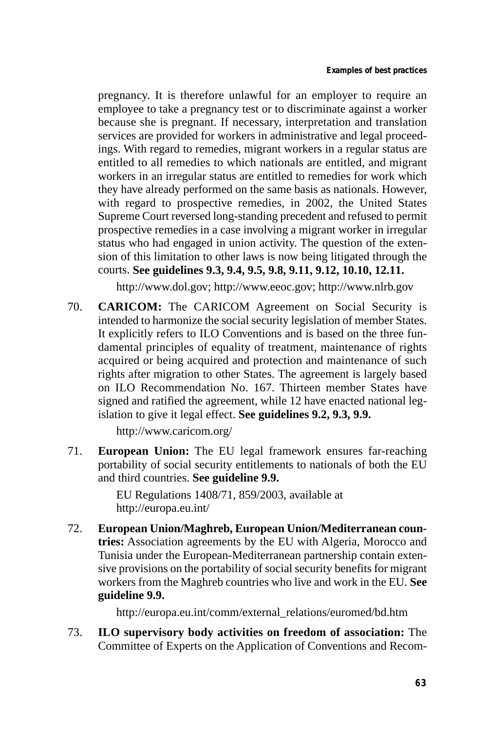pregnancy. It is therefore unlawful for an employer to require an employee to take a pregnancy test or to discriminate against a worker because she is pregnant. If necessary, interpretation and translation services are provided for workers in administrative and legal proceedings. With regard to remedies, migrant workers in a regular status are entitled to all remedies to which nationals are entitled, and migrant workers in an irregular status are entitled to remedies for work which they have already performed on the same basis as nationals. However, with regard to prospective remedies, in 2002, the United States Supreme Court reversed long-standing precedent and refused to permit prospective remedies in a case involving a migrant worker in irregular status who had engaged in union activity. The question of the extension of this limitation to other laws is now being litigated through the courts. **See guidelines 9.3, 9.4, 9.5, 9.8, 9.11, 9.12, 10.10, 12.11.**

http://www.dol.gov; http://www.eeoc.gov; http://www.nlrb.gov

70. **CARICOM:** The CARICOM Agreement on Social Security is intended to harmonize the social security legislation of member States. It explicitly refers to ILO Conventions and is based on the three fundamental principles of equality of treatment, maintenance of rights acquired or being acquired and protection and maintenance of such rights after migration to other States. The agreement is largely based on ILO Recommendation No. 167. Thirteen member States have signed and ratified the agreement, while 12 have enacted national legislation to give it legal effect. **See guidelines 9.2, 9.3, 9.9.**

    http://www.caricom.org/

71. **European Union:** The EU legal framework ensures far-reaching portability of social security entitlements to nationals of both the EU and third countries. **See guideline 9.9.**

    EU Regulations 1408/71, 859/2003, available at http://europa.eu.int/

72. **European Union/Maghreb, European Union/Mediterranean countries:** Association agreements by the EU with Algeria, Morocco and Tunisia under the European-Mediterranean partnership contain extensive provisions on the portability of social security benefits for migrant workers from the Maghreb countries who live and work in the EU. **See guideline 9.9.**

    http://europa.eu.int/comm/external_relations/euromed/bd.htm

73. **ILO supervisory body activities on freedom of association:** The Committee of Experts on the Application of Conventions and Recom-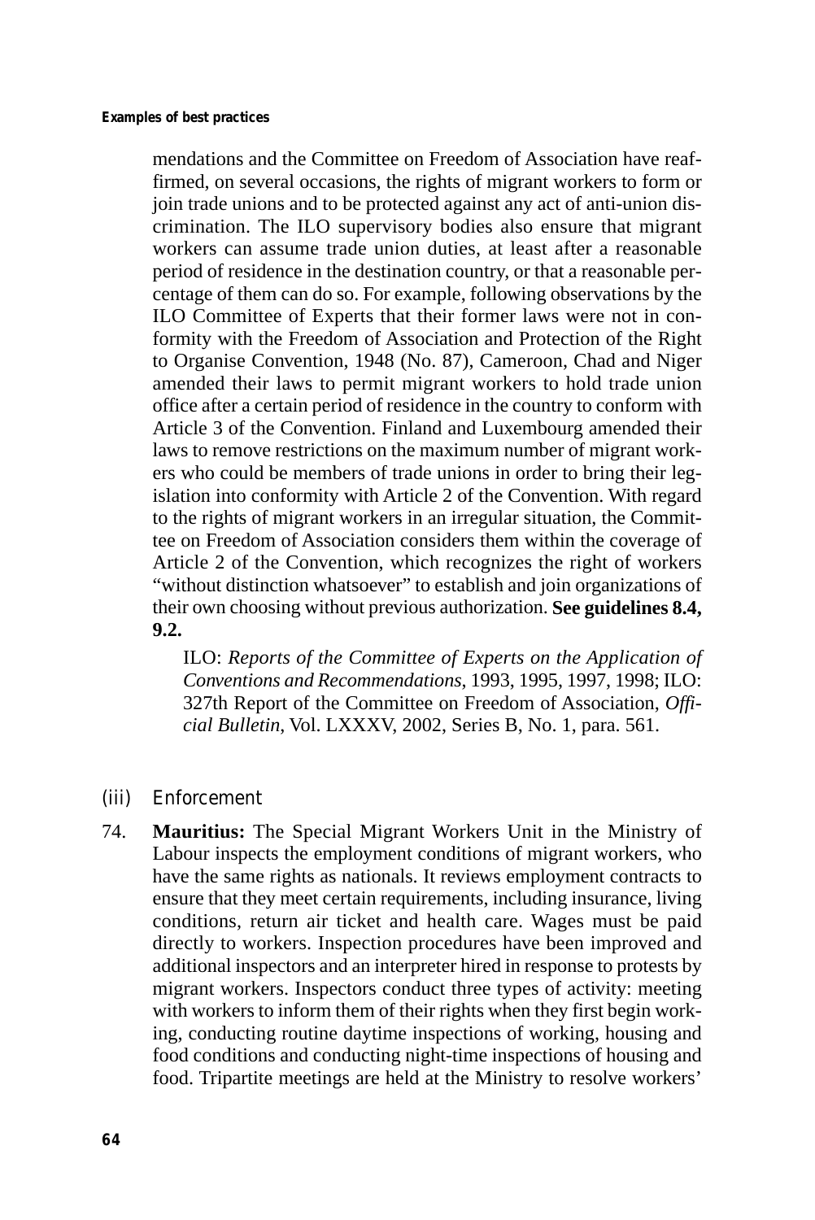mendations and the Committee on Freedom of Association have reaffirmed, on several occasions, the rights of migrant workers to form or join trade unions and to be protected against any act of anti-union discrimination. The ILO supervisory bodies also ensure that migrant workers can assume trade union duties, at least after a reasonable period of residence in the destination country, or that a reasonable percentage of them can do so. For example, following observations by the ILO Committee of Experts that their former laws were not in conformity with the Freedom of Association and Protection of the Right to Organise Convention, 1948 (No. 87), Cameroon, Chad and Niger amended their laws to permit migrant workers to hold trade union office after a certain period of residence in the country to conform with Article 3 of the Convention. Finland and Luxembourg amended their laws to remove restrictions on the maximum number of migrant workers who could be members of trade unions in order to bring their legislation into conformity with Article 2 of the Convention. With regard to the rights of migrant workers in an irregular situation, the Committee on Freedom of Association considers them within the coverage of Article 2 of the Convention, which recognizes the right of workers "without distinction whatsoever" to establish and join organizations of their own choosing without previous authorization. **See guidelines 8.4, 9.2.**

ILO: *Reports of the Committee of Experts on the Application of Conventions and Recommendations*, 1993, 1995, 1997, 1998; ILO: 327th Report of the Committee on Freedom of Association, *Official Bulletin*, Vol. LXXXV, 2002, Series B, No. 1, para. 561.

### (iii) Enforcement

74. **Mauritius:** The Special Migrant Workers Unit in the Ministry of Labour inspects the employment conditions of migrant workers, who have the same rights as nationals. It reviews employment contracts to ensure that they meet certain requirements, including insurance, living conditions, return air ticket and health care. Wages must be paid directly to workers. Inspection procedures have been improved and additional inspectors and an interpreter hired in response to protests by migrant workers. Inspectors conduct three types of activity: meeting with workers to inform them of their rights when they first begin working, conducting routine daytime inspections of working, housing and food conditions and conducting night-time inspections of housing and food. Tripartite meetings are held at the Ministry to resolve workers'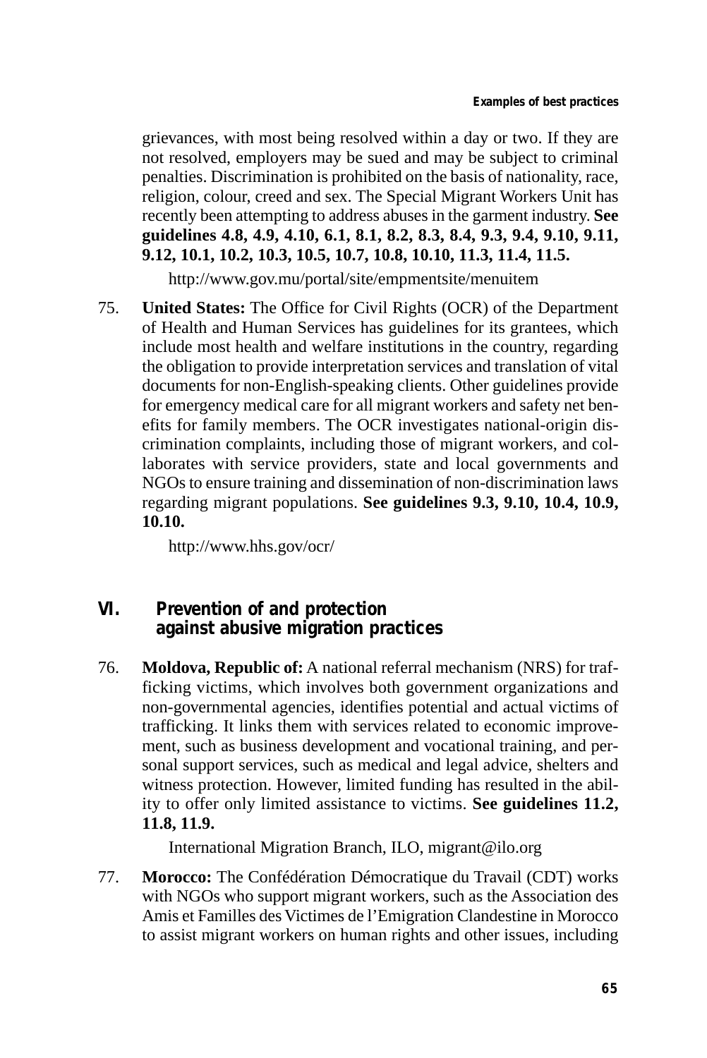grievances, with most being resolved within a day or two. If they are not resolved, employers may be sued and may be subject to criminal penalties. Discrimination is prohibited on the basis of nationality, race, religion, colour, creed and sex. The Special Migrant Workers Unit has recently been attempting to address abuses in the garment industry. **See guidelines 4.8, 4.9, 4.10, 6.1, 8.1, 8.2, 8.3, 8.4, 9.3, 9.4, 9.10, 9.11, 9.12, 10.1, 10.2, 10.3, 10.5, 10.7, 10.8, 10.10, 11.3, 11.4, 11.5.**

http://www.gov.mu/portal/site/empmentsite/menuitem

75. **United States:** The Office for Civil Rights (OCR) of the Department of Health and Human Services has guidelines for its grantees, which include most health and welfare institutions in the country, regarding the obligation to provide interpretation services and translation of vital documents for non-English-speaking clients. Other guidelines provide for emergency medical care for all migrant workers and safety net benefits for family members. The OCR investigates national-origin discrimination complaints, including those of migrant workers, and collaborates with service providers, state and local governments and NGOs to ensure training and dissemination of non-discrimination laws regarding migrant populations. **See guidelines 9.3, 9.10, 10.4, 10.9, 10.10.**

http://www.hhs.gov/ocr/

## VI. Prevention of and protection against abusive migration practices

76. **Moldova, Republic of:** A national referral mechanism (NRS) for trafficking victims, which involves both government organizations and non-governmental agencies, identifies potential and actual victims of trafficking. It links them with services related to economic improvement, such as business development and vocational training, and personal support services, such as medical and legal advice, shelters and witness protection. However, limited funding has resulted in the ability to offer only limited assistance to victims. **See guidelines 11.2, 11.8, 11.9.**

International Migration Branch, ILO, migrant@ilo.org

77. **Morocco:** The Confédération Démocratique du Travail (CDT) works with NGOs who support migrant workers, such as the Association des Amis et Familles des Victimes de l'Emigration Clandestine in Morocco to assist migrant workers on human rights and other issues, including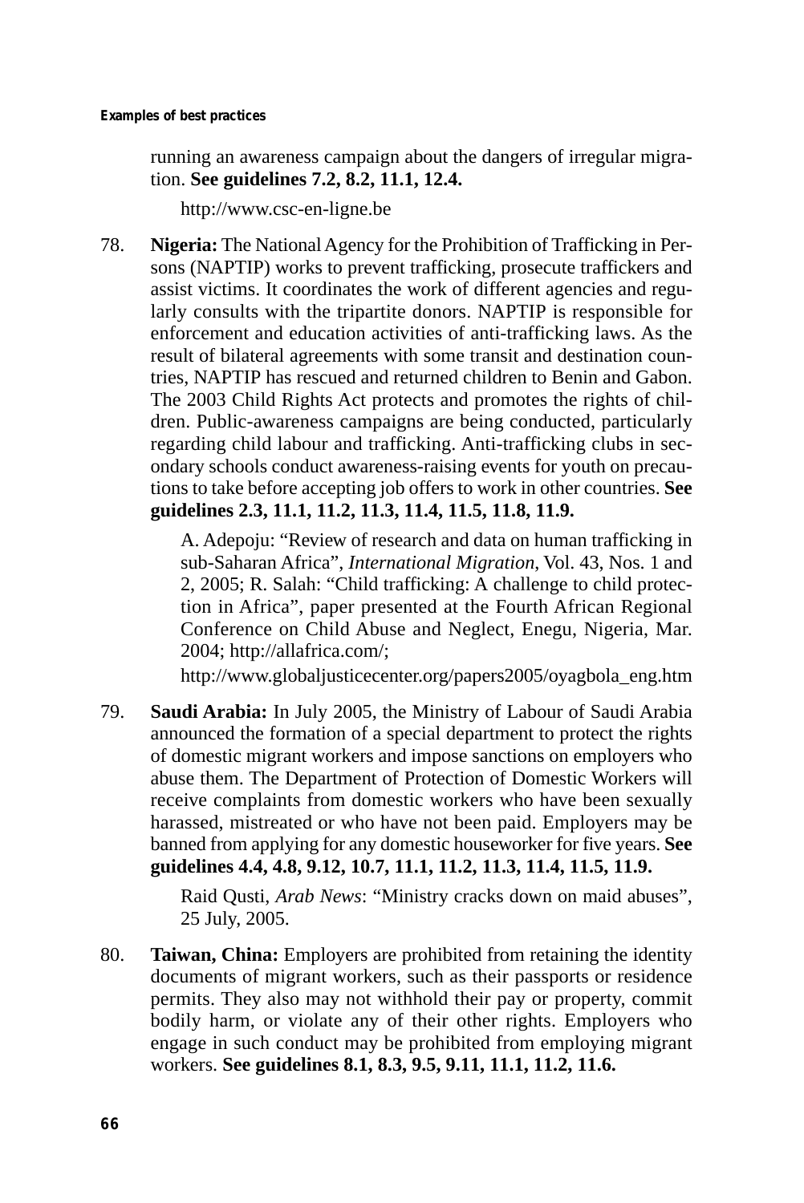running an awareness campaign about the dangers of irregular migration. **See guidelines 7.2, 8.2, 11.1, 12.4.**

http://www.csc-en-ligne.be

78. **Nigeria:** The National Agency for the Prohibition of Trafficking in Persons (NAPTIP) works to prevent trafficking, prosecute traffickers and assist victims. It coordinates the work of different agencies and regularly consults with the tripartite donors. NAPTIP is responsible for enforcement and education activities of anti-trafficking laws. As the result of bilateral agreements with some transit and destination countries, NAPTIP has rescued and returned children to Benin and Gabon. The 2003 Child Rights Act protects and promotes the rights of children. Public-awareness campaigns are being conducted, particularly regarding child labour and trafficking. Anti-trafficking clubs in secondary schools conduct awareness-raising events for youth on precautions to take before accepting job offers to work in other countries. **See guidelines 2.3, 11.1, 11.2, 11.3, 11.4, 11.5, 11.8, 11.9.**

A. Adepoju: "Review of research and data on human trafficking in sub-Saharan Africa", *International Migration*, Vol. 43, Nos. 1 and 2, 2005; R. Salah: "Child trafficking: A challenge to child protection in Africa", paper presented at the Fourth African Regional Conference on Child Abuse and Neglect, Enegu, Nigeria, Mar. 2004; http://allafrica.com/;

http://www.globaljusticecenter.org/papers2005/oyagbola_eng.htm

79. **Saudi Arabia:** In July 2005, the Ministry of Labour of Saudi Arabia announced the formation of a special department to protect the rights of domestic migrant workers and impose sanctions on employers who abuse them. The Department of Protection of Domestic Workers will receive complaints from domestic workers who have been sexually harassed, mistreated or who have not been paid. Employers may be banned from applying for any domestic houseworker for five years. **See guidelines 4.4, 4.8, 9.12, 10.7, 11.1, 11.2, 11.3, 11.4, 11.5, 11.9.**

Raid Qusti, *Arab News*: "Ministry cracks down on maid abuses", 25 July, 2005.

80. **Taiwan, China:** Employers are prohibited from retaining the identity documents of migrant workers, such as their passports or residence permits. They also may not withhold their pay or property, commit bodily harm, or violate any of their other rights. Employers who engage in such conduct may be prohibited from employing migrant workers. **See guidelines 8.1, 8.3, 9.5, 9.11, 11.1, 11.2, 11.6.**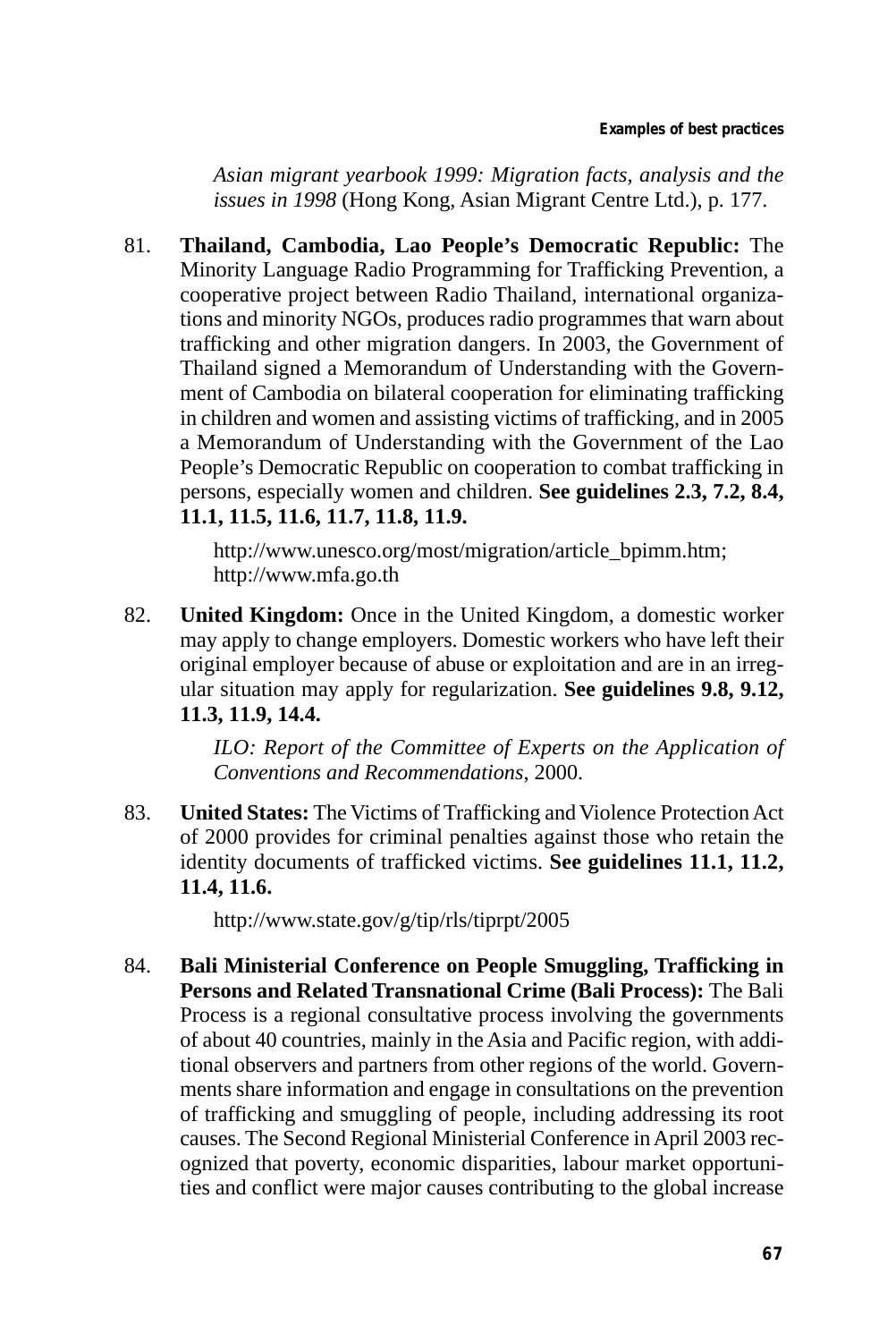*Asian migrant yearbook 1999: Migration facts, analysis and the issues in 1998* (Hong Kong, Asian Migrant Centre Ltd.), p. 177.

81. **Thailand, Cambodia, Lao People's Democratic Republic:** The Minority Language Radio Programming for Trafficking Prevention, a cooperative project between Radio Thailand, international organizations and minority NGOs, produces radio programmes that warn about trafficking and other migration dangers. In 2003, the Government of Thailand signed a Memorandum of Understanding with the Government of Cambodia on bilateral cooperation for eliminating trafficking in children and women and assisting victims of trafficking, and in 2005 a Memorandum of Understanding with the Government of the Lao People's Democratic Republic on cooperation to combat trafficking in persons, especially women and children. **See guidelines 2.3, 7.2, 8.4, 11.1, 11.5, 11.6, 11.7, 11.8, 11.9.**

    http://www.unesco.org/most/migration/article_bpimm.htm; http://www.mfa.go.th

82. **United Kingdom:** Once in the United Kingdom, a domestic worker may apply to change employers. Domestic workers who have left their original employer because of abuse or exploitation and are in an irregular situation may apply for regularization. **See guidelines 9.8, 9.12, 11.3, 11.9, 14.4.**

    *ILO: Report of the Committee of Experts on the Application of Conventions and Recommendations*, 2000.

83. **United States:** The Victims of Trafficking and Violence Protection Act of 2000 provides for criminal penalties against those who retain the identity documents of trafficked victims. **See guidelines 11.1, 11.2, 11.4, 11.6.**

    http://www.state.gov/g/tip/rls/tiprpt/2005

84. **Bali Ministerial Conference on People Smuggling, Trafficking in Persons and Related Transnational Crime (Bali Process):** The Bali Process is a regional consultative process involving the governments of about 40 countries, mainly in the Asia and Pacific region, with additional observers and partners from other regions of the world. Governments share information and engage in consultations on the prevention of trafficking and smuggling of people, including addressing its root causes. The Second Regional Ministerial Conference in April 2003 recognized that poverty, economic disparities, labour market opportunities and conflict were major causes contributing to the global increase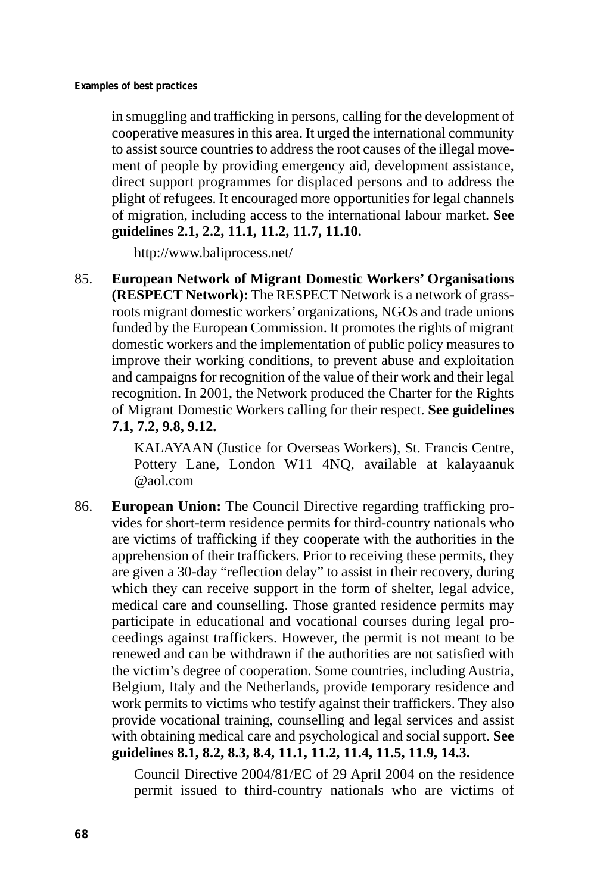in smuggling and trafficking in persons, calling for the development of cooperative measures in this area. It urged the international community to assist source countries to address the root causes of the illegal movement of people by providing emergency aid, development assistance, direct support programmes for displaced persons and to address the plight of refugees. It encouraged more opportunities for legal channels of migration, including access to the international labour market. **See guidelines 2.1, 2.2, 11.1, 11.2, 11.7, 11.10.**

http://www.baliprocess.net/

85. **European Network of Migrant Domestic Workers' Organisations (RESPECT Network):** The RESPECT Network is a network of grassroots migrant domestic workers' organizations, NGOs and trade unions funded by the European Commission. It promotes the rights of migrant domestic workers and the implementation of public policy measures to improve their working conditions, to prevent abuse and exploitation and campaigns for recognition of the value of their work and their legal recognition. In 2001, the Network produced the Charter for the Rights of Migrant Domestic Workers calling for their respect. **See guidelines 7.1, 7.2, 9.8, 9.12.**

KALAYAAN (Justice for Overseas Workers), St. Francis Centre, Pottery Lane, London W11 4NQ, available at kalayaanuk@aol.com

86. **European Union:** The Council Directive regarding trafficking provides for short-term residence permits for third-country nationals who are victims of trafficking if they cooperate with the authorities in the apprehension of their traffickers. Prior to receiving these permits, they are given a 30-day "reflection delay" to assist in their recovery, during which they can receive support in the form of shelter, legal advice, medical care and counselling. Those granted residence permits may participate in educational and vocational courses during legal proceedings against traffickers. However, the permit is not meant to be renewed and can be withdrawn if the authorities are not satisfied with the victim's degree of cooperation. Some countries, including Austria, Belgium, Italy and the Netherlands, provide temporary residence and work permits to victims who testify against their traffickers. They also provide vocational training, counselling and legal services and assist with obtaining medical care and psychological and social support. **See guidelines 8.1, 8.2, 8.3, 8.4, 11.1, 11.2, 11.4, 11.5, 11.9, 14.3.**

Council Directive 2004/81/EC of 29 April 2004 on the residence permit issued to third-country nationals who are victims of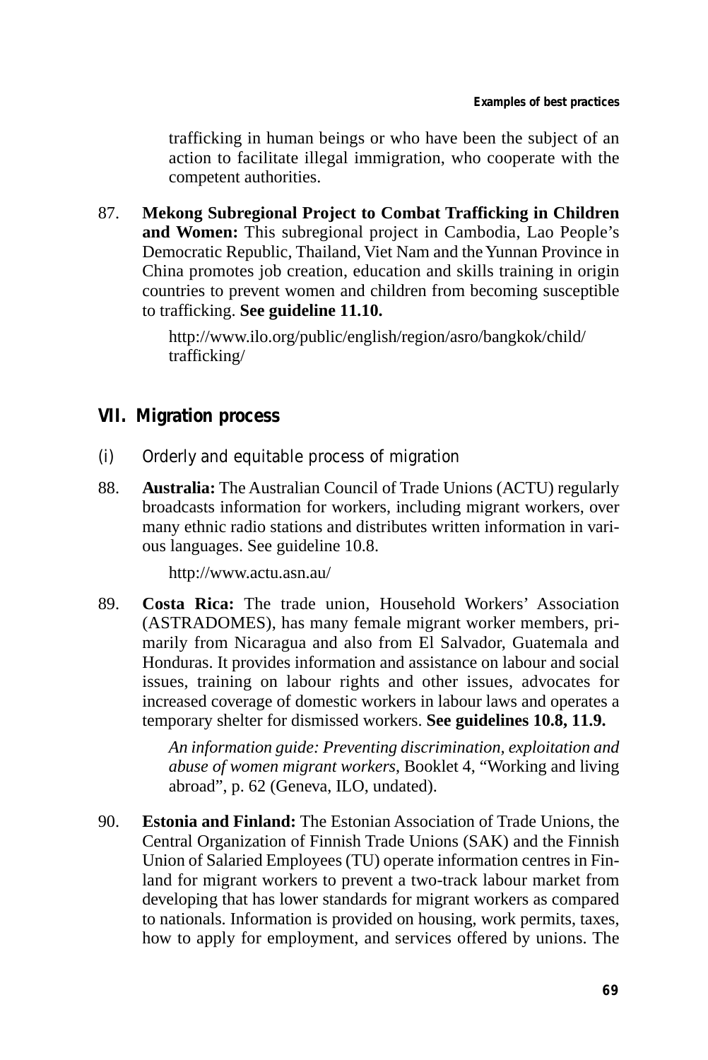trafficking in human beings or who have been the subject of an action to facilitate illegal immigration, who cooperate with the competent authorities.

87. **Mekong Subregional Project to Combat Trafficking in Children and Women:** This subregional project in Cambodia, Lao People's Democratic Republic, Thailand, Viet Nam and the Yunnan Province in China promotes job creation, education and skills training in origin countries to prevent women and children from becoming susceptible to trafficking. **See guideline 11.10.**

   http://www.ilo.org/public/english/region/asro/bangkok/child/trafficking/

## VII. Migration process

### (i) Orderly and equitable process of migration

88. **Australia:** The Australian Council of Trade Unions (ACTU) regularly broadcasts information for workers, including migrant workers, over many ethnic radio stations and distributes written information in various languages. See guideline 10.8.

   http://www.actu.asn.au/

89. **Costa Rica:** The trade union, Household Workers' Association (ASTRADOMES), has many female migrant worker members, primarily from Nicaragua and also from El Salvador, Guatemala and Honduras. It provides information and assistance on labour and social issues, training on labour rights and other issues, advocates for increased coverage of domestic workers in labour laws and operates a temporary shelter for dismissed workers. **See guidelines 10.8, 11.9.**

   *An information guide: Preventing discrimination, exploitation and abuse of women migrant workers*, Booklet 4, "Working and living abroad", p. 62 (Geneva, ILO, undated).

90. **Estonia and Finland:** The Estonian Association of Trade Unions, the Central Organization of Finnish Trade Unions (SAK) and the Finnish Union of Salaried Employees (TU) operate information centres in Finland for migrant workers to prevent a two-track labour market from developing that has lower standards for migrant workers as compared to nationals. Information is provided on housing, work permits, taxes, how to apply for employment, and services offered by unions. The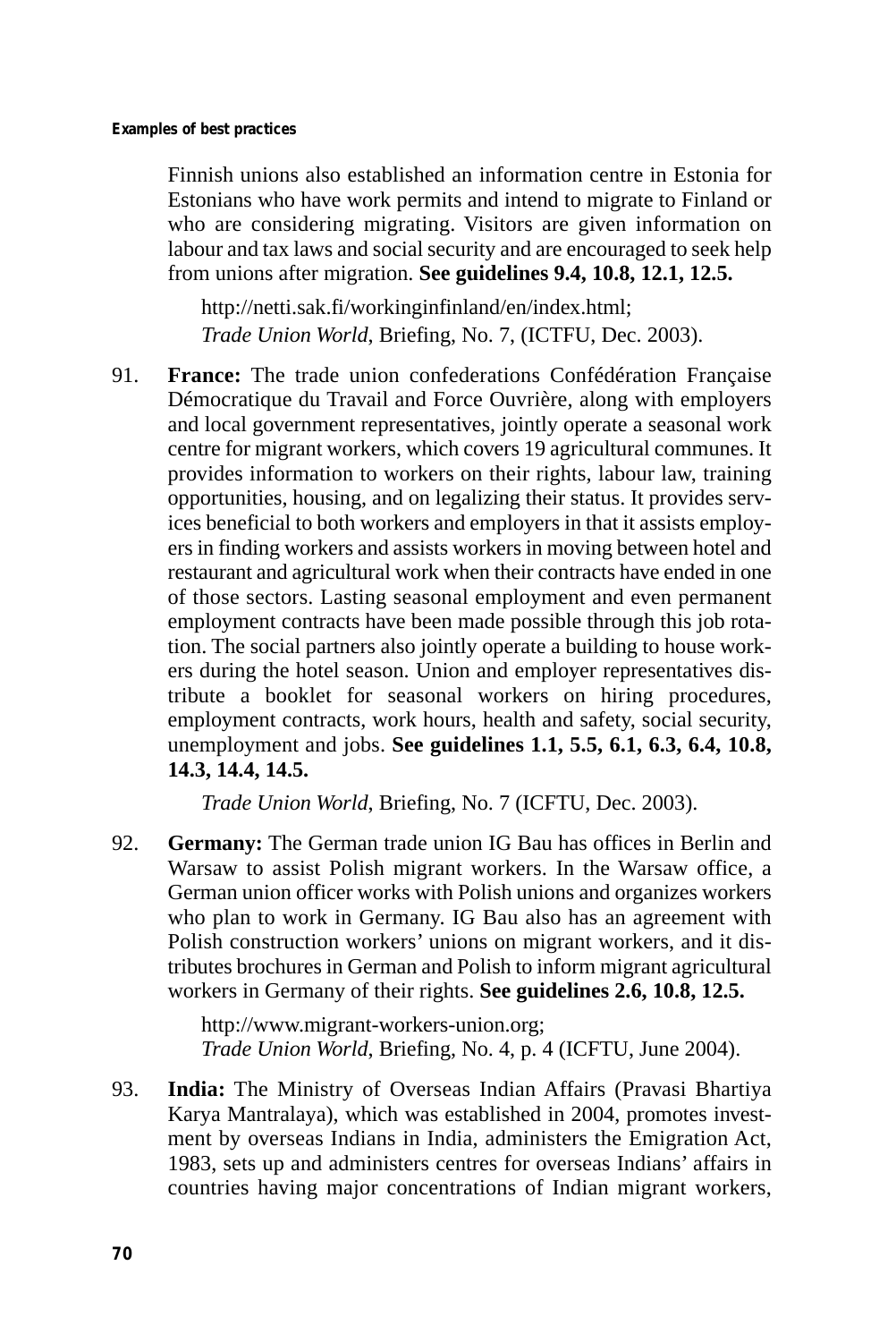Finnish unions also established an information centre in Estonia for Estonians who have work permits and intend to migrate to Finland or who are considering migrating. Visitors are given information on labour and tax laws and social security and are encouraged to seek help from unions after migration. **See guidelines 9.4, 10.8, 12.1, 12.5.**

> http://netti.sak.fi/workinginfinland/en/index.html;
> *Trade Union World*, Briefing, No. 7, (ICTFU, Dec. 2003).

91. **France:** The trade union confederations Confédération Française Démocratique du Travail and Force Ouvrière, along with employers and local government representatives, jointly operate a seasonal work centre for migrant workers, which covers 19 agricultural communes. It provides information to workers on their rights, labour law, training opportunities, housing, and on legalizing their status. It provides services beneficial to both workers and employers in that it assists employers in finding workers and assists workers in moving between hotel and restaurant and agricultural work when their contracts have ended in one of those sectors. Lasting seasonal employment and even permanent employment contracts have been made possible through this job rotation. The social partners also jointly operate a building to house workers during the hotel season. Union and employer representatives distribute a booklet for seasonal workers on hiring procedures, employment contracts, work hours, health and safety, social security, unemployment and jobs. **See guidelines 1.1, 5.5, 6.1, 6.3, 6.4, 10.8, 14.3, 14.4, 14.5.**

> *Trade Union World*, Briefing, No. 7 (ICFTU, Dec. 2003).

92. **Germany:** The German trade union IG Bau has offices in Berlin and Warsaw to assist Polish migrant workers. In the Warsaw office, a German union officer works with Polish unions and organizes workers who plan to work in Germany. IG Bau also has an agreement with Polish construction workers' unions on migrant workers, and it distributes brochures in German and Polish to inform migrant agricultural workers in Germany of their rights. **See guidelines 2.6, 10.8, 12.5.**

> http://www.migrant-workers-union.org;
> *Trade Union World*, Briefing, No. 4, p. 4 (ICFTU, June 2004).

93. **India:** The Ministry of Overseas Indian Affairs (Pravasi Bhartiya Karya Mantralaya), which was established in 2004, promotes investment by overseas Indians in India, administers the Emigration Act, 1983, sets up and administers centres for overseas Indians' affairs in countries having major concentrations of Indian migrant workers,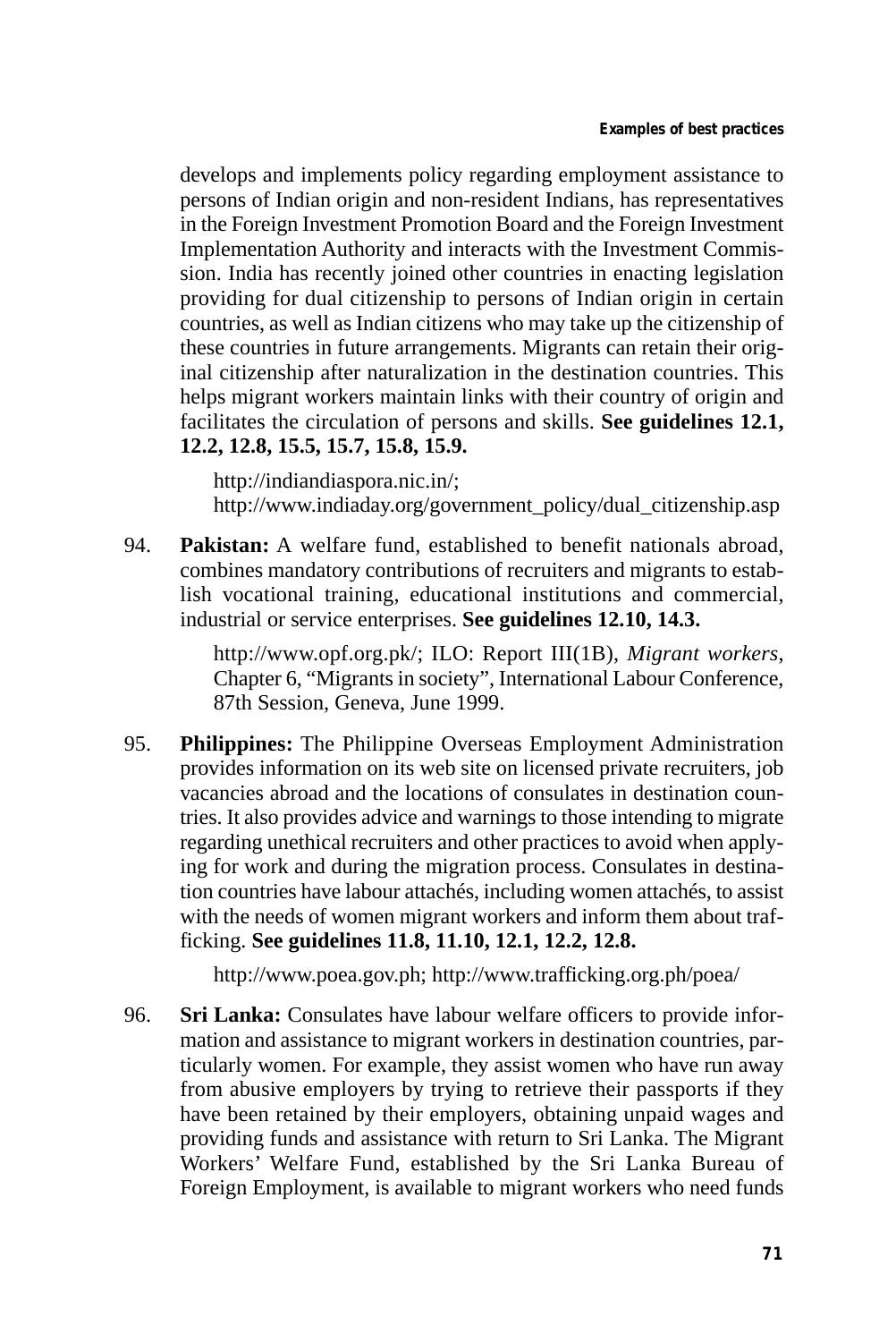develops and implements policy regarding employment assistance to persons of Indian origin and non-resident Indians, has representatives in the Foreign Investment Promotion Board and the Foreign Investment Implementation Authority and interacts with the Investment Commission. India has recently joined other countries in enacting legislation providing for dual citizenship to persons of Indian origin in certain countries, as well as Indian citizens who may take up the citizenship of these countries in future arrangements. Migrants can retain their original citizenship after naturalization in the destination countries. This helps migrant workers maintain links with their country of origin and facilitates the circulation of persons and skills. **See guidelines 12.1, 12.2, 12.8, 15.5, 15.7, 15.8, 15.9.**

> http://indiandiaspora.nic.in/;
> http://www.indiaday.org/government_policy/dual_citizenship.asp

94. **Pakistan:** A welfare fund, established to benefit nationals abroad, combines mandatory contributions of recruiters and migrants to establish vocational training, educational institutions and commercial, industrial or service enterprises. **See guidelines 12.10, 14.3.**

> http://www.opf.org.pk/; ILO: Report III(1B), *Migrant workers*, Chapter 6, "Migrants in society", International Labour Conference, 87th Session, Geneva, June 1999.

95. **Philippines:** The Philippine Overseas Employment Administration provides information on its web site on licensed private recruiters, job vacancies abroad and the locations of consulates in destination countries. It also provides advice and warnings to those intending to migrate regarding unethical recruiters and other practices to avoid when applying for work and during the migration process. Consulates in destination countries have labour attachés, including women attachés, to assist with the needs of women migrant workers and inform them about trafficking. **See guidelines 11.8, 11.10, 12.1, 12.2, 12.8.**

> http://www.poea.gov.ph; http://www.trafficking.org.ph/poea/

96. **Sri Lanka:** Consulates have labour welfare officers to provide information and assistance to migrant workers in destination countries, particularly women. For example, they assist women who have run away from abusive employers by trying to retrieve their passports if they have been retained by their employers, obtaining unpaid wages and providing funds and assistance with return to Sri Lanka. The Migrant Workers' Welfare Fund, established by the Sri Lanka Bureau of Foreign Employment, is available to migrant workers who need funds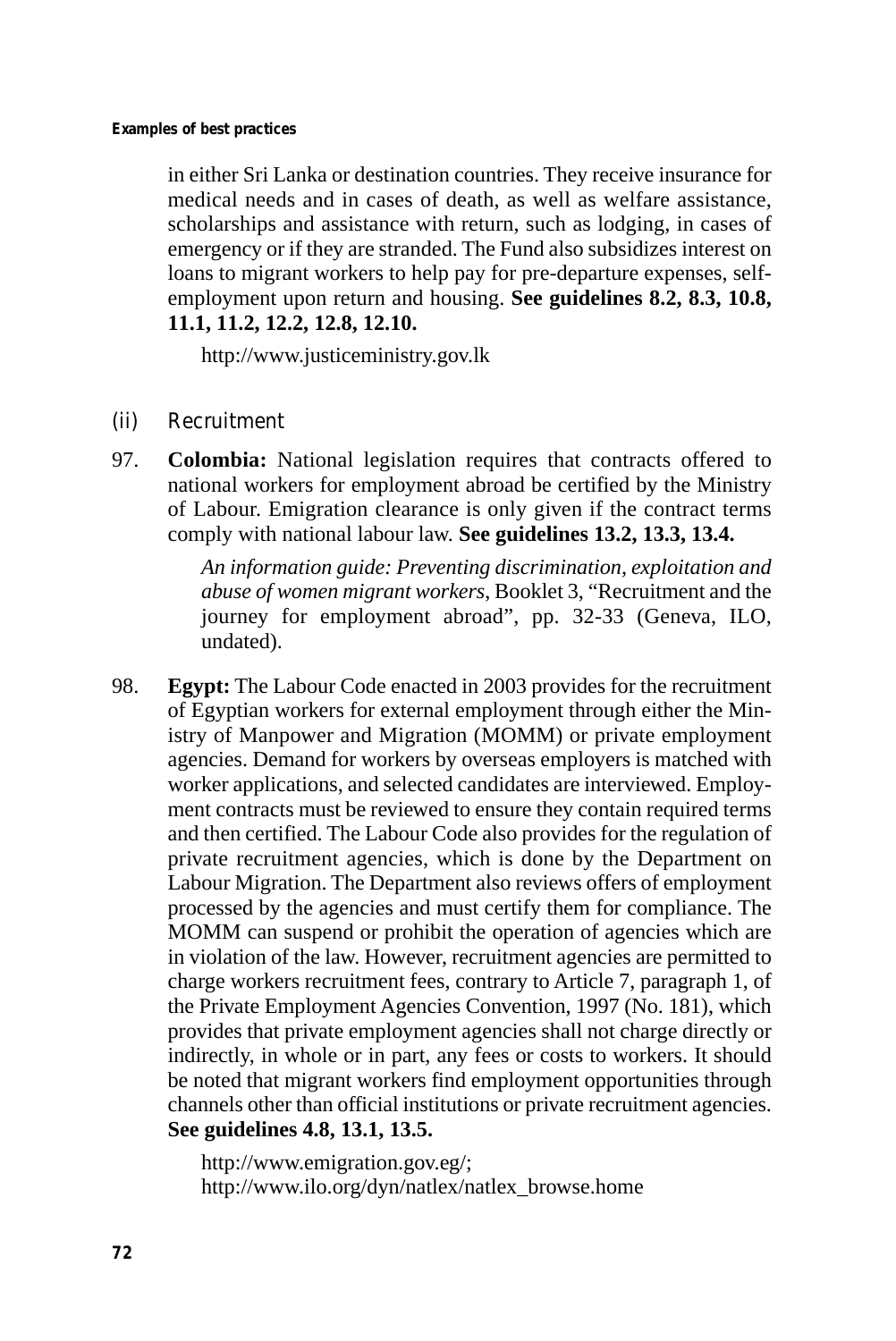in either Sri Lanka or destination countries. They receive insurance for medical needs and in cases of death, as well as welfare assistance, scholarships and assistance with return, such as lodging, in cases of emergency or if they are stranded. The Fund also subsidizes interest on loans to migrant workers to help pay for pre-departure expenses, self-employment upon return and housing. **See guidelines 8.2, 8.3, 10.8, 11.1, 11.2, 12.2, 12.8, 12.10.**

http://www.justiceministry.gov.lk

### (ii) Recruitment

97. **Colombia:** National legislation requires that contracts offered to national workers for employment abroad be certified by the Ministry of Labour. Emigration clearance is only given if the contract terms comply with national labour law. **See guidelines 13.2, 13.3, 13.4.**

    *An information guide: Preventing discrimination, exploitation and abuse of women migrant workers,* Booklet 3, "Recruitment and the journey for employment abroad", pp. 32-33 (Geneva, ILO, undated).

98. **Egypt:** The Labour Code enacted in 2003 provides for the recruitment of Egyptian workers for external employment through either the Ministry of Manpower and Migration (MOMM) or private employment agencies. Demand for workers by overseas employers is matched with worker applications, and selected candidates are interviewed. Employment contracts must be reviewed to ensure they contain required terms and then certified. The Labour Code also provides for the regulation of private recruitment agencies, which is done by the Department on Labour Migration. The Department also reviews offers of employment processed by the agencies and must certify them for compliance. The MOMM can suspend or prohibit the operation of agencies which are in violation of the law. However, recruitment agencies are permitted to charge workers recruitment fees, contrary to Article 7, paragraph 1, of the Private Employment Agencies Convention, 1997 (No. 181), which provides that private employment agencies shall not charge directly or indirectly, in whole or in part, any fees or costs to workers. It should be noted that migrant workers find employment opportunities through channels other than official institutions or private recruitment agencies. **See guidelines 4.8, 13.1, 13.5.**

    http://www.emigration.gov.eg/;
    http://www.ilo.org/dyn/natlex/natlex_browse.home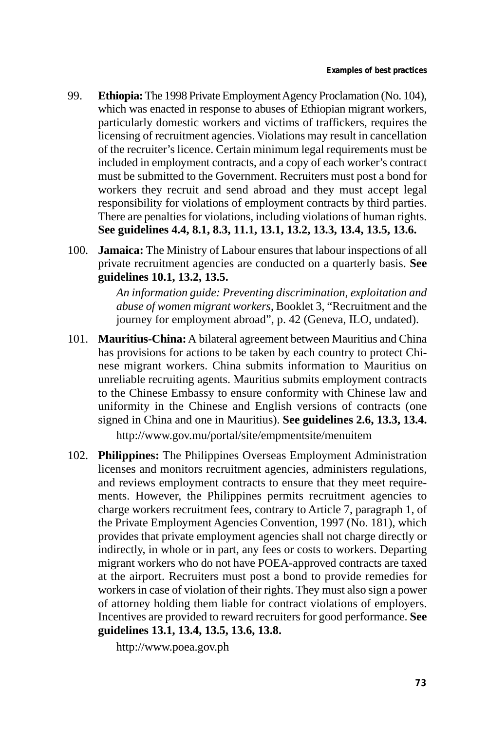99. **Ethiopia:** The 1998 Private Employment Agency Proclamation (No. 104), which was enacted in response to abuses of Ethiopian migrant workers, particularly domestic workers and victims of traffickers, requires the licensing of recruitment agencies. Violations may result in cancellation of the recruiter's licence. Certain minimum legal requirements must be included in employment contracts, and a copy of each worker's contract must be submitted to the Government. Recruiters must post a bond for workers they recruit and send abroad and they must accept legal responsibility for violations of employment contracts by third parties. There are penalties for violations, including violations of human rights. **See guidelines 4.4, 8.1, 8.3, 11.1, 13.1, 13.2, 13.3, 13.4, 13.5, 13.6.**

100. **Jamaica:** The Ministry of Labour ensures that labour inspections of all private recruitment agencies are conducted on a quarterly basis. **See guidelines 10.1, 13.2, 13.5.**

    *An information guide: Preventing discrimination, exploitation and abuse of women migrant workers*, Booklet 3, "Recruitment and the journey for employment abroad", p. 42 (Geneva, ILO, undated).

101. **Mauritius-China:** A bilateral agreement between Mauritius and China has provisions for actions to be taken by each country to protect Chinese migrant workers. China submits information to Mauritius on unreliable recruiting agents. Mauritius submits employment contracts to the Chinese Embassy to ensure conformity with Chinese law and uniformity in the Chinese and English versions of contracts (one signed in China and one in Mauritius). **See guidelines 2.6, 13.3, 13.4.**

    http://www.gov.mu/portal/site/empmentsite/menuitem

102. **Philippines:** The Philippines Overseas Employment Administration licenses and monitors recruitment agencies, administers regulations, and reviews employment contracts to ensure that they meet requirements. However, the Philippines permits recruitment agencies to charge workers recruitment fees, contrary to Article 7, paragraph 1, of the Private Employment Agencies Convention, 1997 (No. 181), which provides that private employment agencies shall not charge directly or indirectly, in whole or in part, any fees or costs to workers. Departing migrant workers who do not have POEA-approved contracts are taxed at the airport. Recruiters must post a bond to provide remedies for workers in case of violation of their rights. They must also sign a power of attorney holding them liable for contract violations of employers. Incentives are provided to reward recruiters for good performance. **See guidelines 13.1, 13.4, 13.5, 13.6, 13.8.**

    http://www.poea.gov.ph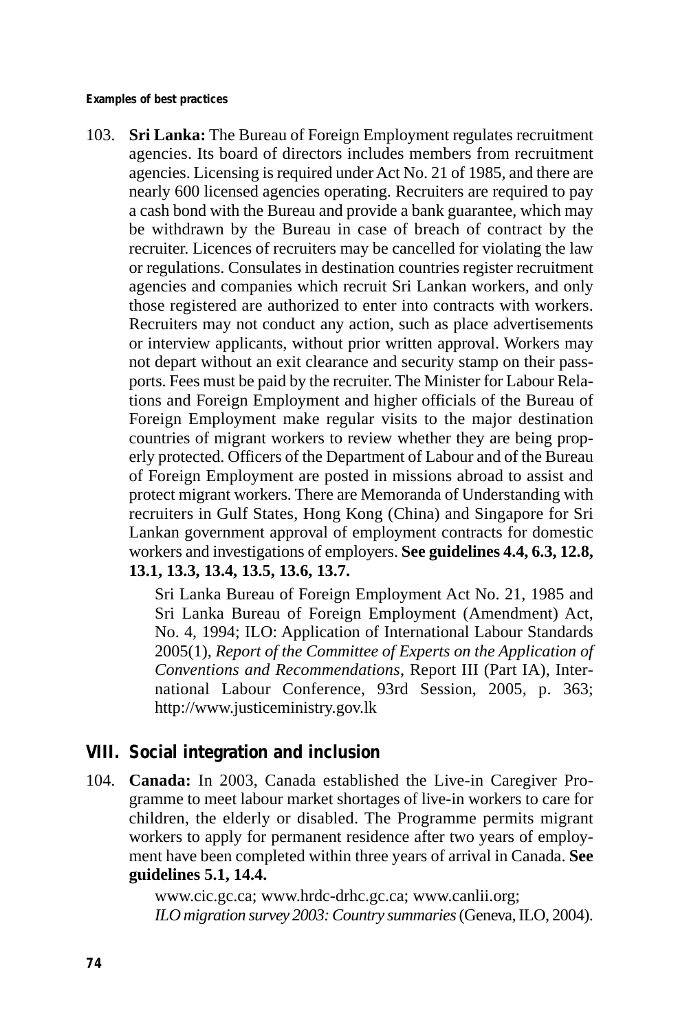**Examples of best practices**

103. **Sri Lanka:** The Bureau of Foreign Employment regulates recruitment agencies. Its board of directors includes members from recruitment agencies. Licensing is required under Act No. 21 of 1985, and there are nearly 600 licensed agencies operating. Recruiters are required to pay a cash bond with the Bureau and provide a bank guarantee, which may be withdrawn by the Bureau in case of breach of contract by the recruiter. Licences of recruiters may be cancelled for violating the law or regulations. Consulates in destination countries register recruitment agencies and companies which recruit Sri Lankan workers, and only those registered are authorized to enter into contracts with workers. Recruiters may not conduct any action, such as place advertisements or interview applicants, without prior written approval. Workers may not depart without an exit clearance and security stamp on their passports. Fees must be paid by the recruiter. The Minister for Labour Relations and Foreign Employment and higher officials of the Bureau of Foreign Employment make regular visits to the major destination countries of migrant workers to review whether they are being properly protected. Officers of the Department of Labour and of the Bureau of Foreign Employment are posted in missions abroad to assist and protect migrant workers. There are Memoranda of Understanding with recruiters in Gulf States, Hong Kong (China) and Singapore for Sri Lankan government approval of employment contracts for domestic workers and investigations of employers. **See guidelines 4.4, 6.3, 12.8, 13.1, 13.3, 13.4, 13.5, 13.6, 13.7.**

    Sri Lanka Bureau of Foreign Employment Act No. 21, 1985 and Sri Lanka Bureau of Foreign Employment (Amendment) Act, No. 4, 1994; ILO: Application of International Labour Standards 2005(1), *Report of the Committee of Experts on the Application of Conventions and Recommendations*, Report III (Part IA), International Labour Conference, 93rd Session, 2005, p. 363; http://www.justiceministry.gov.lk

## VIII. Social integration and inclusion

104. **Canada:** In 2003, Canada established the Live-in Caregiver Programme to meet labour market shortages of live-in workers to care for children, the elderly or disabled. The Programme permits migrant workers to apply for permanent residence after two years of employment have been completed within three years of arrival in Canada. **See guidelines 5.1, 14.4.**

    www.cic.gc.ca; www.hrdc-drhc.gc.ca; www.canlii.org; *ILO migration survey 2003: Country summaries* (Geneva, ILO, 2004).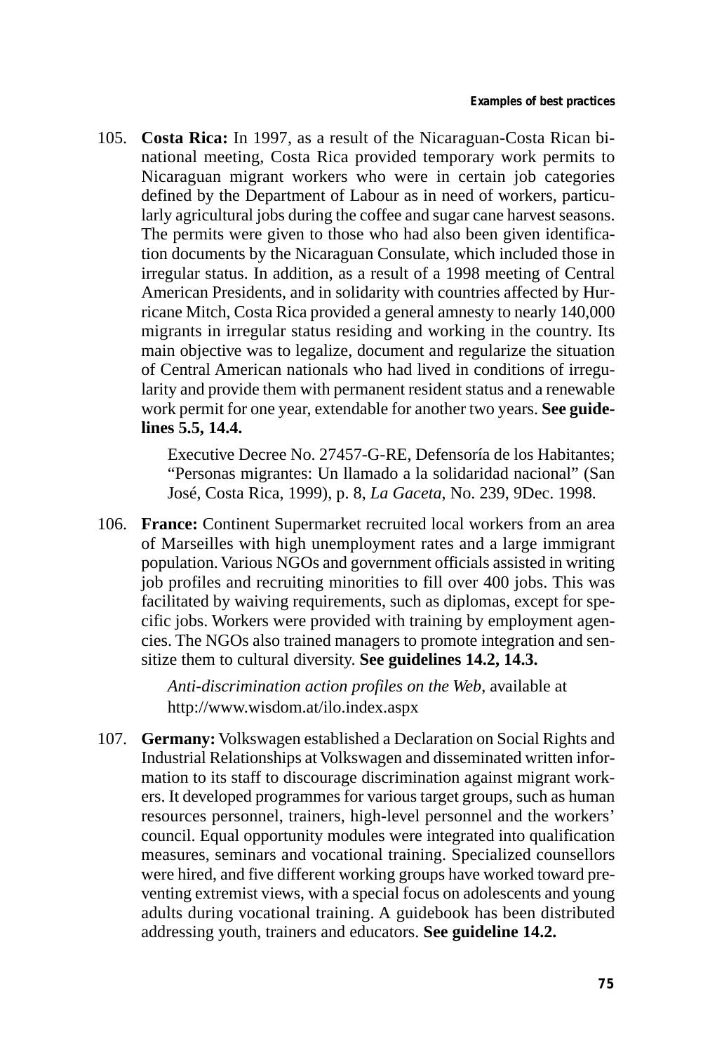105. **Costa Rica:** In 1997, as a result of the Nicaraguan-Costa Rican bi-national meeting, Costa Rica provided temporary work permits to Nicaraguan migrant workers who were in certain job categories defined by the Department of Labour as in need of workers, particularly agricultural jobs during the coffee and sugar cane harvest seasons. The permits were given to those who had also been given identification documents by the Nicaraguan Consulate, which included those in irregular status. In addition, as a result of a 1998 meeting of Central American Presidents, and in solidarity with countries affected by Hurricane Mitch, Costa Rica provided a general amnesty to nearly 140,000 migrants in irregular status residing and working in the country. Its main objective was to legalize, document and regularize the situation of Central American nationals who had lived in conditions of irregularity and provide them with permanent resident status and a renewable work permit for one year, extendable for another two years. **See guidelines 5.5, 14.4.**

    Executive Decree No. 27457-G-RE, Defensoría de los Habitantes; "Personas migrantes: Un llamado a la solidaridad nacional" (San José, Costa Rica, 1999), p. 8, *La Gaceta*, No. 239, 9Dec. 1998.

106. **France:** Continent Supermarket recruited local workers from an area of Marseilles with high unemployment rates and a large immigrant population. Various NGOs and government officials assisted in writing job profiles and recruiting minorities to fill over 400 jobs. This was facilitated by waiving requirements, such as diplomas, except for specific jobs. Workers were provided with training by employment agencies. The NGOs also trained managers to promote integration and sensitize them to cultural diversity. **See guidelines 14.2, 14.3.**

    *Anti-discrimination action profiles on the Web*, available at http://www.wisdom.at/ilo.index.aspx

107. **Germany:** Volkswagen established a Declaration on Social Rights and Industrial Relationships at Volkswagen and disseminated written information to its staff to discourage discrimination against migrant workers. It developed programmes for various target groups, such as human resources personnel, trainers, high-level personnel and the workers' council. Equal opportunity modules were integrated into qualification measures, seminars and vocational training. Specialized counsellors were hired, and five different working groups have worked toward preventing extremist views, with a special focus on adolescents and young adults during vocational training. A guidebook has been distributed addressing youth, trainers and educators. **See guideline 14.2.**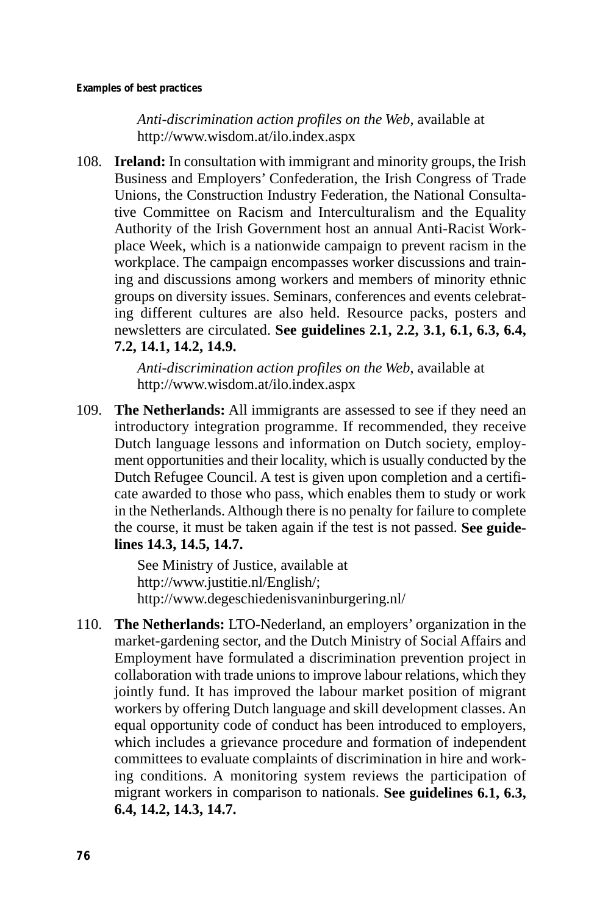*Anti-discrimination action profiles on the Web*, available at http://www.wisdom.at/ilo.index.aspx

108. **Ireland:** In consultation with immigrant and minority groups, the Irish Business and Employers' Confederation, the Irish Congress of Trade Unions, the Construction Industry Federation, the National Consultative Committee on Racism and Interculturalism and the Equality Authority of the Irish Government host an annual Anti-Racist Workplace Week, which is a nationwide campaign to prevent racism in the workplace. The campaign encompasses worker discussions and training and discussions among workers and members of minority ethnic groups on diversity issues. Seminars, conferences and events celebrating different cultures are also held. Resource packs, posters and newsletters are circulated. **See guidelines 2.1, 2.2, 3.1, 6.1, 6.3, 6.4, 7.2, 14.1, 14.2, 14.9.**

    *Anti-discrimination action profiles on the Web*, available at http://www.wisdom.at/ilo.index.aspx

109. **The Netherlands:** All immigrants are assessed to see if they need an introductory integration programme. If recommended, they receive Dutch language lessons and information on Dutch society, employment opportunities and their locality, which is usually conducted by the Dutch Refugee Council. A test is given upon completion and a certificate awarded to those who pass, which enables them to study or work in the Netherlands. Although there is no penalty for failure to complete the course, it must be taken again if the test is not passed. **See guidelines 14.3, 14.5, 14.7.**

    See Ministry of Justice, available at http://www.justitie.nl/English/; http://www.degeschiedenisvaninburgering.nl/

110. **The Netherlands:** LTO-Nederland, an employers' organization in the market-gardening sector, and the Dutch Ministry of Social Affairs and Employment have formulated a discrimination prevention project in collaboration with trade unions to improve labour relations, which they jointly fund. It has improved the labour market position of migrant workers by offering Dutch language and skill development classes. An equal opportunity code of conduct has been introduced to employers, which includes a grievance procedure and formation of independent committees to evaluate complaints of discrimination in hire and working conditions. A monitoring system reviews the participation of migrant workers in comparison to nationals. **See guidelines 6.1, 6.3, 6.4, 14.2, 14.3, 14.7.**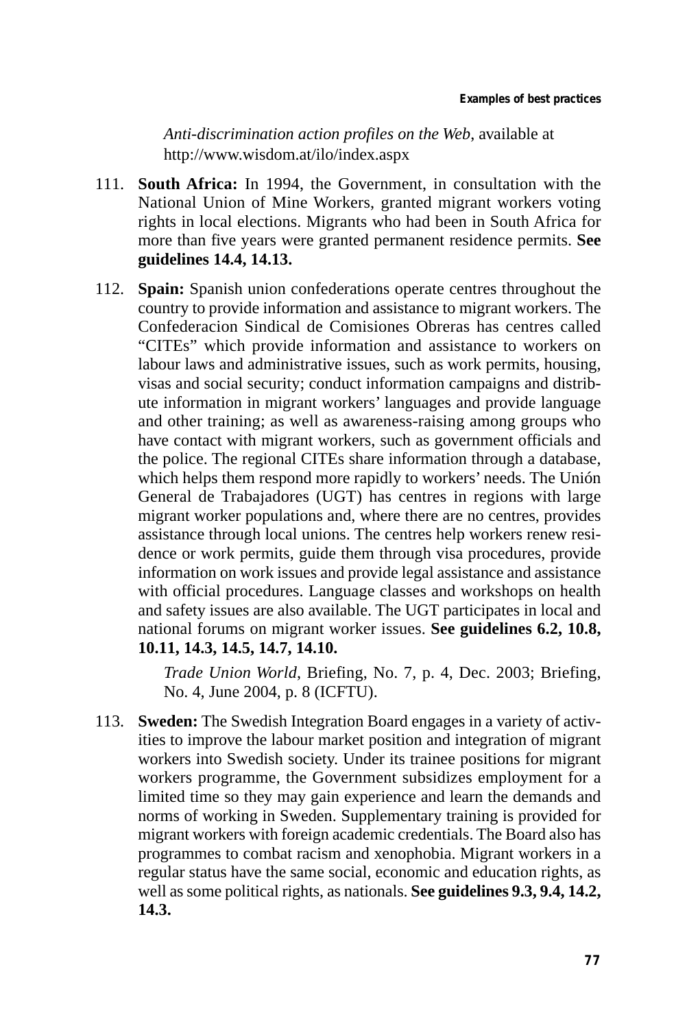*Anti-discrimination action profiles on the Web*, available at http://www.wisdom.at/ilo/index.aspx

111. **South Africa:** In 1994, the Government, in consultation with the National Union of Mine Workers, granted migrant workers voting rights in local elections. Migrants who had been in South Africa for more than five years were granted permanent residence permits. **See guidelines 14.4, 14.13.**

112. **Spain:** Spanish union confederations operate centres throughout the country to provide information and assistance to migrant workers. The Confederacion Sindical de Comisiones Obreras has centres called "CITEs" which provide information and assistance to workers on labour laws and administrative issues, such as work permits, housing, visas and social security; conduct information campaigns and distribute information in migrant workers' languages and provide language and other training; as well as awareness-raising among groups who have contact with migrant workers, such as government officials and the police. The regional CITEs share information through a database, which helps them respond more rapidly to workers' needs. The Unión General de Trabajadores (UGT) has centres in regions with large migrant worker populations and, where there are no centres, provides assistance through local unions. The centres help workers renew residence or work permits, guide them through visa procedures, provide information on work issues and provide legal assistance and assistance with official procedures. Language classes and workshops on health and safety issues are also available. The UGT participates in local and national forums on migrant worker issues. **See guidelines 6.2, 10.8, 10.11, 14.3, 14.5, 14.7, 14.10.**

    *Trade Union World*, Briefing, No. 7, p. 4, Dec. 2003; Briefing, No. 4, June 2004, p. 8 (ICFTU).

113. **Sweden:** The Swedish Integration Board engages in a variety of activities to improve the labour market position and integration of migrant workers into Swedish society. Under its trainee positions for migrant workers programme, the Government subsidizes employment for a limited time so they may gain experience and learn the demands and norms of working in Sweden. Supplementary training is provided for migrant workers with foreign academic credentials. The Board also has programmes to combat racism and xenophobia. Migrant workers in a regular status have the same social, economic and education rights, as well as some political rights, as nationals. **See guidelines 9.3, 9.4, 14.2, 14.3.**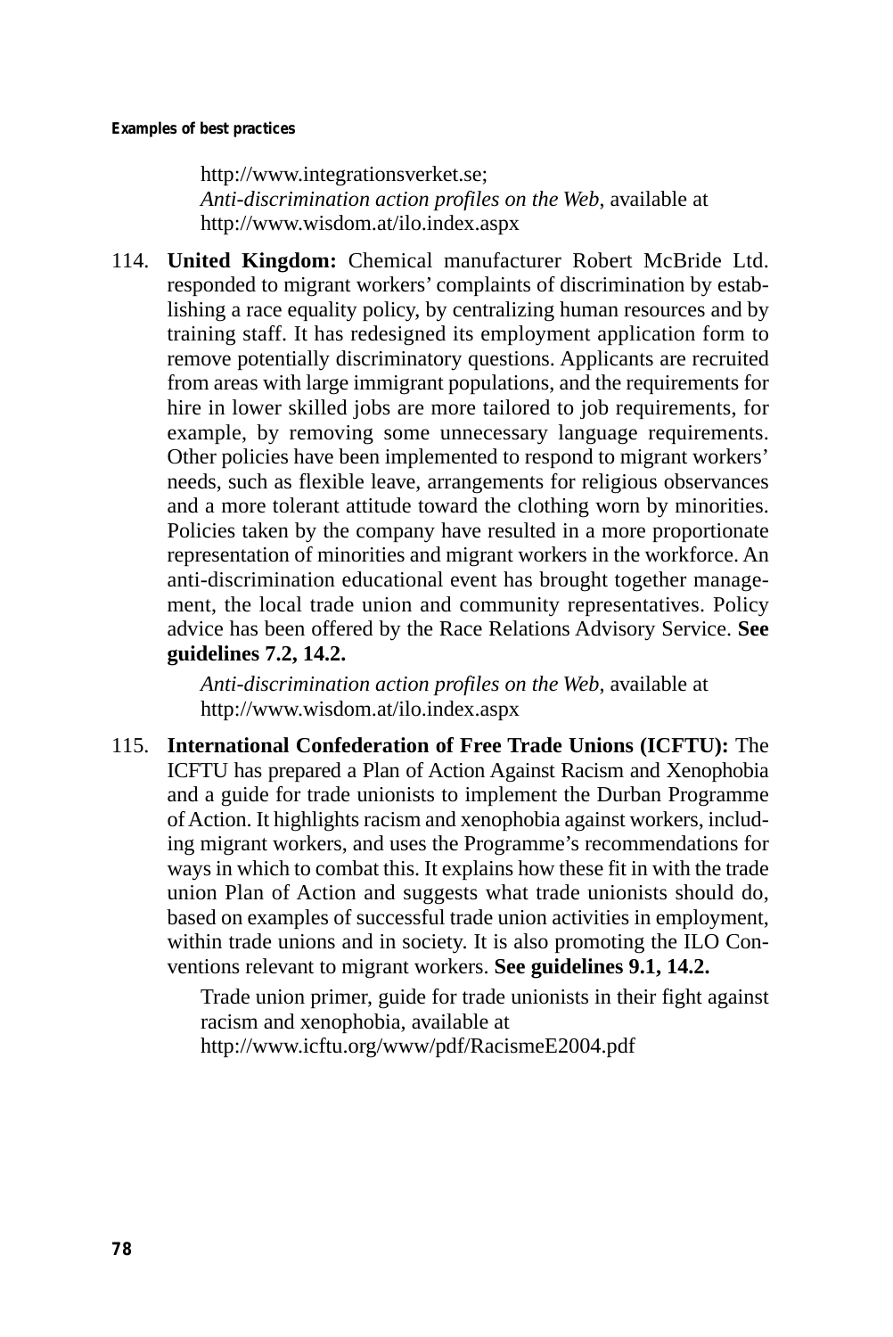http://www.integrationsverket.se;
*Anti-discrimination action profiles on the Web*, available at http://www.wisdom.at/ilo.index.aspx

114. **United Kingdom:** Chemical manufacturer Robert McBride Ltd. responded to migrant workers' complaints of discrimination by establishing a race equality policy, by centralizing human resources and by training staff. It has redesigned its employment application form to remove potentially discriminatory questions. Applicants are recruited from areas with large immigrant populations, and the requirements for hire in lower skilled jobs are more tailored to job requirements, for example, by removing some unnecessary language requirements. Other policies have been implemented to respond to migrant workers' needs, such as flexible leave, arrangements for religious observances and a more tolerant attitude toward the clothing worn by minorities. Policies taken by the company have resulted in a more proportionate representation of minorities and migrant workers in the workforce. An anti-discrimination educational event has brought together management, the local trade union and community representatives. Policy advice has been offered by the Race Relations Advisory Service. **See guidelines 7.2, 14.2.**

    *Anti-discrimination action profiles on the Web*, available at http://www.wisdom.at/ilo.index.aspx

115. **International Confederation of Free Trade Unions (ICFTU):** The ICFTU has prepared a Plan of Action Against Racism and Xenophobia and a guide for trade unionists to implement the Durban Programme of Action. It highlights racism and xenophobia against workers, including migrant workers, and uses the Programme's recommendations for ways in which to combat this. It explains how these fit in with the trade union Plan of Action and suggests what trade unionists should do, based on examples of successful trade union activities in employment, within trade unions and in society. It is also promoting the ILO Conventions relevant to migrant workers. **See guidelines 9.1, 14.2.**

    Trade union primer, guide for trade unionists in their fight against racism and xenophobia, available at http://www.icftu.org/www/pdf/RacismeE2004.pdf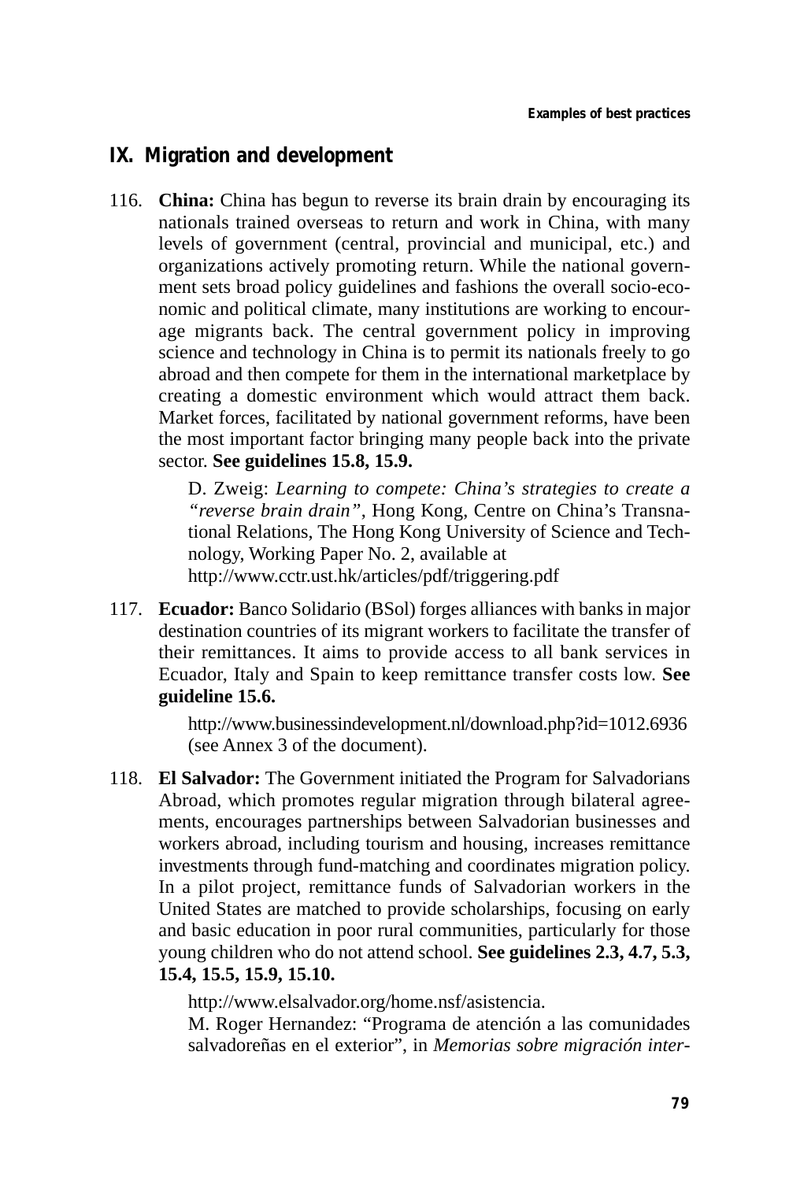## IX. Migration and development

116. **China:** China has begun to reverse its brain drain by encouraging its nationals trained overseas to return and work in China, with many levels of government (central, provincial and municipal, etc.) and organizations actively promoting return. While the national government sets broad policy guidelines and fashions the overall socio-economic and political climate, many institutions are working to encourage migrants back. The central government policy in improving science and technology in China is to permit its nationals freely to go abroad and then compete for them in the international marketplace by creating a domestic environment which would attract them back. Market forces, facilitated by national government reforms, have been the most important factor bringing many people back into the private sector. **See guidelines 15.8, 15.9.**

    D. Zweig: *Learning to compete: China's strategies to create a "reverse brain drain"*, Hong Kong, Centre on China's Transnational Relations, The Hong Kong University of Science and Technology, Working Paper No. 2, available at
    http://www.cctr.ust.hk/articles/pdf/triggering.pdf

117. **Ecuador:** Banco Solidario (BSol) forges alliances with banks in major destination countries of its migrant workers to facilitate the transfer of their remittances. It aims to provide access to all bank services in Ecuador, Italy and Spain to keep remittance transfer costs low. **See guideline 15.6.**

    http://www.businessindevelopment.nl/download.php?id=1012.6936 (see Annex 3 of the document).

118. **El Salvador:** The Government initiated the Program for Salvadorians Abroad, which promotes regular migration through bilateral agreements, encourages partnerships between Salvadorian businesses and workers abroad, including tourism and housing, increases remittance investments through fund-matching and coordinates migration policy. In a pilot project, remittance funds of Salvadorian workers in the United States are matched to provide scholarships, focusing on early and basic education in poor rural communities, particularly for those young children who do not attend school. **See guidelines 2.3, 4.7, 5.3, 15.4, 15.5, 15.9, 15.10.**

    http://www.elsalvador.org/home.nsf/asistencia.
    M. Roger Hernandez: "Programa de atención a las comunidades salvadoreñas en el exterior", in *Memorias sobre migración inter-*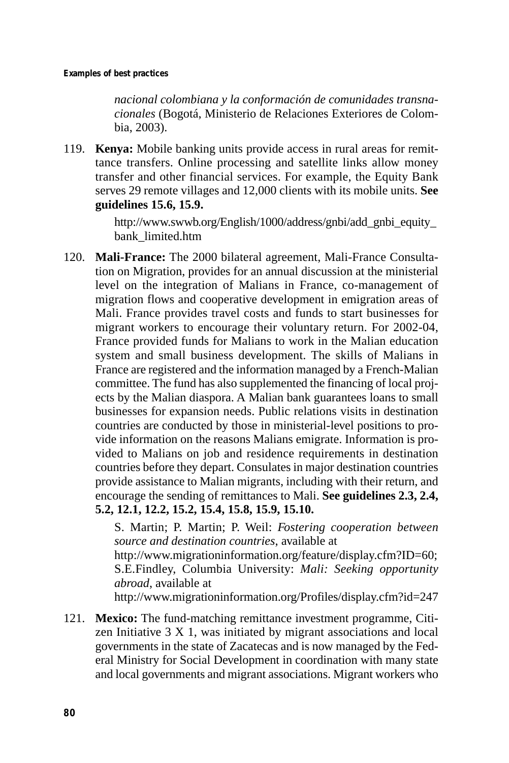*nacional colombiana y la conformación de comunidades transnacionales* (Bogotá, Ministerio de Relaciones Exteriores de Colombia, 2003).

119. **Kenya:** Mobile banking units provide access in rural areas for remittance transfers. Online processing and satellite links allow money transfer and other financial services. For example, the Equity Bank serves 29 remote villages and 12,000 clients with its mobile units. **See guidelines 15.6, 15.9.**

    http://www.swwb.org/English/1000/address/gnbi/add_gnbi_equity_bank_limited.htm

120. **Mali-France:** The 2000 bilateral agreement, Mali-France Consultation on Migration, provides for an annual discussion at the ministerial level on the integration of Malians in France, co-management of migration flows and cooperative development in emigration areas of Mali. France provides travel costs and funds to start businesses for migrant workers to encourage their voluntary return. For 2002-04, France provided funds for Malians to work in the Malian education system and small business development. The skills of Malians in France are registered and the information managed by a French-Malian committee. The fund has also supplemented the financing of local projects by the Malian diaspora. A Malian bank guarantees loans to small businesses for expansion needs. Public relations visits in destination countries are conducted by those in ministerial-level positions to provide information on the reasons Malians emigrate. Information is provided to Malians on job and residence requirements in destination countries before they depart. Consulates in major destination countries provide assistance to Malian migrants, including with their return, and encourage the sending of remittances to Mali. **See guidelines 2.3, 2.4, 5.2, 12.1, 12.2, 15.2, 15.4, 15.8, 15.9, 15.10.**

    S. Martin; P. Martin; P. Weil: *Fostering cooperation between source and destination countries*, available at
    http://www.migrationinformation.org/feature/display.cfm?ID=60;
    S.E.Findley, Columbia University: *Mali: Seeking opportunity abroad*, available at
    http://www.migrationinformation.org/Profiles/display.cfm?id=247

121. **Mexico:** The fund-matching remittance investment programme, Citizen Initiative 3 X 1, was initiated by migrant associations and local governments in the state of Zacatecas and is now managed by the Federal Ministry for Social Development in coordination with many state and local governments and migrant associations. Migrant workers who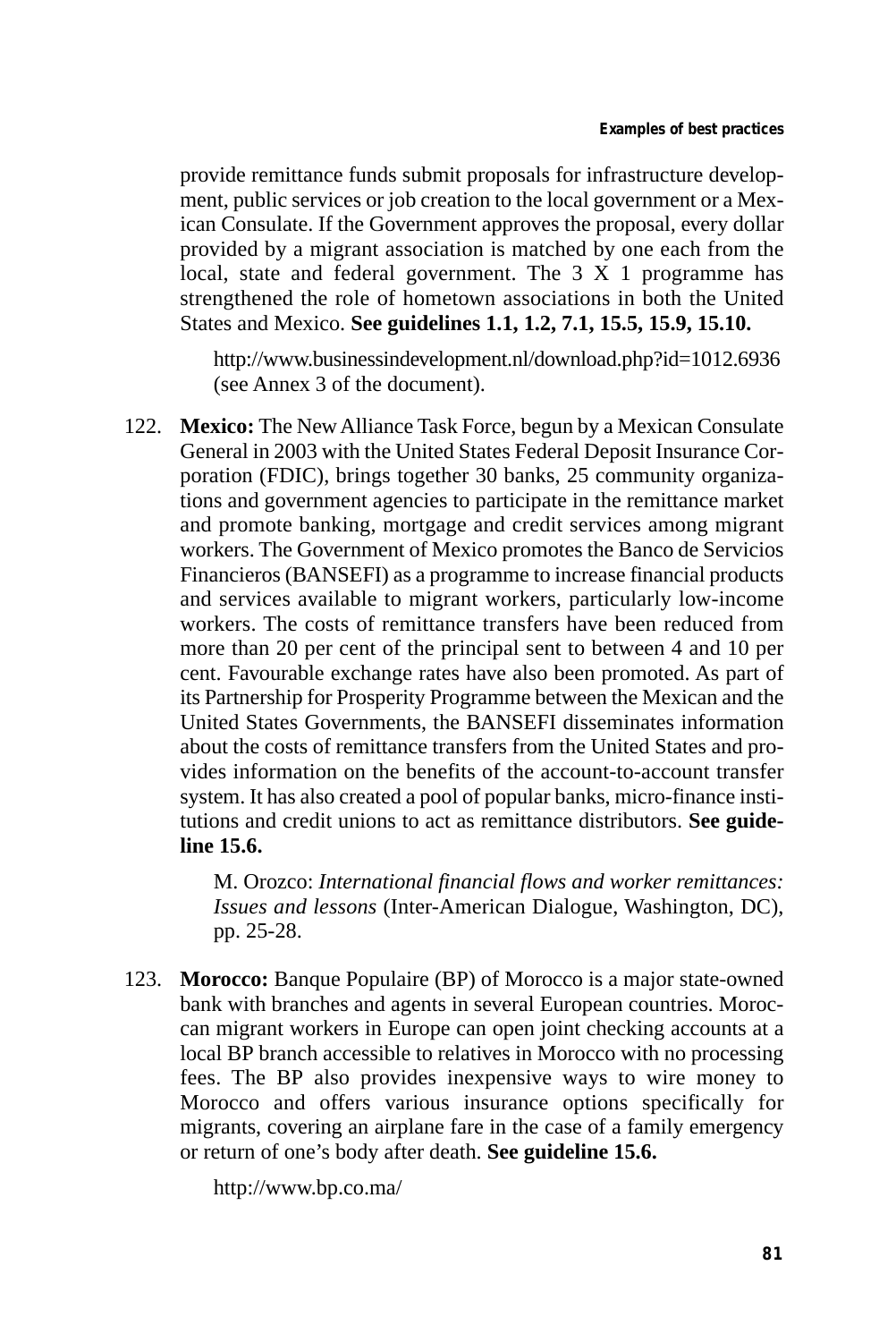provide remittance funds submit proposals for infrastructure development, public services or job creation to the local government or a Mexican Consulate. If the Government approves the proposal, every dollar provided by a migrant association is matched by one each from the local, state and federal government. The 3 X 1 programme has strengthened the role of hometown associations in both the United States and Mexico. **See guidelines 1.1, 1.2, 7.1, 15.5, 15.9, 15.10.**

> http://www.businessindevelopment.nl/download.php?id=1012.6936 (see Annex 3 of the document).

122. **Mexico:** The New Alliance Task Force, begun by a Mexican Consulate General in 2003 with the United States Federal Deposit Insurance Corporation (FDIC), brings together 30 banks, 25 community organizations and government agencies to participate in the remittance market and promote banking, mortgage and credit services among migrant workers. The Government of Mexico promotes the Banco de Servicios Financieros (BANSEFI) as a programme to increase financial products and services available to migrant workers, particularly low-income workers. The costs of remittance transfers have been reduced from more than 20 per cent of the principal sent to between 4 and 10 per cent. Favourable exchange rates have also been promoted. As part of its Partnership for Prosperity Programme between the Mexican and the United States Governments, the BANSEFI disseminates information about the costs of remittance transfers from the United States and provides information on the benefits of the account-to-account transfer system. It has also created a pool of popular banks, micro-finance institutions and credit unions to act as remittance distributors. **See guideline 15.6.**

    M. Orozco: *International financial flows and worker remittances: Issues and lessons* (Inter-American Dialogue, Washington, DC), pp. 25-28.

123. **Morocco:** Banque Populaire (BP) of Morocco is a major state-owned bank with branches and agents in several European countries. Moroccan migrant workers in Europe can open joint checking accounts at a local BP branch accessible to relatives in Morocco with no processing fees. The BP also provides inexpensive ways to wire money to Morocco and offers various insurance options specifically for migrants, covering an airplane fare in the case of a family emergency or return of one's body after death. **See guideline 15.6.**

    http://www.bp.co.ma/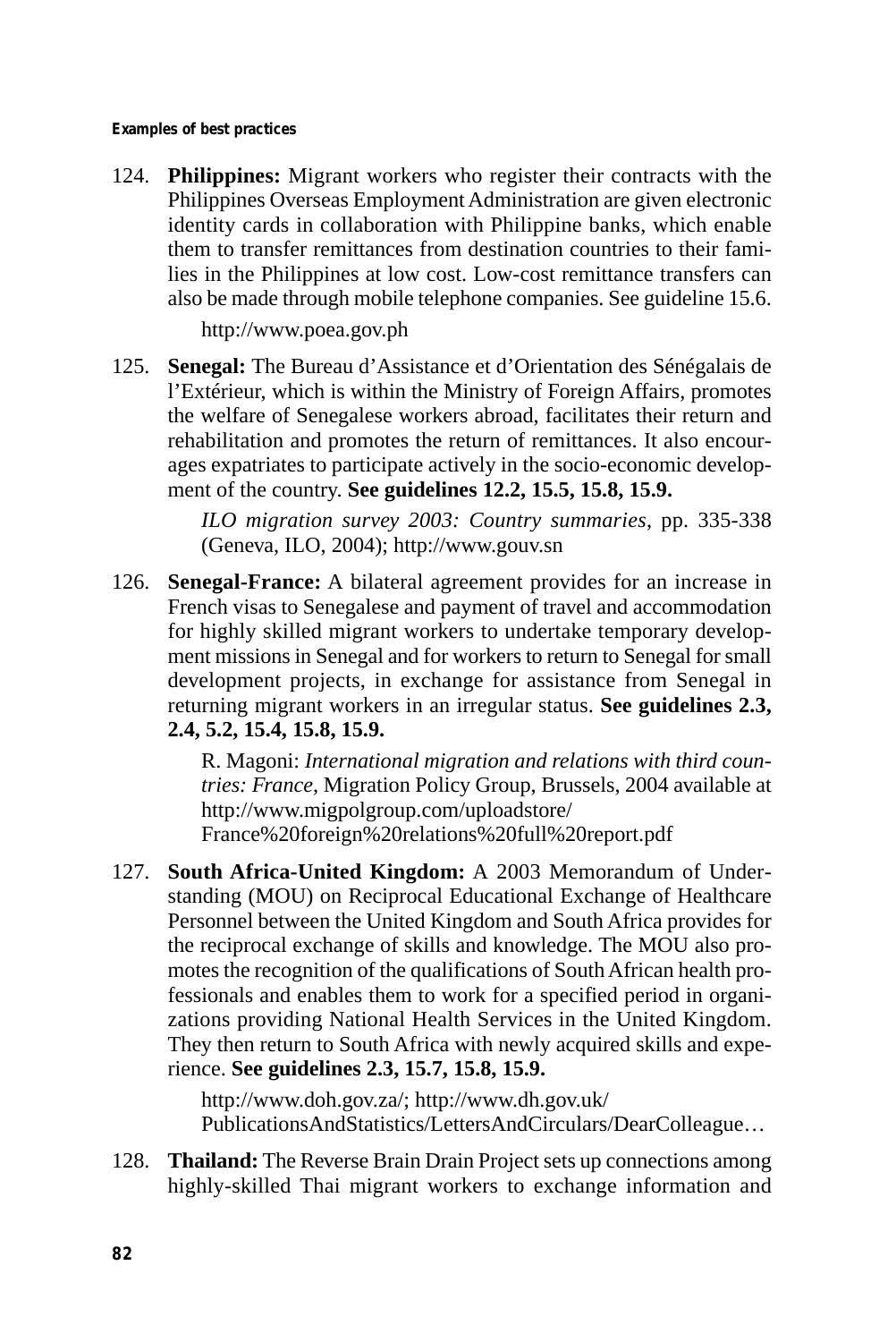**Examples of best practices**

124. **Philippines:** Migrant workers who register their contracts with the Philippines Overseas Employment Administration are given electronic identity cards in collaboration with Philippine banks, which enable them to transfer remittances from destination countries to their families in the Philippines at low cost. Low-cost remittance transfers can also be made through mobile telephone companies. See guideline 15.6.

    http://www.poea.gov.ph

125. **Senegal:** The Bureau d'Assistance et d'Orientation des Sénégalais de l'Extérieur, which is within the Ministry of Foreign Affairs, promotes the welfare of Senegalese workers abroad, facilitates their return and rehabilitation and promotes the return of remittances. It also encourages expatriates to participate actively in the socio-economic development of the country. **See guidelines 12.2, 15.5, 15.8, 15.9.**

    *ILO migration survey 2003: Country summaries*, pp. 335-338 (Geneva, ILO, 2004); http://www.gouv.sn

126. **Senegal-France:** A bilateral agreement provides for an increase in French visas to Senegalese and payment of travel and accommodation for highly skilled migrant workers to undertake temporary development missions in Senegal and for workers to return to Senegal for small development projects, in exchange for assistance from Senegal in returning migrant workers in an irregular status. **See guidelines 2.3, 2.4, 5.2, 15.4, 15.8, 15.9.**

    R. Magoni: *International migration and relations with third countries: France*, Migration Policy Group, Brussels, 2004 available at http://www.migpolgroup.com/uploadstore/France%20foreign%20relations%20full%20report.pdf

127. **South Africa-United Kingdom:** A 2003 Memorandum of Understanding (MOU) on Reciprocal Educational Exchange of Healthcare Personnel between the United Kingdom and South Africa provides for the reciprocal exchange of skills and knowledge. The MOU also promotes the recognition of the qualifications of South African health professionals and enables them to work for a specified period in organizations providing National Health Services in the United Kingdom. They then return to South Africa with newly acquired skills and experience. **See guidelines 2.3, 15.7, 15.8, 15.9.**

    http://www.doh.gov.za/; http://www.dh.gov.uk/PublicationsAndStatistics/LettersAndCirculars/DearColleague…

128. **Thailand:** The Reverse Brain Drain Project sets up connections among highly-skilled Thai migrant workers to exchange information and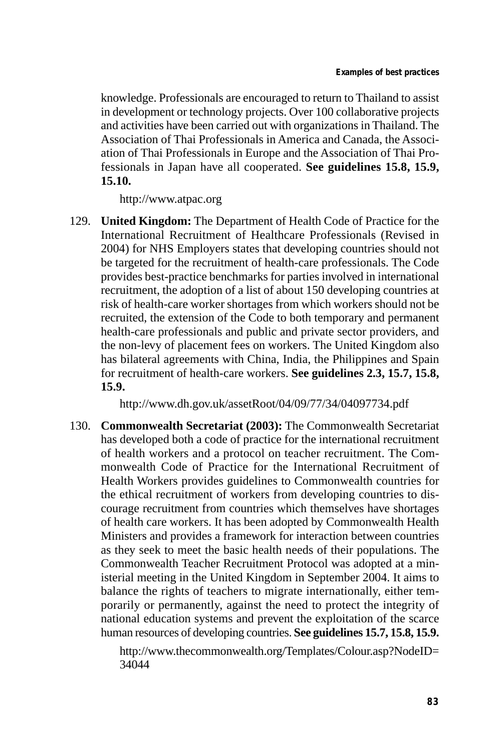knowledge. Professionals are encouraged to return to Thailand to assist in development or technology projects. Over 100 collaborative projects and activities have been carried out with organizations in Thailand. The Association of Thai Professionals in America and Canada, the Association of Thai Professionals in Europe and the Association of Thai Professionals in Japan have all cooperated. **See guidelines 15.8, 15.9, 15.10.**

http://www.atpac.org

129. **United Kingdom:** The Department of Health Code of Practice for the International Recruitment of Healthcare Professionals (Revised in 2004) for NHS Employers states that developing countries should not be targeted for the recruitment of health-care professionals. The Code provides best-practice benchmarks for parties involved in international recruitment, the adoption of a list of about 150 developing countries at risk of health-care worker shortages from which workers should not be recruited, the extension of the Code to both temporary and permanent health-care professionals and public and private sector providers, and the non-levy of placement fees on workers. The United Kingdom also has bilateral agreements with China, India, the Philippines and Spain for recruitment of health-care workers. **See guidelines 2.3, 15.7, 15.8, 15.9.**

    http://www.dh.gov.uk/assetRoot/04/09/77/34/04097734.pdf

130. **Commonwealth Secretariat (2003):** The Commonwealth Secretariat has developed both a code of practice for the international recruitment of health workers and a protocol on teacher recruitment. The Commonwealth Code of Practice for the International Recruitment of Health Workers provides guidelines to Commonwealth countries for the ethical recruitment of workers from developing countries to discourage recruitment from countries which themselves have shortages of health care workers. It has been adopted by Commonwealth Health Ministers and provides a framework for interaction between countries as they seek to meet the basic health needs of their populations. The Commonwealth Teacher Recruitment Protocol was adopted at a ministerial meeting in the United Kingdom in September 2004. It aims to balance the rights of teachers to migrate internationally, either temporarily or permanently, against the need to protect the integrity of national education systems and prevent the exploitation of the scarce human resources of developing countries. **See guidelines 15.7, 15.8, 15.9.**

    http://www.thecommonwealth.org/Templates/Colour.asp?NodeID=34044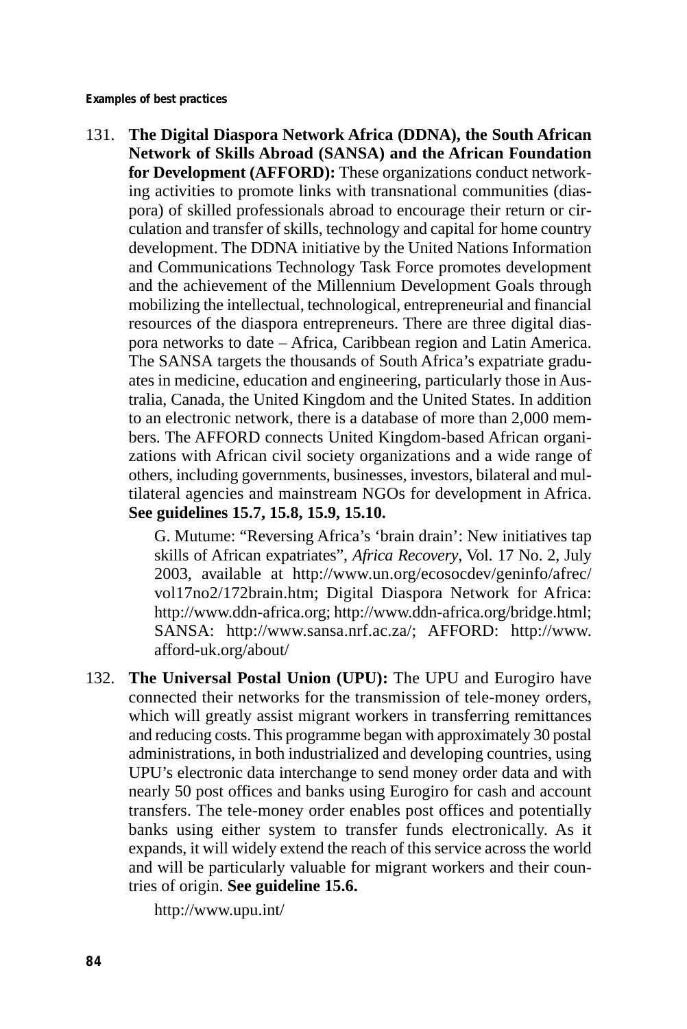**Examples of best practices**

131. **The Digital Diaspora Network Africa (DDNA), the South African Network of Skills Abroad (SANSA) and the African Foundation for Development (AFFORD):** These organizations conduct networking activities to promote links with transnational communities (diaspora) of skilled professionals abroad to encourage their return or circulation and transfer of skills, technology and capital for home country development. The DDNA initiative by the United Nations Information and Communications Technology Task Force promotes development and the achievement of the Millennium Development Goals through mobilizing the intellectual, technological, entrepreneurial and financial resources of the diaspora entrepreneurs. There are three digital diaspora networks to date – Africa, Caribbean region and Latin America. The SANSA targets the thousands of South Africa's expatriate graduates in medicine, education and engineering, particularly those in Australia, Canada, the United Kingdom and the United States. In addition to an electronic network, there is a database of more than 2,000 members. The AFFORD connects United Kingdom-based African organizations with African civil society organizations and a wide range of others, including governments, businesses, investors, bilateral and multilateral agencies and mainstream NGOs for development in Africa. **See guidelines 15.7, 15.8, 15.9, 15.10.**

    G. Mutume: "Reversing Africa's 'brain drain': New initiatives tap skills of African expatriates", *Africa Recovery*, Vol. 17 No. 2, July 2003, available at http://www.un.org/ecosocdev/geninfo/afrec/vol17no2/172brain.htm; Digital Diaspora Network for Africa: http://www.ddn-africa.org; http://www.ddn-africa.org/bridge.html; SANSA: http://www.sansa.nrf.ac.za/; AFFORD: http://www.afford-uk.org/about/

132. **The Universal Postal Union (UPU):** The UPU and Eurogiro have connected their networks for the transmission of tele-money orders, which will greatly assist migrant workers in transferring remittances and reducing costs. This programme began with approximately 30 postal administrations, in both industrialized and developing countries, using UPU's electronic data interchange to send money order data and with nearly 50 post offices and banks using Eurogiro for cash and account transfers. The tele-money order enables post offices and potentially banks using either system to transfer funds electronically. As it expands, it will widely extend the reach of this service across the world and will be particularly valuable for migrant workers and their countries of origin. **See guideline 15.6.**

    http://www.upu.int/